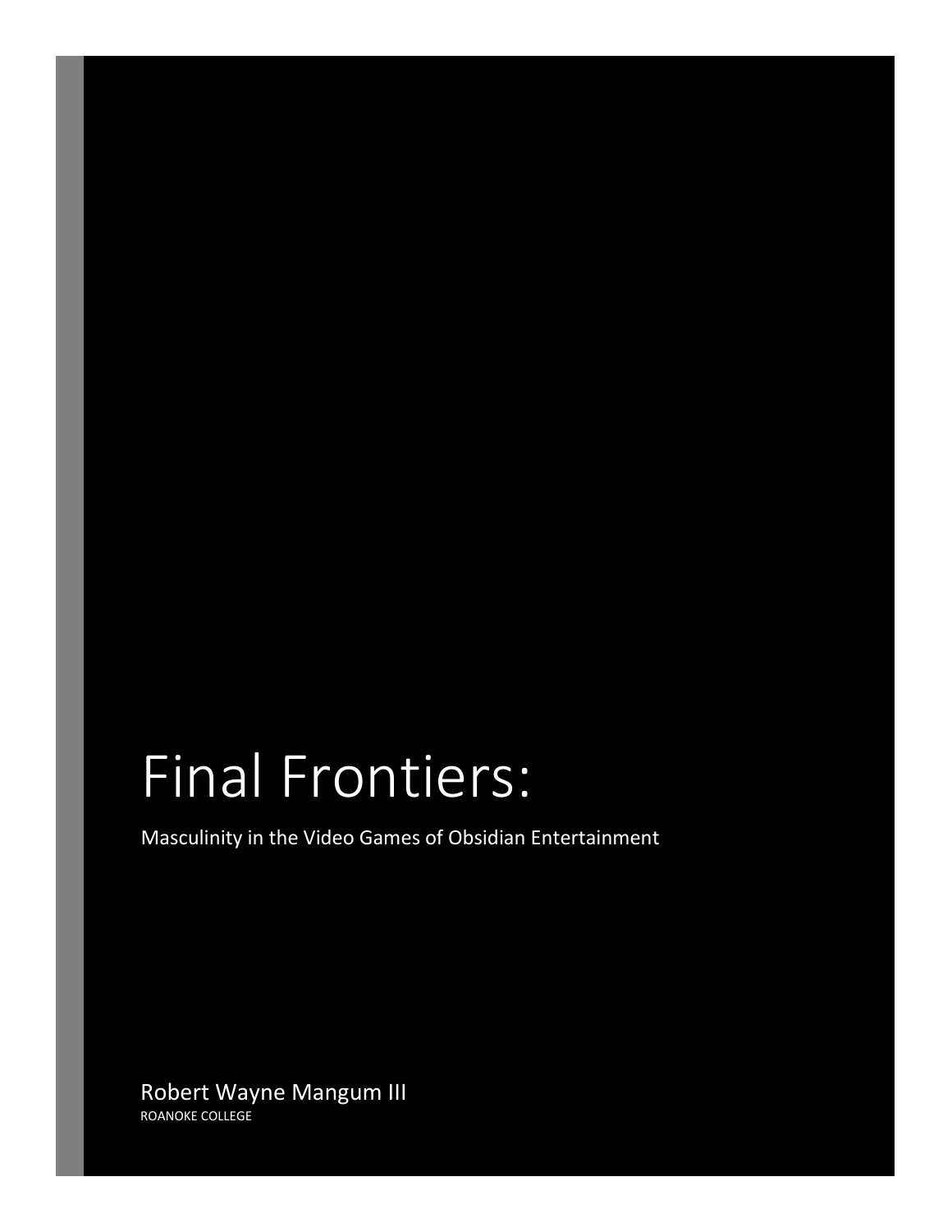# Final Frontiers:

Masculinity in the Video Games of Obsidian Entertainment

Robert Wayne Mangum III

ROANOKE COLLEGE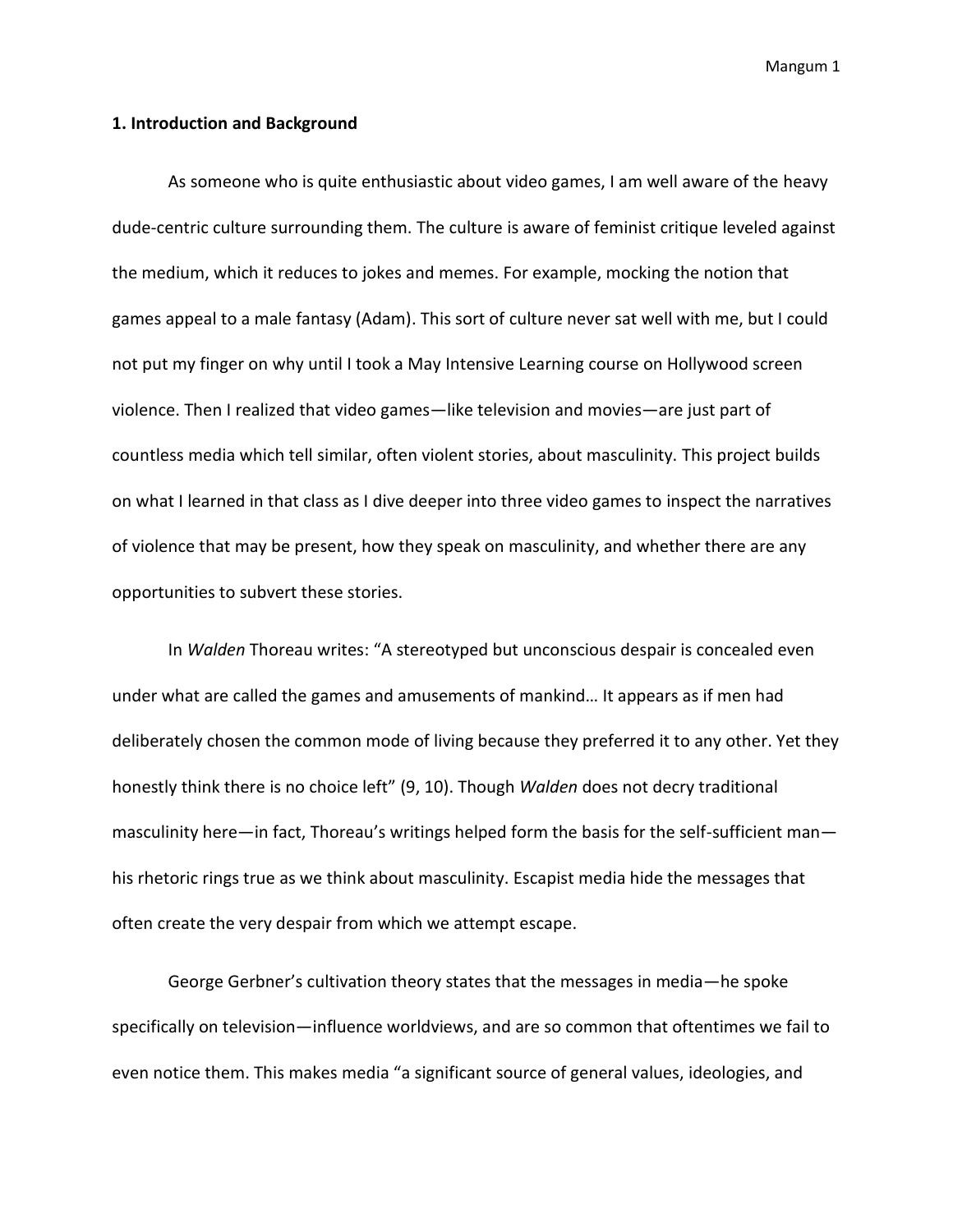## 1. Introduction and Background

As someone who is quite enthusiastic about video games, I am well aware of the heavy dude-centric culture surrounding them. The culture is aware of feminist critique leveled against the medium, which it reduces to jokes and memes. For example, mocking the notion that games appeal to a male fantasy (Adam). This sort of culture never sat well with me, but I could not put my finger on why until I took a May Intensive Learning course on Hollywood screen violence. Then I realized that video games—like television and movies—are just part of countless media which tell similar, often violent stories, about masculinity. This project builds on what I learned in that class as I dive deeper into three video games to inspect the narratives of violence that may be present, how they speak on masculinity, and whether there are any opportunities to subvert these stories.

In *Walden* Thoreau writes: "A stereotyped but unconscious despair is concealed even under what are called the games and amusements of mankind… It appears as if men had deliberately chosen the common mode of living because they preferred it to any other. Yet they honestly think there is no choice left" (9, 10). Though *Walden* does not decry traditional masculinity here—in fact, Thoreau's writings helped form the basis for the self-sufficient man—his rhetoric rings true as we think about masculinity. Escapist media hide the messages that often create the very despair from which we attempt escape.

George Gerbner's cultivation theory states that the messages in media—he spoke specifically on television—influence worldviews, and are so common that oftentimes we fail to even notice them. This makes media "a significant source of general values, ideologies, and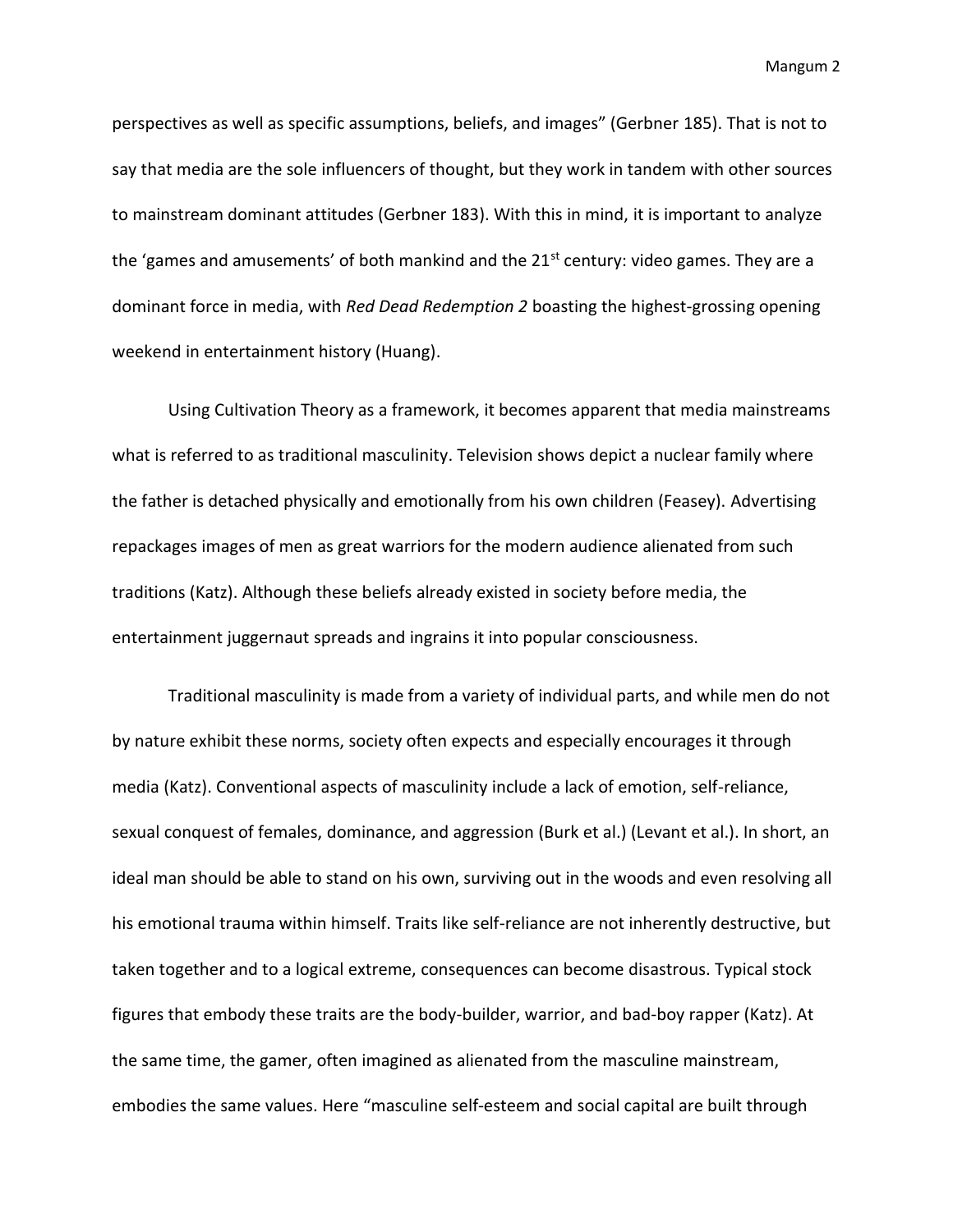perspectives as well as specific assumptions, beliefs, and images" (Gerbner 185). That is not to say that media are the sole influencers of thought, but they work in tandem with other sources to mainstream dominant attitudes (Gerbner 183). With this in mind, it is important to analyze the 'games and amusements' of both mankind and the 21st century: video games. They are a dominant force in media, with *Red Dead Redemption 2* boasting the highest-grossing opening weekend in entertainment history (Huang).

Using Cultivation Theory as a framework, it becomes apparent that media mainstreams what is referred to as traditional masculinity. Television shows depict a nuclear family where the father is detached physically and emotionally from his own children (Feasey). Advertising repackages images of men as great warriors for the modern audience alienated from such traditions (Katz). Although these beliefs already existed in society before media, the entertainment juggernaut spreads and ingrains it into popular consciousness.

Traditional masculinity is made from a variety of individual parts, and while men do not by nature exhibit these norms, society often expects and especially encourages it through media (Katz). Conventional aspects of masculinity include a lack of emotion, self-reliance, sexual conquest of females, dominance, and aggression (Burk et al.) (Levant et al.). In short, an ideal man should be able to stand on his own, surviving out in the woods and even resolving all his emotional trauma within himself. Traits like self-reliance are not inherently destructive, but taken together and to a logical extreme, consequences can become disastrous. Typical stock figures that embody these traits are the body-builder, warrior, and bad-boy rapper (Katz). At the same time, the gamer, often imagined as alienated from the masculine mainstream, embodies the same values. Here "masculine self-esteem and social capital are built through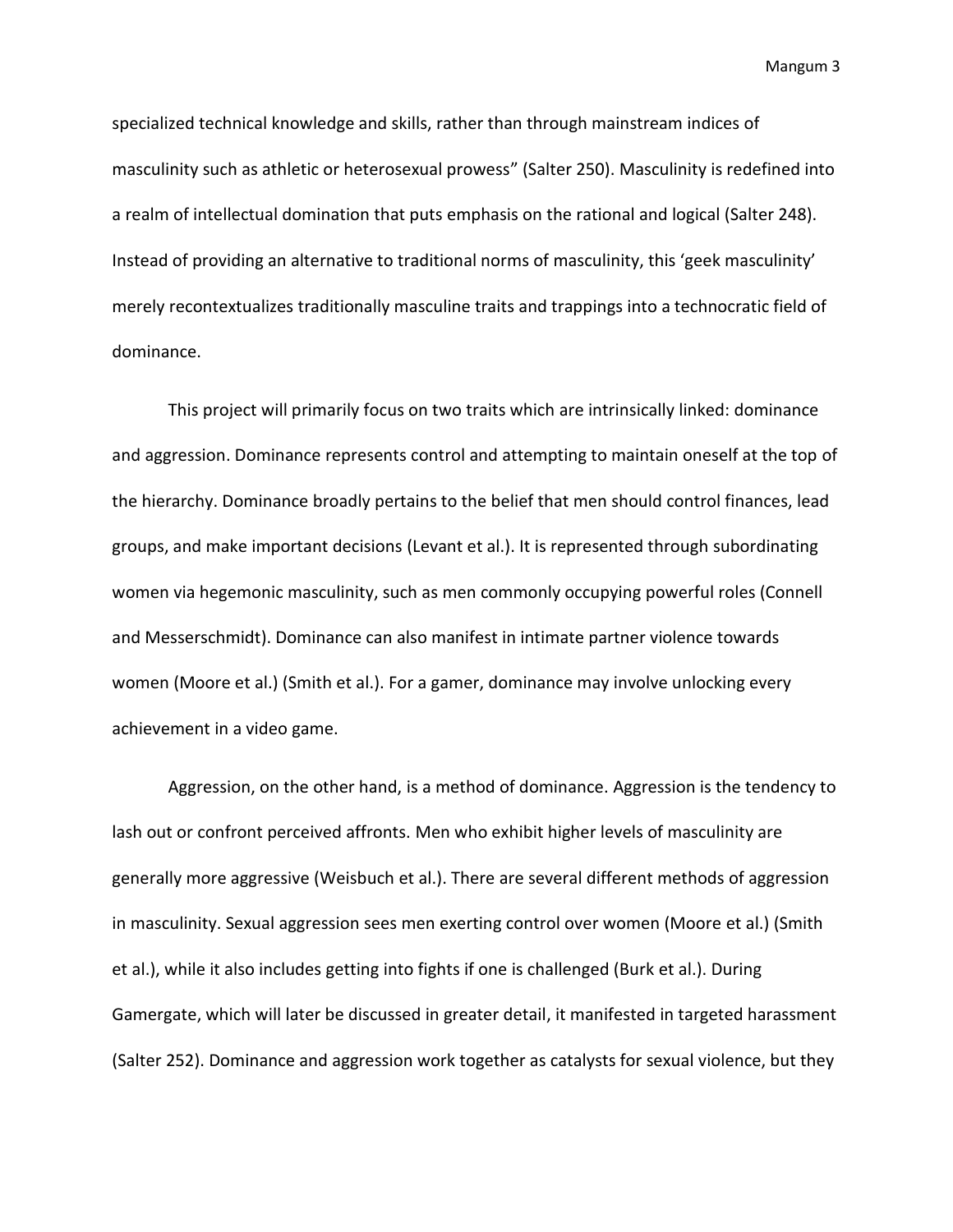specialized technical knowledge and skills, rather than through mainstream indices of masculinity such as athletic or heterosexual prowess" (Salter 250). Masculinity is redefined into a realm of intellectual domination that puts emphasis on the rational and logical (Salter 248). Instead of providing an alternative to traditional norms of masculinity, this 'geek masculinity' merely recontextualizes traditionally masculine traits and trappings into a technocratic field of dominance.

This project will primarily focus on two traits which are intrinsically linked: dominance and aggression. Dominance represents control and attempting to maintain oneself at the top of the hierarchy. Dominance broadly pertains to the belief that men should control finances, lead groups, and make important decisions (Levant et al.). It is represented through subordinating women via hegemonic masculinity, such as men commonly occupying powerful roles (Connell and Messerschmidt). Dominance can also manifest in intimate partner violence towards women (Moore et al.) (Smith et al.). For a gamer, dominance may involve unlocking every achievement in a video game.

Aggression, on the other hand, is a method of dominance. Aggression is the tendency to lash out or confront perceived affronts. Men who exhibit higher levels of masculinity are generally more aggressive (Weisbuch et al.). There are several different methods of aggression in masculinity. Sexual aggression sees men exerting control over women (Moore et al.) (Smith et al.), while it also includes getting into fights if one is challenged (Burk et al.). During Gamergate, which will later be discussed in greater detail, it manifested in targeted harassment (Salter 252). Dominance and aggression work together as catalysts for sexual violence, but they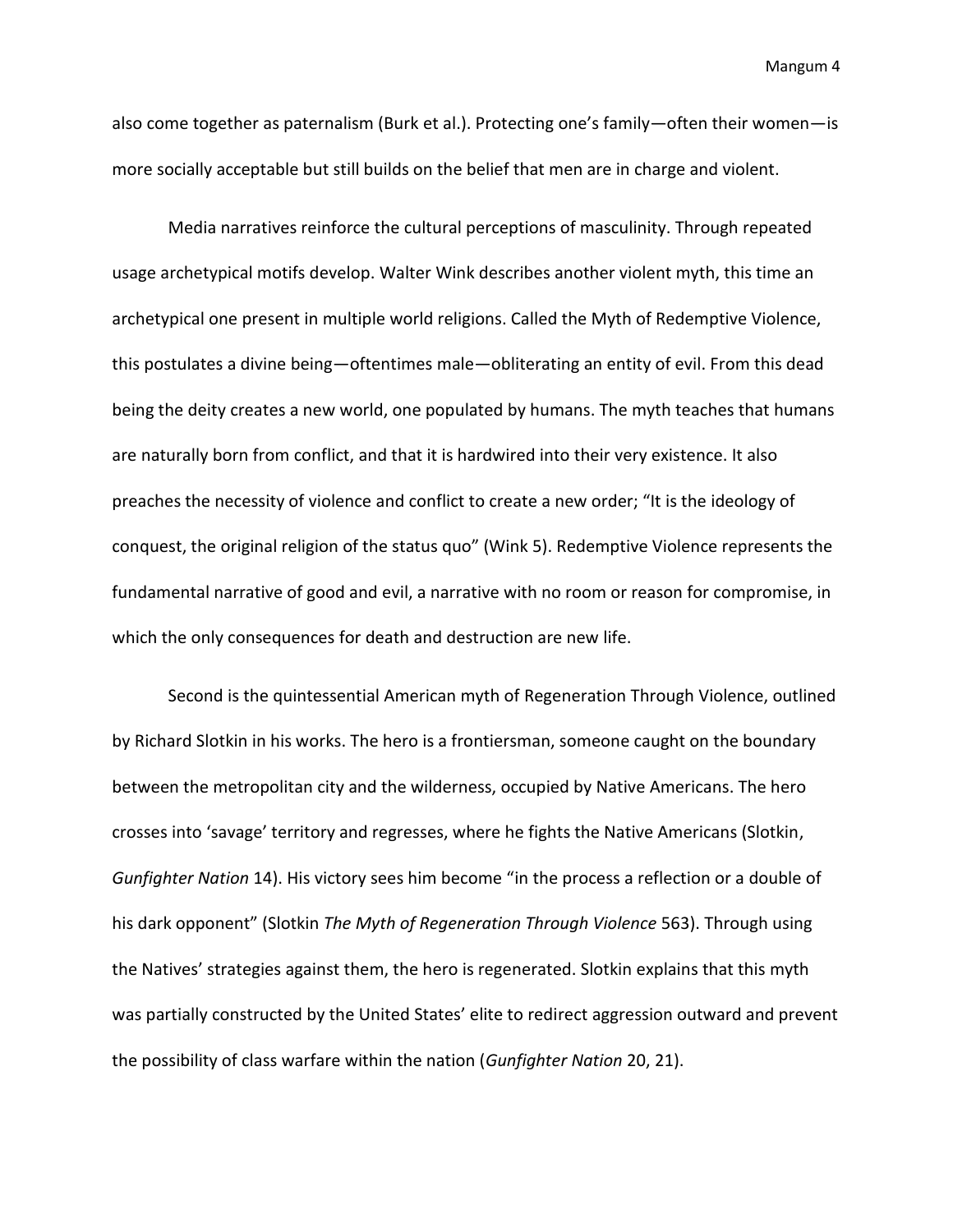also come together as paternalism (Burk et al.). Protecting one's family—often their women—is more socially acceptable but still builds on the belief that men are in charge and violent.

Media narratives reinforce the cultural perceptions of masculinity. Through repeated usage archetypical motifs develop. Walter Wink describes another violent myth, this time an archetypical one present in multiple world religions. Called the Myth of Redemptive Violence, this postulates a divine being—oftentimes male—obliterating an entity of evil. From this dead being the deity creates a new world, one populated by humans. The myth teaches that humans are naturally born from conflict, and that it is hardwired into their very existence. It also preaches the necessity of violence and conflict to create a new order; "It is the ideology of conquest, the original religion of the status quo" (Wink 5). Redemptive Violence represents the fundamental narrative of good and evil, a narrative with no room or reason for compromise, in which the only consequences for death and destruction are new life.

Second is the quintessential American myth of Regeneration Through Violence, outlined by Richard Slotkin in his works. The hero is a frontiersman, someone caught on the boundary between the metropolitan city and the wilderness, occupied by Native Americans. The hero crosses into 'savage' territory and regresses, where he fights the Native Americans (Slotkin, *Gunfighter Nation* 14). His victory sees him become "in the process a reflection or a double of his dark opponent" (Slotkin *The Myth of Regeneration Through Violence* 563). Through using the Natives' strategies against them, the hero is regenerated. Slotkin explains that this myth was partially constructed by the United States' elite to redirect aggression outward and prevent the possibility of class warfare within the nation (*Gunfighter Nation* 20, 21).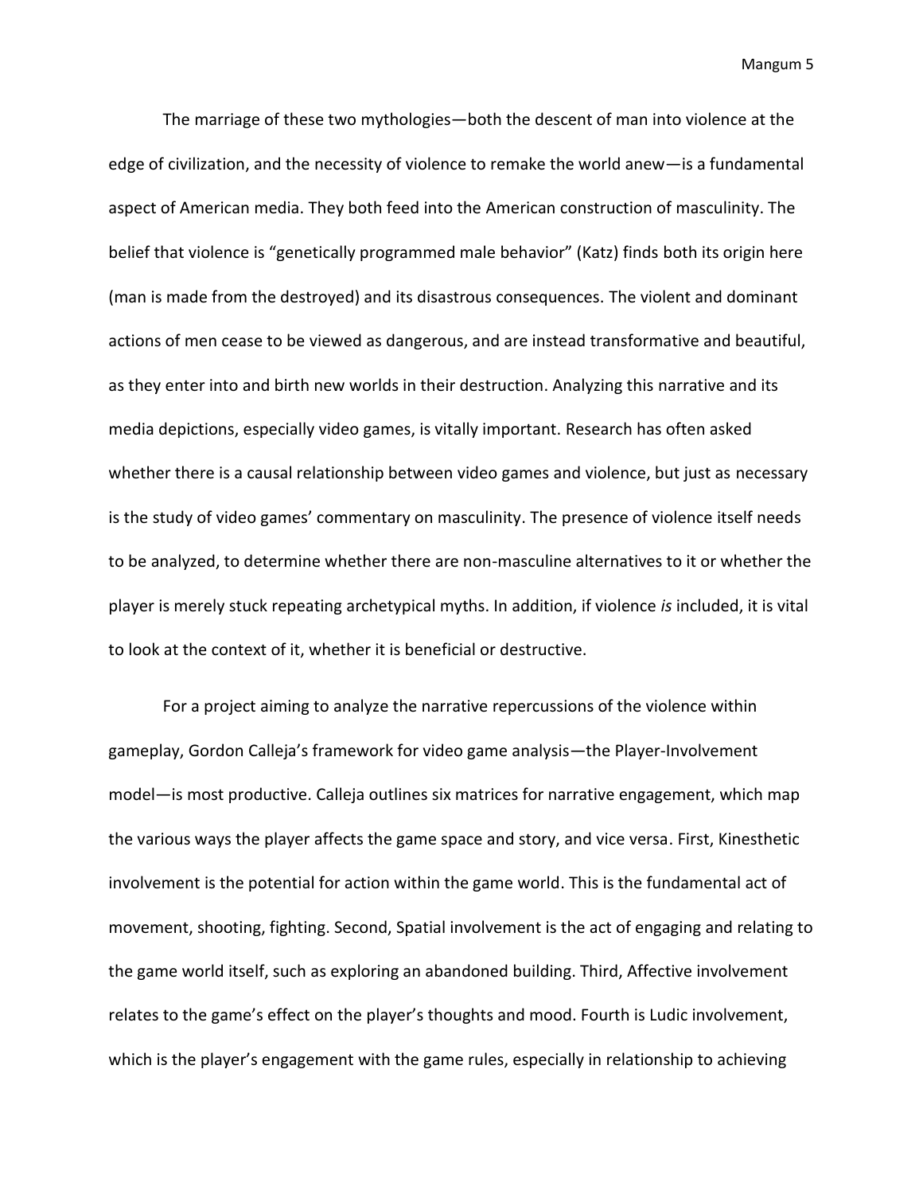The marriage of these two mythologies—both the descent of man into violence at the edge of civilization, and the necessity of violence to remake the world anew—is a fundamental aspect of American media. They both feed into the American construction of masculinity. The belief that violence is "genetically programmed male behavior" (Katz) finds both its origin here (man is made from the destroyed) and its disastrous consequences. The violent and dominant actions of men cease to be viewed as dangerous, and are instead transformative and beautiful, as they enter into and birth new worlds in their destruction. Analyzing this narrative and its media depictions, especially video games, is vitally important. Research has often asked whether there is a causal relationship between video games and violence, but just as necessary is the study of video games' commentary on masculinity. The presence of violence itself needs to be analyzed, to determine whether there are non-masculine alternatives to it or whether the player is merely stuck repeating archetypical myths. In addition, if violence *is* included, it is vital to look at the context of it, whether it is beneficial or destructive.

For a project aiming to analyze the narrative repercussions of the violence within gameplay, Gordon Calleja's framework for video game analysis—the Player-Involvement model—is most productive. Calleja outlines six matrices for narrative engagement, which map the various ways the player affects the game space and story, and vice versa. First, Kinesthetic involvement is the potential for action within the game world. This is the fundamental act of movement, shooting, fighting. Second, Spatial involvement is the act of engaging and relating to the game world itself, such as exploring an abandoned building. Third, Affective involvement relates to the game's effect on the player's thoughts and mood. Fourth is Ludic involvement, which is the player's engagement with the game rules, especially in relationship to achieving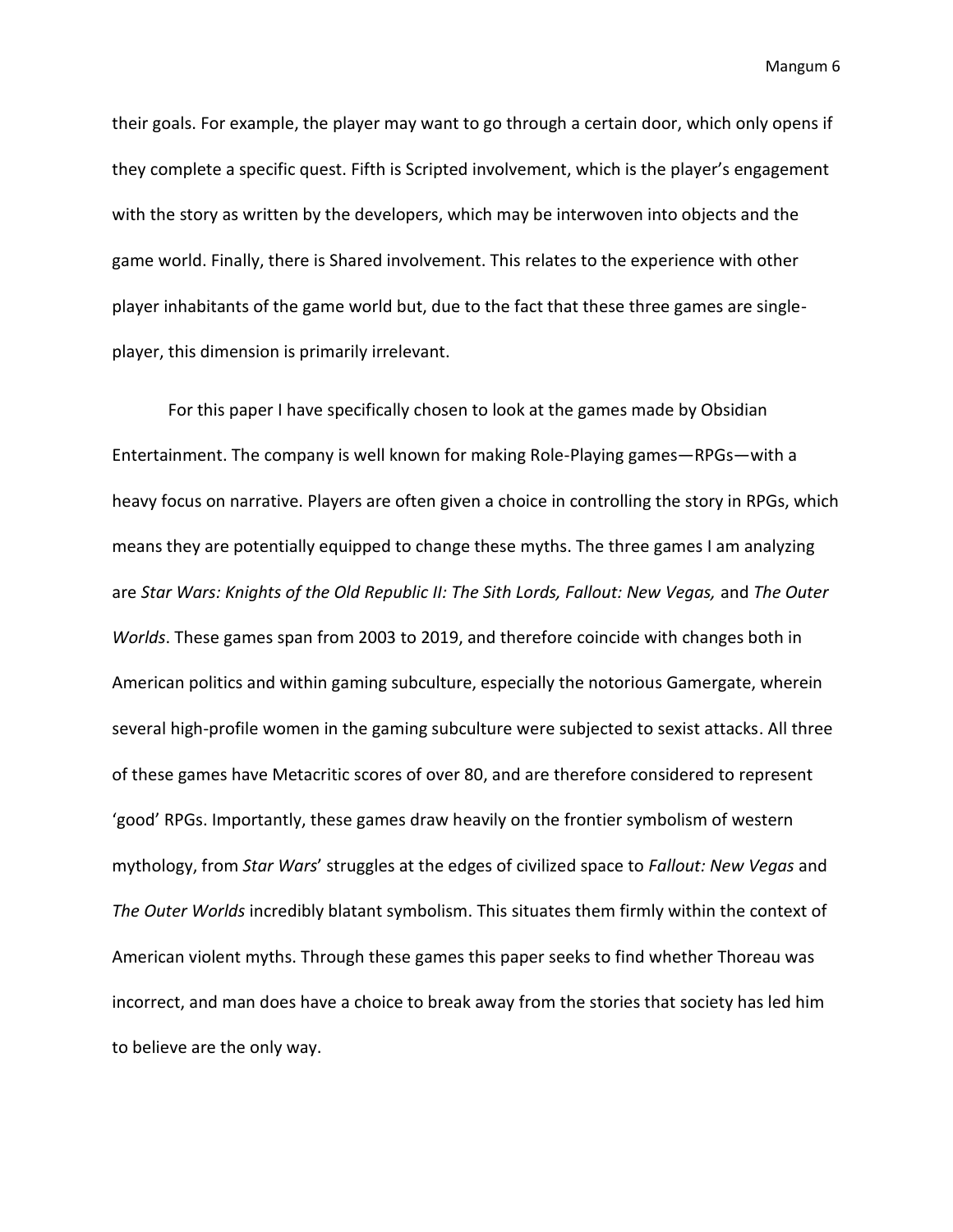their goals. For example, the player may want to go through a certain door, which only opens if they complete a specific quest. Fifth is Scripted involvement, which is the player's engagement with the story as written by the developers, which may be interwoven into objects and the game world. Finally, there is Shared involvement. This relates to the experience with other player inhabitants of the game world but, due to the fact that these three games are single-player, this dimension is primarily irrelevant.

For this paper I have specifically chosen to look at the games made by Obsidian Entertainment. The company is well known for making Role-Playing games—RPGs—with a heavy focus on narrative. Players are often given a choice in controlling the story in RPGs, which means they are potentially equipped to change these myths. The three games I am analyzing are *Star Wars: Knights of the Old Republic II: The Sith Lords, Fallout: New Vegas,* and *The Outer Worlds*. These games span from 2003 to 2019, and therefore coincide with changes both in American politics and within gaming subculture, especially the notorious Gamergate, wherein several high-profile women in the gaming subculture were subjected to sexist attacks. All three of these games have Metacritic scores of over 80, and are therefore considered to represent 'good' RPGs. Importantly, these games draw heavily on the frontier symbolism of western mythology, from *Star Wars*' struggles at the edges of civilized space to *Fallout: New Vegas* and *The Outer Worlds* incredibly blatant symbolism. This situates them firmly within the context of American violent myths. Through these games this paper seeks to find whether Thoreau was incorrect, and man does have a choice to break away from the stories that society has led him to believe are the only way.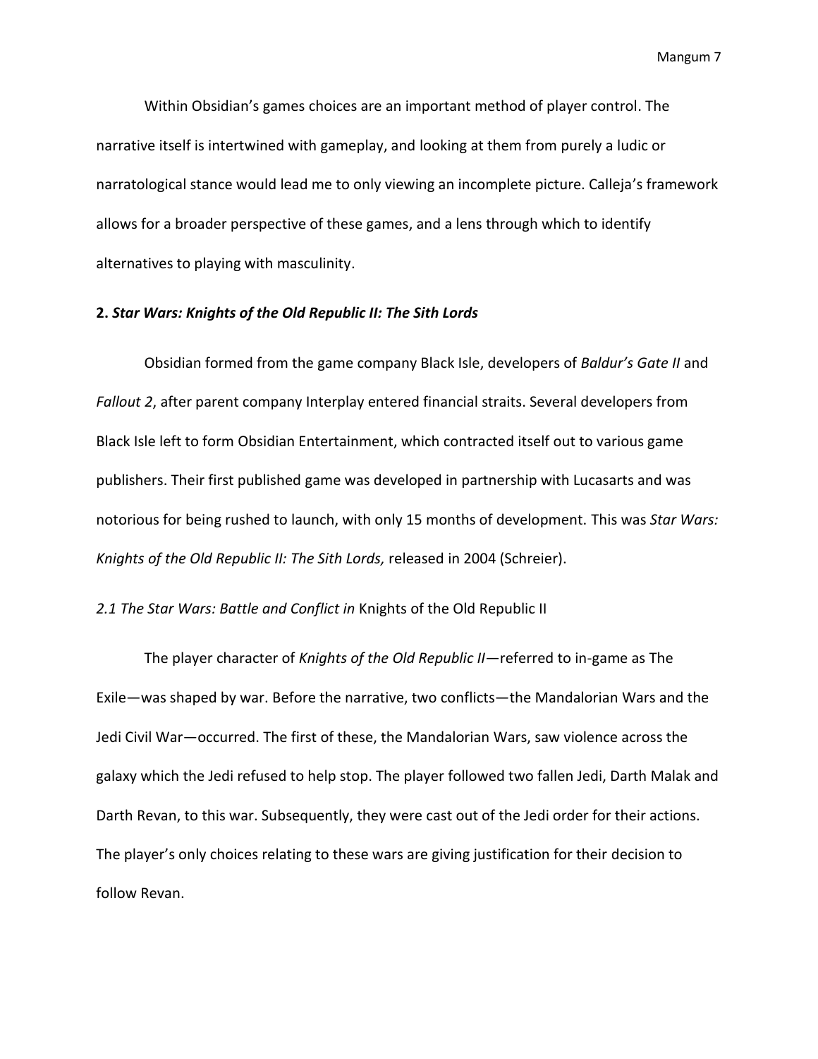Within Obsidian's games choices are an important method of player control. The narrative itself is intertwined with gameplay, and looking at them from purely a ludic or narratological stance would lead me to only viewing an incomplete picture. Calleja's framework allows for a broader perspective of these games, and a lens through which to identify alternatives to playing with masculinity.

## 2. *Star Wars: Knights of the Old Republic II: The Sith Lords*

Obsidian formed from the game company Black Isle, developers of *Baldur's Gate II* and *Fallout 2*, after parent company Interplay entered financial straits. Several developers from Black Isle left to form Obsidian Entertainment, which contracted itself out to various game publishers. Their first published game was developed in partnership with Lucasarts and was notorious for being rushed to launch, with only 15 months of development. This was *Star Wars: Knights of the Old Republic II: The Sith Lords,* released in 2004 (Schreier).

### *2.1 The Star Wars: Battle and Conflict in* Knights of the Old Republic II

The player character of *Knights of the Old Republic II*—referred to in-game as The Exile—was shaped by war. Before the narrative, two conflicts—the Mandalorian Wars and the Jedi Civil War—occurred. The first of these, the Mandalorian Wars, saw violence across the galaxy which the Jedi refused to help stop. The player followed two fallen Jedi, Darth Malak and Darth Revan, to this war. Subsequently, they were cast out of the Jedi order for their actions. The player's only choices relating to these wars are giving justification for their decision to follow Revan.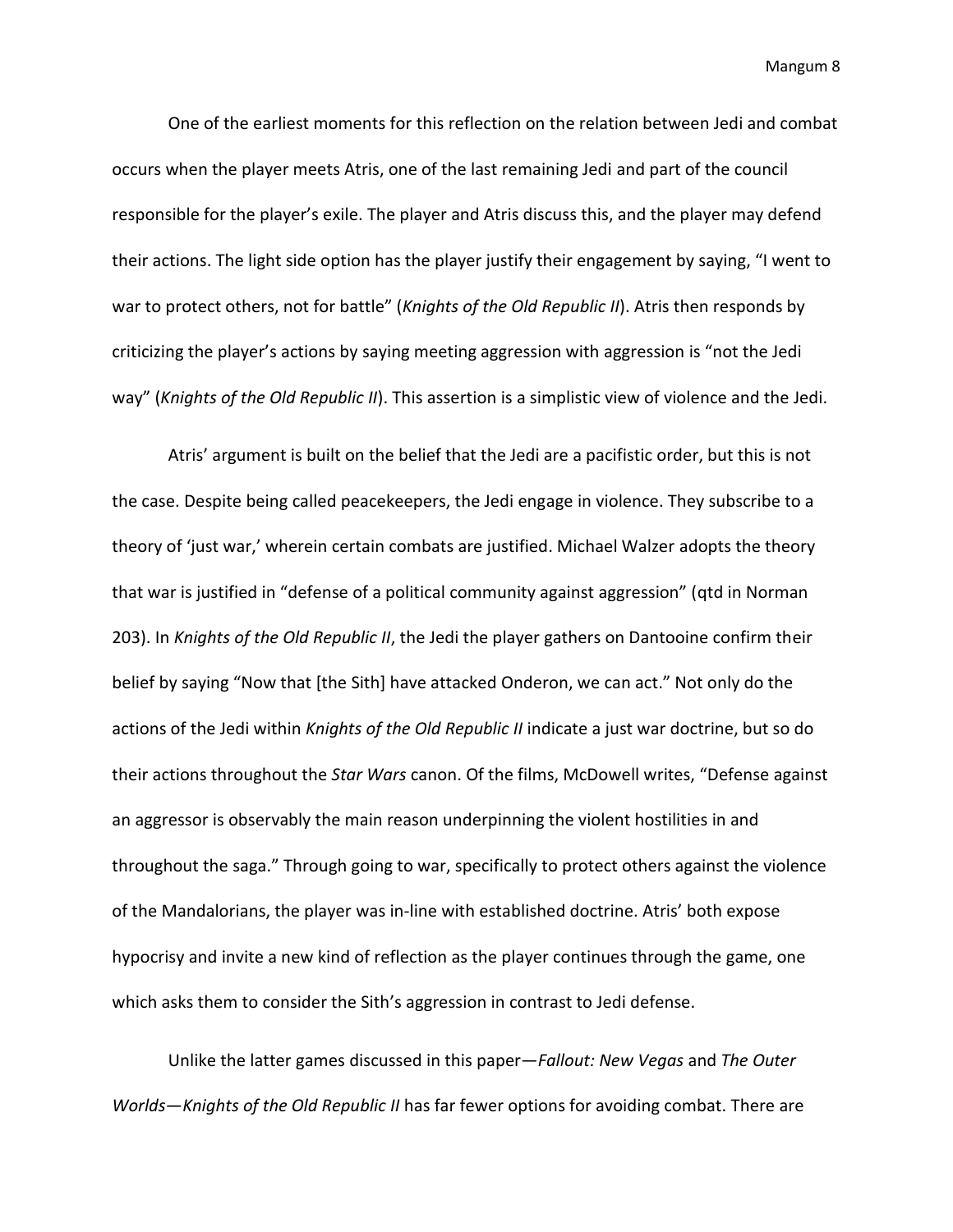One of the earliest moments for this reflection on the relation between Jedi and combat occurs when the player meets Atris, one of the last remaining Jedi and part of the council responsible for the player's exile. The player and Atris discuss this, and the player may defend their actions. The light side option has the player justify their engagement by saying, "I went to war to protect others, not for battle" (*Knights of the Old Republic II*). Atris then responds by criticizing the player's actions by saying meeting aggression with aggression is "not the Jedi way" (*Knights of the Old Republic II*). This assertion is a simplistic view of violence and the Jedi.

Atris' argument is built on the belief that the Jedi are a pacifistic order, but this is not the case. Despite being called peacekeepers, the Jedi engage in violence. They subscribe to a theory of 'just war,' wherein certain combats are justified. Michael Walzer adopts the theory that war is justified in "defense of a political community against aggression" (qtd in Norman 203). In *Knights of the Old Republic II*, the Jedi the player gathers on Dantooine confirm their belief by saying "Now that [the Sith] have attacked Onderon, we can act." Not only do the actions of the Jedi within *Knights of the Old Republic II* indicate a just war doctrine, but so do their actions throughout the *Star Wars* canon. Of the films, McDowell writes, "Defense against an aggressor is observably the main reason underpinning the violent hostilities in and throughout the saga." Through going to war, specifically to protect others against the violence of the Mandalorians, the player was in-line with established doctrine. Atris' both expose hypocrisy and invite a new kind of reflection as the player continues through the game, one which asks them to consider the Sith's aggression in contrast to Jedi defense.

Unlike the latter games discussed in this paper—*Fallout: New Vegas* and *The Outer Worlds*—*Knights of the Old Republic II* has far fewer options for avoiding combat. There are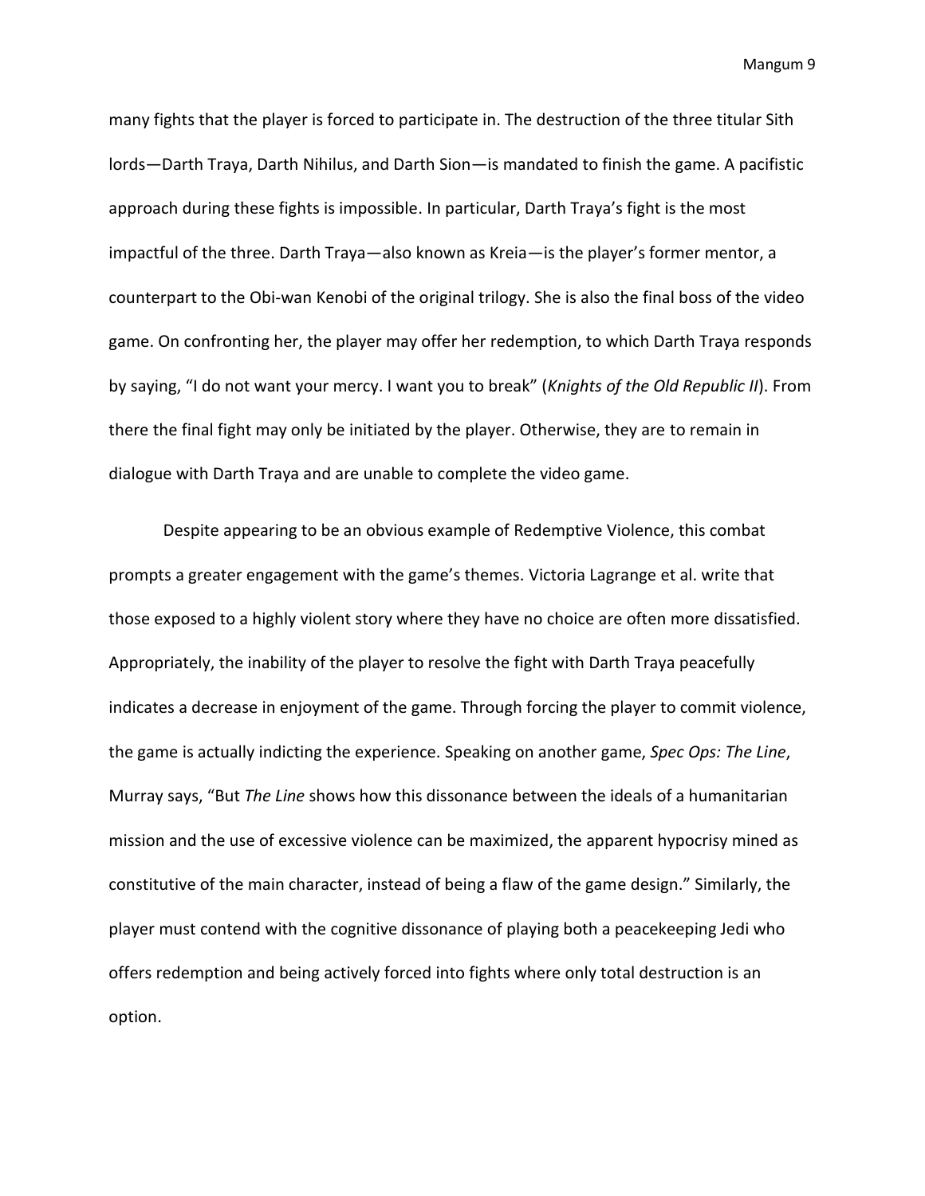many fights that the player is forced to participate in. The destruction of the three titular Sith lords—Darth Traya, Darth Nihilus, and Darth Sion—is mandated to finish the game. A pacifistic approach during these fights is impossible. In particular, Darth Traya's fight is the most impactful of the three. Darth Traya—also known as Kreia—is the player's former mentor, a counterpart to the Obi-wan Kenobi of the original trilogy. She is also the final boss of the video game. On confronting her, the player may offer her redemption, to which Darth Traya responds by saying, "I do not want your mercy. I want you to break" (*Knights of the Old Republic II*). From there the final fight may only be initiated by the player. Otherwise, they are to remain in dialogue with Darth Traya and are unable to complete the video game.

Despite appearing to be an obvious example of Redemptive Violence, this combat prompts a greater engagement with the game's themes. Victoria Lagrange et al. write that those exposed to a highly violent story where they have no choice are often more dissatisfied. Appropriately, the inability of the player to resolve the fight with Darth Traya peacefully indicates a decrease in enjoyment of the game. Through forcing the player to commit violence, the game is actually indicting the experience. Speaking on another game, *Spec Ops: The Line*, Murray says, "But *The Line* shows how this dissonance between the ideals of a humanitarian mission and the use of excessive violence can be maximized, the apparent hypocrisy mined as constitutive of the main character, instead of being a flaw of the game design." Similarly, the player must contend with the cognitive dissonance of playing both a peacekeeping Jedi who offers redemption and being actively forced into fights where only total destruction is an option.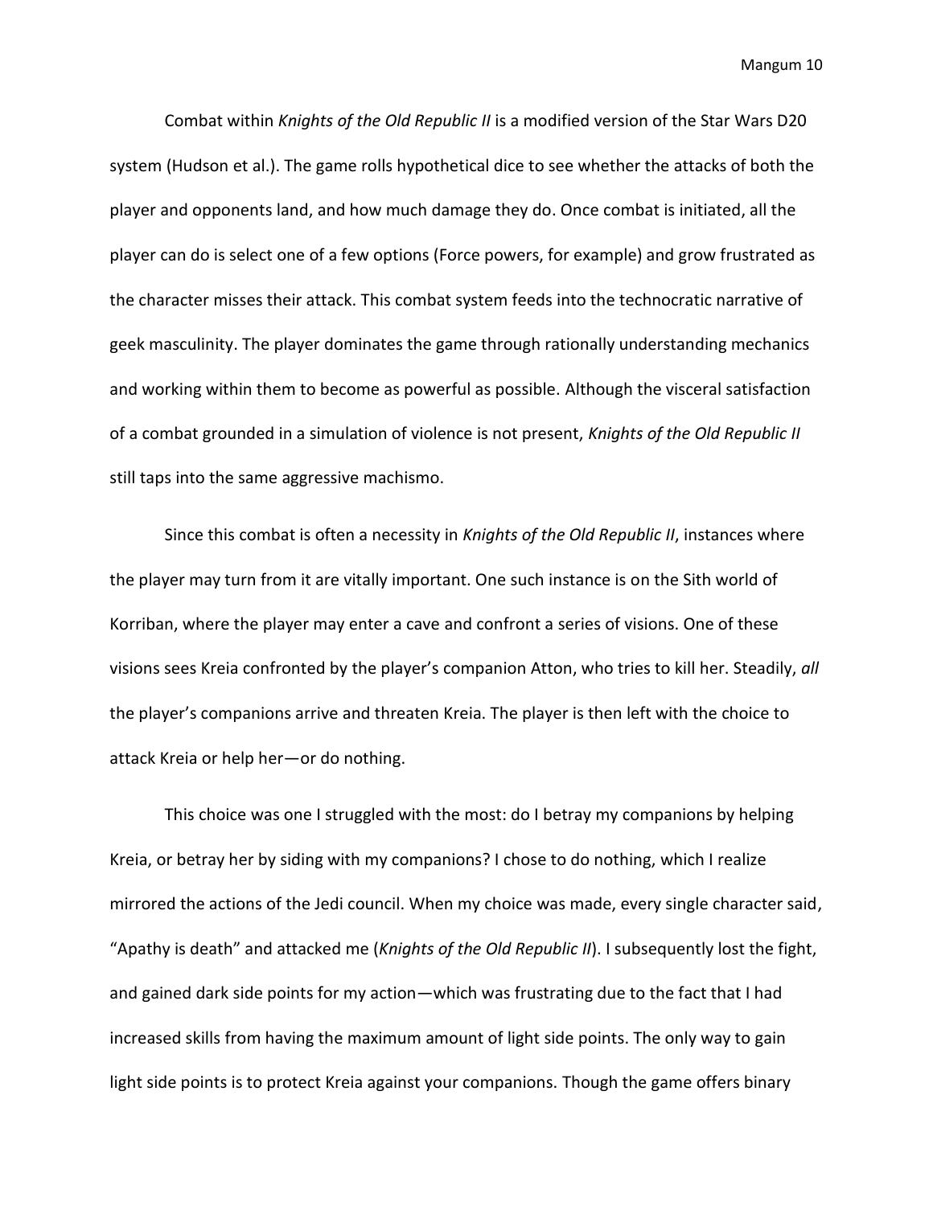Combat within *Knights of the Old Republic II* is a modified version of the Star Wars D20 system (Hudson et al.). The game rolls hypothetical dice to see whether the attacks of both the player and opponents land, and how much damage they do. Once combat is initiated, all the player can do is select one of a few options (Force powers, for example) and grow frustrated as the character misses their attack. This combat system feeds into the technocratic narrative of geek masculinity. The player dominates the game through rationally understanding mechanics and working within them to become as powerful as possible. Although the visceral satisfaction of a combat grounded in a simulation of violence is not present, *Knights of the Old Republic II* still taps into the same aggressive machismo.

Since this combat is often a necessity in *Knights of the Old Republic II*, instances where the player may turn from it are vitally important. One such instance is on the Sith world of Korriban, where the player may enter a cave and confront a series of visions. One of these visions sees Kreia confronted by the player's companion Atton, who tries to kill her. Steadily, *all* the player's companions arrive and threaten Kreia. The player is then left with the choice to attack Kreia or help her—or do nothing.

This choice was one I struggled with the most: do I betray my companions by helping Kreia, or betray her by siding with my companions? I chose to do nothing, which I realize mirrored the actions of the Jedi council. When my choice was made, every single character said, "Apathy is death" and attacked me (*Knights of the Old Republic II*). I subsequently lost the fight, and gained dark side points for my action—which was frustrating due to the fact that I had increased skills from having the maximum amount of light side points. The only way to gain light side points is to protect Kreia against your companions. Though the game offers binary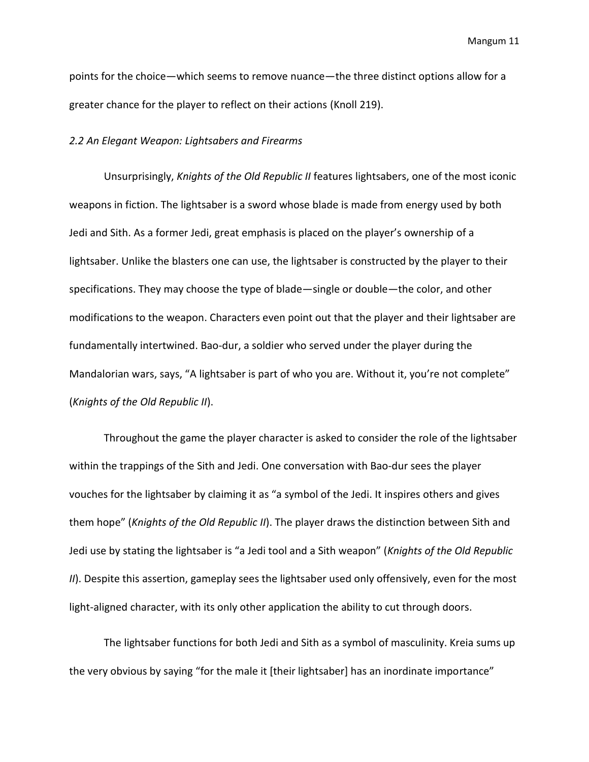points for the choice—which seems to remove nuance—the three distinct options allow for a greater chance for the player to reflect on their actions (Knoll 219).

### *2.2 An Elegant Weapon: Lightsabers and Firearms*

Unsurprisingly, *Knights of the Old Republic II* features lightsabers, one of the most iconic weapons in fiction. The lightsaber is a sword whose blade is made from energy used by both Jedi and Sith. As a former Jedi, great emphasis is placed on the player's ownership of a lightsaber. Unlike the blasters one can use, the lightsaber is constructed by the player to their specifications. They may choose the type of blade—single or double—the color, and other modifications to the weapon. Characters even point out that the player and their lightsaber are fundamentally intertwined. Bao-dur, a soldier who served under the player during the Mandalorian wars, says, "A lightsaber is part of who you are. Without it, you're not complete" (*Knights of the Old Republic II*).

Throughout the game the player character is asked to consider the role of the lightsaber within the trappings of the Sith and Jedi. One conversation with Bao-dur sees the player vouches for the lightsaber by claiming it as "a symbol of the Jedi. It inspires others and gives them hope" (*Knights of the Old Republic II*). The player draws the distinction between Sith and Jedi use by stating the lightsaber is "a Jedi tool and a Sith weapon" (*Knights of the Old Republic II*). Despite this assertion, gameplay sees the lightsaber used only offensively, even for the most light-aligned character, with its only other application the ability to cut through doors.

The lightsaber functions for both Jedi and Sith as a symbol of masculinity. Kreia sums up the very obvious by saying "for the male it [their lightsaber] has an inordinate importance"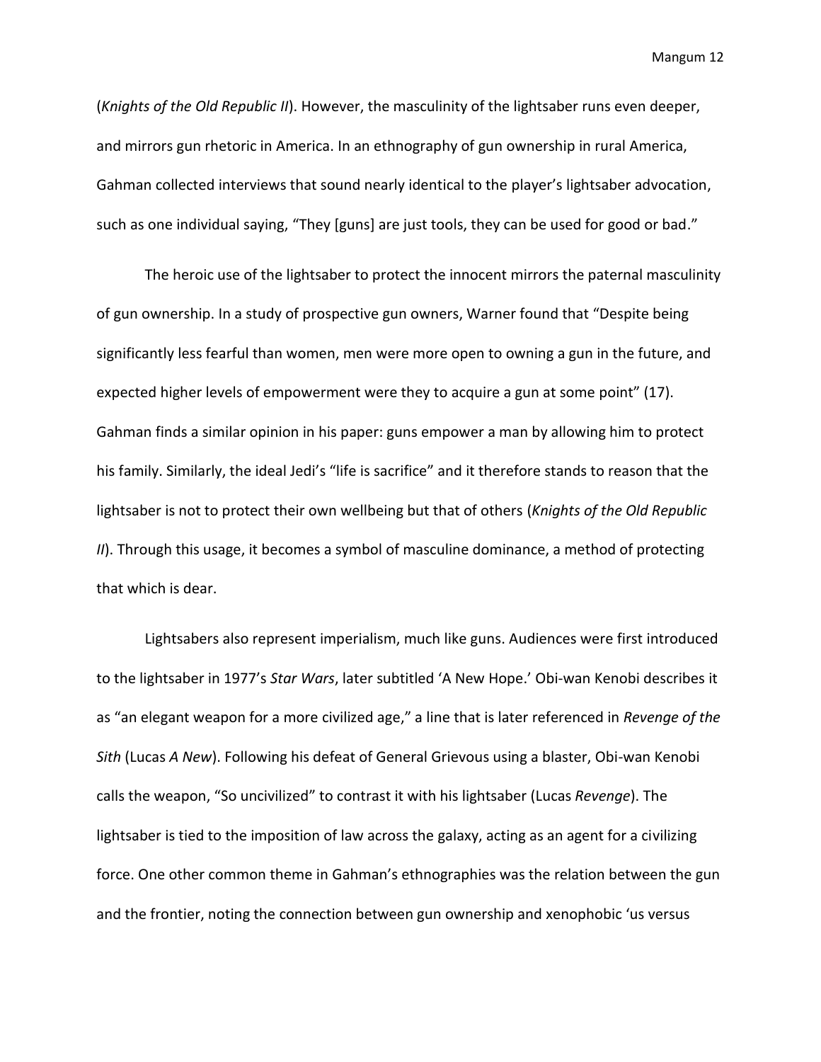(*Knights of the Old Republic II*). However, the masculinity of the lightsaber runs even deeper, and mirrors gun rhetoric in America. In an ethnography of gun ownership in rural America, Gahman collected interviews that sound nearly identical to the player's lightsaber advocation, such as one individual saying, "They [guns] are just tools, they can be used for good or bad."

The heroic use of the lightsaber to protect the innocent mirrors the paternal masculinity of gun ownership. In a study of prospective gun owners, Warner found that "Despite being significantly less fearful than women, men were more open to owning a gun in the future, and expected higher levels of empowerment were they to acquire a gun at some point" (17). Gahman finds a similar opinion in his paper: guns empower a man by allowing him to protect his family. Similarly, the ideal Jedi's "life is sacrifice" and it therefore stands to reason that the lightsaber is not to protect their own wellbeing but that of others (*Knights of the Old Republic II*). Through this usage, it becomes a symbol of masculine dominance, a method of protecting that which is dear.

Lightsabers also represent imperialism, much like guns. Audiences were first introduced to the lightsaber in 1977's *Star Wars*, later subtitled 'A New Hope.' Obi-wan Kenobi describes it as "an elegant weapon for a more civilized age," a line that is later referenced in *Revenge of the Sith* (Lucas *A New*). Following his defeat of General Grievous using a blaster, Obi-wan Kenobi calls the weapon, "So uncivilized" to contrast it with his lightsaber (Lucas *Revenge*). The lightsaber is tied to the imposition of law across the galaxy, acting as an agent for a civilizing force. One other common theme in Gahman's ethnographies was the relation between the gun and the frontier, noting the connection between gun ownership and xenophobic 'us versus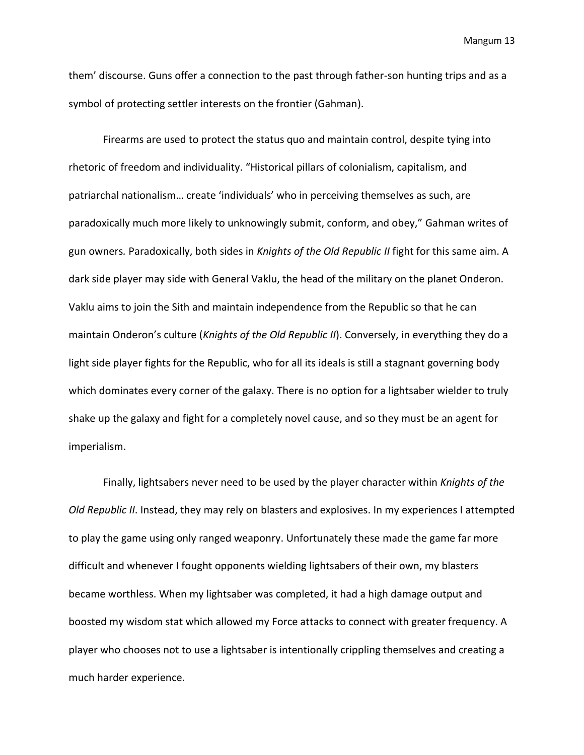them' discourse. Guns offer a connection to the past through father-son hunting trips and as a symbol of protecting settler interests on the frontier (Gahman).

Firearms are used to protect the status quo and maintain control, despite tying into rhetoric of freedom and individuality. "Historical pillars of colonialism, capitalism, and patriarchal nationalism… create 'individuals' who in perceiving themselves as such, are paradoxically much more likely to unknowingly submit, conform, and obey," Gahman writes of gun owners*.* Paradoxically, both sides in *Knights of the Old Republic II* fight for this same aim. A dark side player may side with General Vaklu, the head of the military on the planet Onderon. Vaklu aims to join the Sith and maintain independence from the Republic so that he can maintain Onderon's culture (*Knights of the Old Republic II*). Conversely, in everything they do a light side player fights for the Republic, who for all its ideals is still a stagnant governing body which dominates every corner of the galaxy. There is no option for a lightsaber wielder to truly shake up the galaxy and fight for a completely novel cause, and so they must be an agent for imperialism.

Finally, lightsabers never need to be used by the player character within *Knights of the Old Republic II*. Instead, they may rely on blasters and explosives. In my experiences I attempted to play the game using only ranged weaponry. Unfortunately these made the game far more difficult and whenever I fought opponents wielding lightsabers of their own, my blasters became worthless. When my lightsaber was completed, it had a high damage output and boosted my wisdom stat which allowed my Force attacks to connect with greater frequency. A player who chooses not to use a lightsaber is intentionally crippling themselves and creating a much harder experience.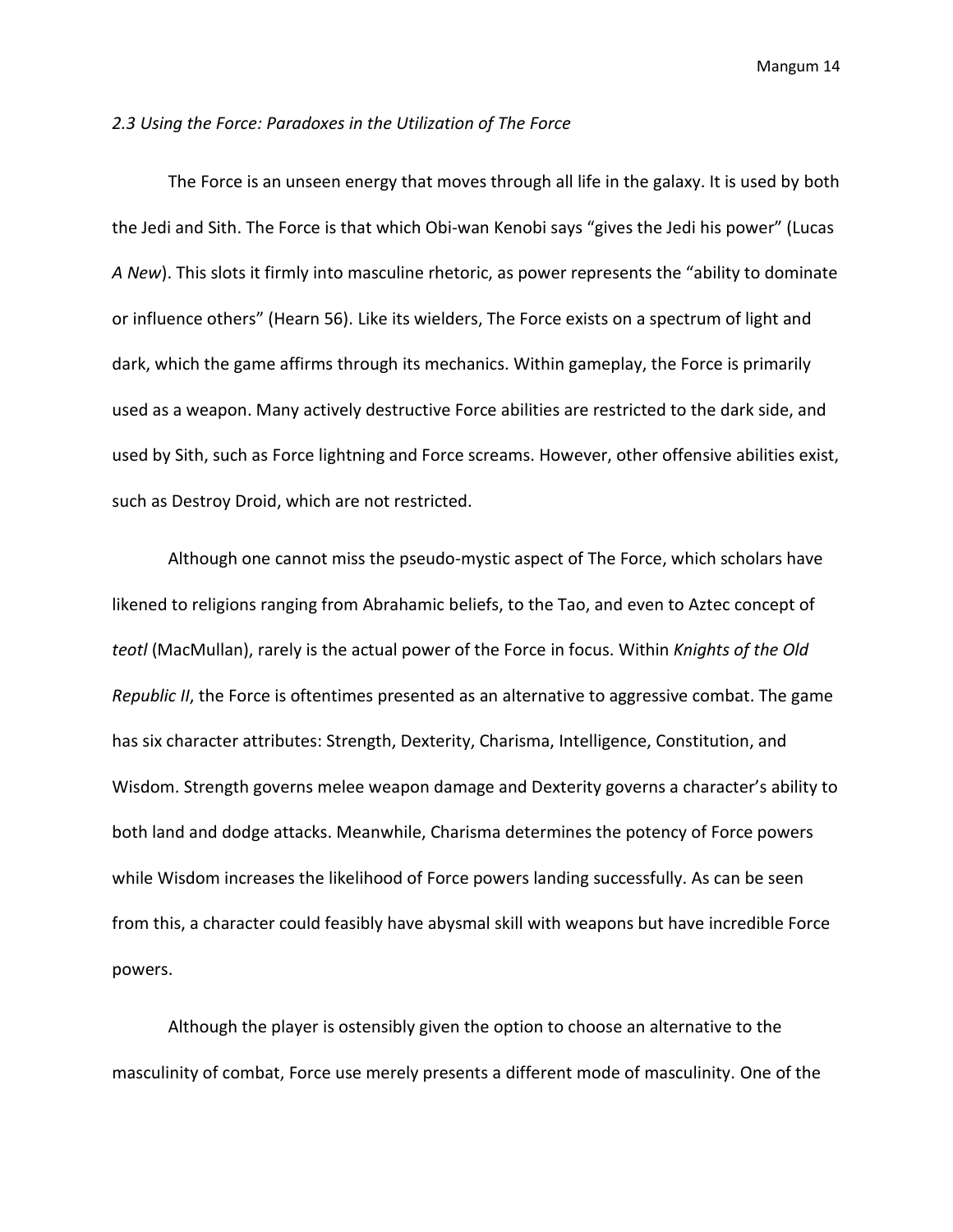*2.3 Using the Force: Paradoxes in the Utilization of The Force*

The Force is an unseen energy that moves through all life in the galaxy. It is used by both the Jedi and Sith. The Force is that which Obi-wan Kenobi says "gives the Jedi his power" (Lucas *A New*). This slots it firmly into masculine rhetoric, as power represents the "ability to dominate or influence others" (Hearn 56). Like its wielders, The Force exists on a spectrum of light and dark, which the game affirms through its mechanics. Within gameplay, the Force is primarily used as a weapon. Many actively destructive Force abilities are restricted to the dark side, and used by Sith, such as Force lightning and Force screams. However, other offensive abilities exist, such as Destroy Droid, which are not restricted.

Although one cannot miss the pseudo-mystic aspect of The Force, which scholars have likened to religions ranging from Abrahamic beliefs, to the Tao, and even to Aztec concept of *teotl* (MacMullan), rarely is the actual power of the Force in focus. Within *Knights of the Old Republic II*, the Force is oftentimes presented as an alternative to aggressive combat. The game has six character attributes: Strength, Dexterity, Charisma, Intelligence, Constitution, and Wisdom. Strength governs melee weapon damage and Dexterity governs a character's ability to both land and dodge attacks. Meanwhile, Charisma determines the potency of Force powers while Wisdom increases the likelihood of Force powers landing successfully. As can be seen from this, a character could feasibly have abysmal skill with weapons but have incredible Force powers.

Although the player is ostensibly given the option to choose an alternative to the masculinity of combat, Force use merely presents a different mode of masculinity. One of the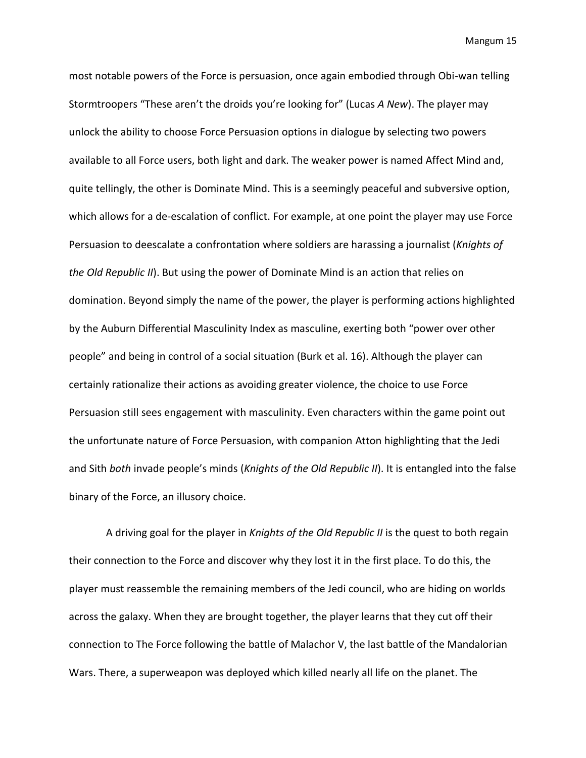most notable powers of the Force is persuasion, once again embodied through Obi-wan telling Stormtroopers "These aren't the droids you're looking for" (Lucas *A New*). The player may unlock the ability to choose Force Persuasion options in dialogue by selecting two powers available to all Force users, both light and dark. The weaker power is named Affect Mind and, quite tellingly, the other is Dominate Mind. This is a seemingly peaceful and subversive option, which allows for a de-escalation of conflict. For example, at one point the player may use Force Persuasion to deescalate a confrontation where soldiers are harassing a journalist (*Knights of the Old Republic II*). But using the power of Dominate Mind is an action that relies on domination. Beyond simply the name of the power, the player is performing actions highlighted by the Auburn Differential Masculinity Index as masculine, exerting both "power over other people" and being in control of a social situation (Burk et al. 16). Although the player can certainly rationalize their actions as avoiding greater violence, the choice to use Force Persuasion still sees engagement with masculinity. Even characters within the game point out the unfortunate nature of Force Persuasion, with companion Atton highlighting that the Jedi and Sith *both* invade people's minds (*Knights of the Old Republic II*). It is entangled into the false binary of the Force, an illusory choice.

A driving goal for the player in *Knights of the Old Republic II* is the quest to both regain their connection to the Force and discover why they lost it in the first place. To do this, the player must reassemble the remaining members of the Jedi council, who are hiding on worlds across the galaxy. When they are brought together, the player learns that they cut off their connection to The Force following the battle of Malachor V, the last battle of the Mandalorian Wars. There, a superweapon was deployed which killed nearly all life on the planet. The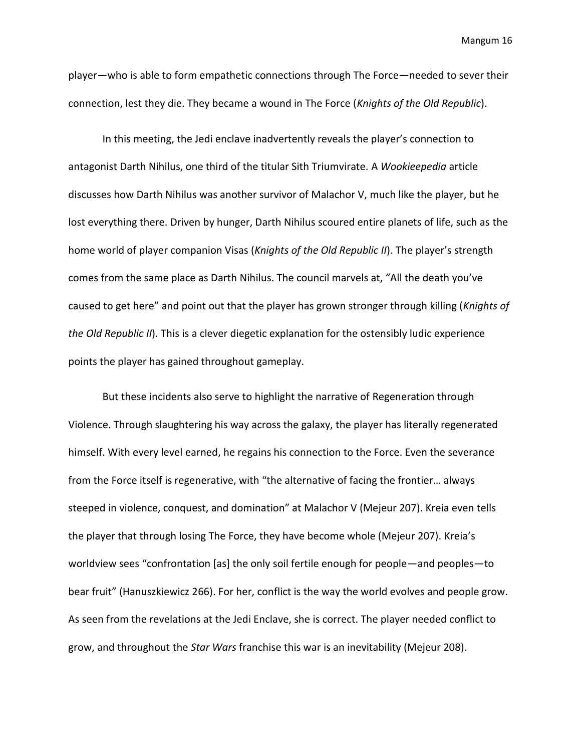player—who is able to form empathetic connections through The Force—needed to sever their connection, lest they die. They became a wound in The Force (*Knights of the Old Republic*).

In this meeting, the Jedi enclave inadvertently reveals the player's connection to antagonist Darth Nihilus, one third of the titular Sith Triumvirate. A *Wookieepedia* article discusses how Darth Nihilus was another survivor of Malachor V, much like the player, but he lost everything there. Driven by hunger, Darth Nihilus scoured entire planets of life, such as the home world of player companion Visas (*Knights of the Old Republic II*). The player's strength comes from the same place as Darth Nihilus. The council marvels at, "All the death you've caused to get here" and point out that the player has grown stronger through killing (*Knights of the Old Republic II*). This is a clever diegetic explanation for the ostensibly ludic experience points the player has gained throughout gameplay.

But these incidents also serve to highlight the narrative of Regeneration through Violence. Through slaughtering his way across the galaxy, the player has literally regenerated himself. With every level earned, he regains his connection to the Force. Even the severance from the Force itself is regenerative, with "the alternative of facing the frontier… always steeped in violence, conquest, and domination" at Malachor V (Mejeur 207). Kreia even tells the player that through losing The Force, they have become whole (Mejeur 207). Kreia's worldview sees "confrontation [as] the only soil fertile enough for people—and peoples—to bear fruit" (Hanuszkiewicz 266). For her, conflict is the way the world evolves and people grow. As seen from the revelations at the Jedi Enclave, she is correct. The player needed conflict to grow, and throughout the *Star Wars* franchise this war is an inevitability (Mejeur 208).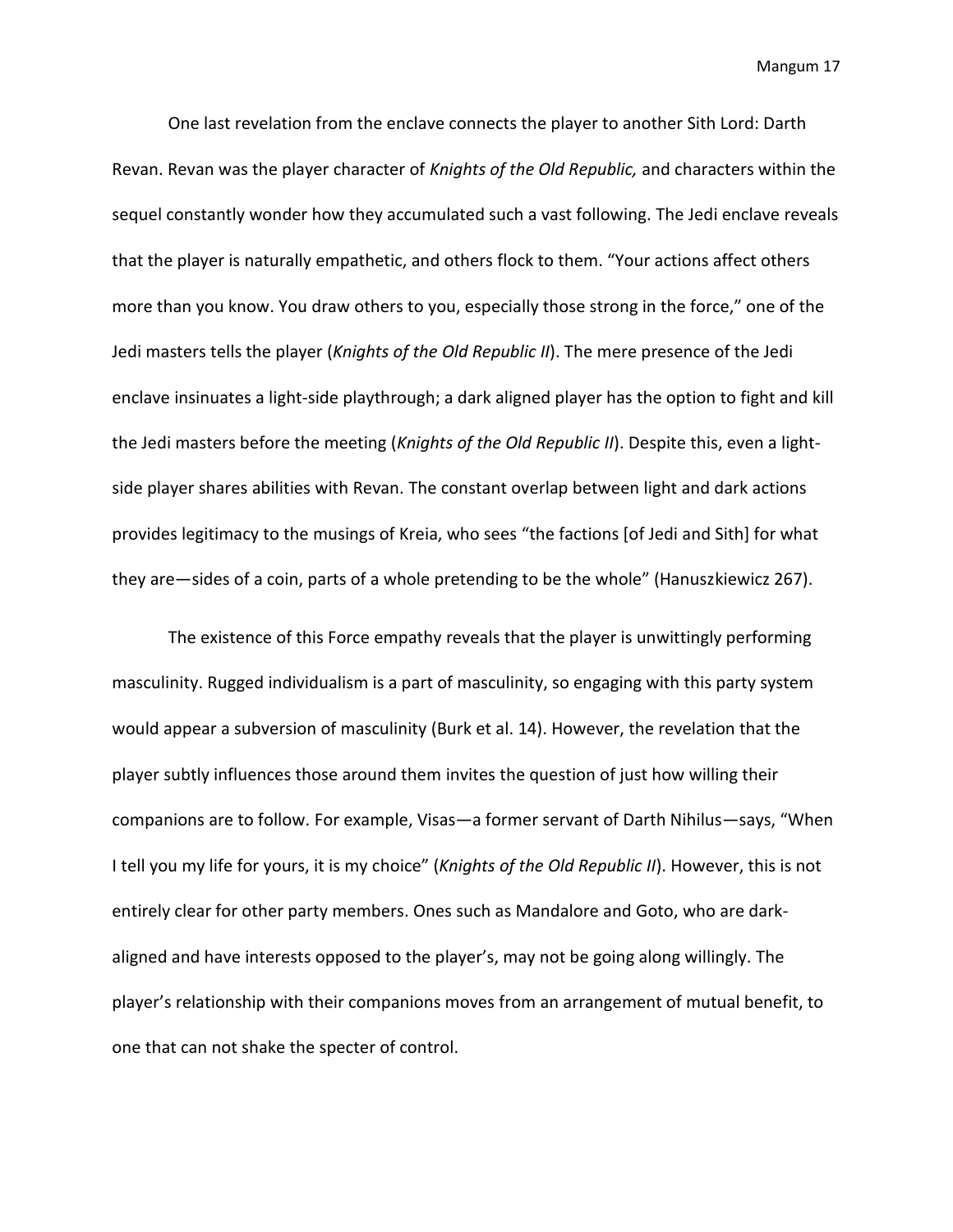One last revelation from the enclave connects the player to another Sith Lord: Darth Revan. Revan was the player character of *Knights of the Old Republic,* and characters within the sequel constantly wonder how they accumulated such a vast following. The Jedi enclave reveals that the player is naturally empathetic, and others flock to them. "Your actions affect others more than you know. You draw others to you, especially those strong in the force," one of the Jedi masters tells the player (*Knights of the Old Republic II*). The mere presence of the Jedi enclave insinuates a light-side playthrough; a dark aligned player has the option to fight and kill the Jedi masters before the meeting (*Knights of the Old Republic II*). Despite this, even a light-side player shares abilities with Revan. The constant overlap between light and dark actions provides legitimacy to the musings of Kreia, who sees "the factions [of Jedi and Sith] for what they are—sides of a coin, parts of a whole pretending to be the whole" (Hanuszkiewicz 267).

The existence of this Force empathy reveals that the player is unwittingly performing masculinity. Rugged individualism is a part of masculinity, so engaging with this party system would appear a subversion of masculinity (Burk et al. 14). However, the revelation that the player subtly influences those around them invites the question of just how willing their companions are to follow. For example, Visas—a former servant of Darth Nihilus—says, "When I tell you my life for yours, it is my choice" (*Knights of the Old Republic II*). However, this is not entirely clear for other party members. Ones such as Mandalore and Goto, who are dark-aligned and have interests opposed to the player's, may not be going along willingly. The player's relationship with their companions moves from an arrangement of mutual benefit, to one that can not shake the specter of control.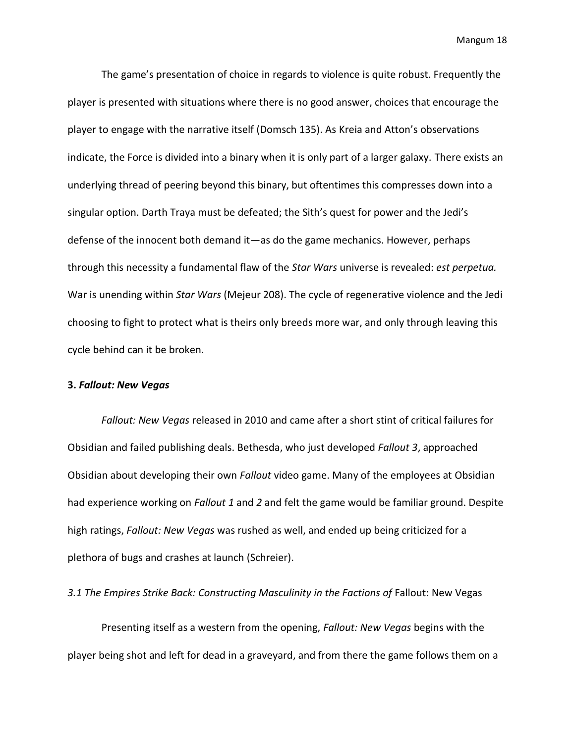The game's presentation of choice in regards to violence is quite robust. Frequently the player is presented with situations where there is no good answer, choices that encourage the player to engage with the narrative itself (Domsch 135). As Kreia and Atton's observations indicate, the Force is divided into a binary when it is only part of a larger galaxy. There exists an underlying thread of peering beyond this binary, but oftentimes this compresses down into a singular option. Darth Traya must be defeated; the Sith's quest for power and the Jedi's defense of the innocent both demand it—as do the game mechanics. However, perhaps through this necessity a fundamental flaw of the *Star Wars* universe is revealed: *est perpetua.* War is unending within *Star Wars* (Mejeur 208). The cycle of regenerative violence and the Jedi choosing to fight to protect what is theirs only breeds more war, and only through leaving this cycle behind can it be broken.

## 3. *Fallout: New Vegas*

*Fallout: New Vegas* released in 2010 and came after a short stint of critical failures for Obsidian and failed publishing deals. Bethesda, who just developed *Fallout 3*, approached Obsidian about developing their own *Fallout* video game. Many of the employees at Obsidian had experience working on *Fallout 1* and *2* and felt the game would be familiar ground. Despite high ratings, *Fallout: New Vegas* was rushed as well, and ended up being criticized for a plethora of bugs and crashes at launch (Schreier).

### *3.1 The Empires Strike Back: Constructing Masculinity in the Factions of* Fallout: New Vegas

Presenting itself as a western from the opening, *Fallout: New Vegas* begins with the player being shot and left for dead in a graveyard, and from there the game follows them on a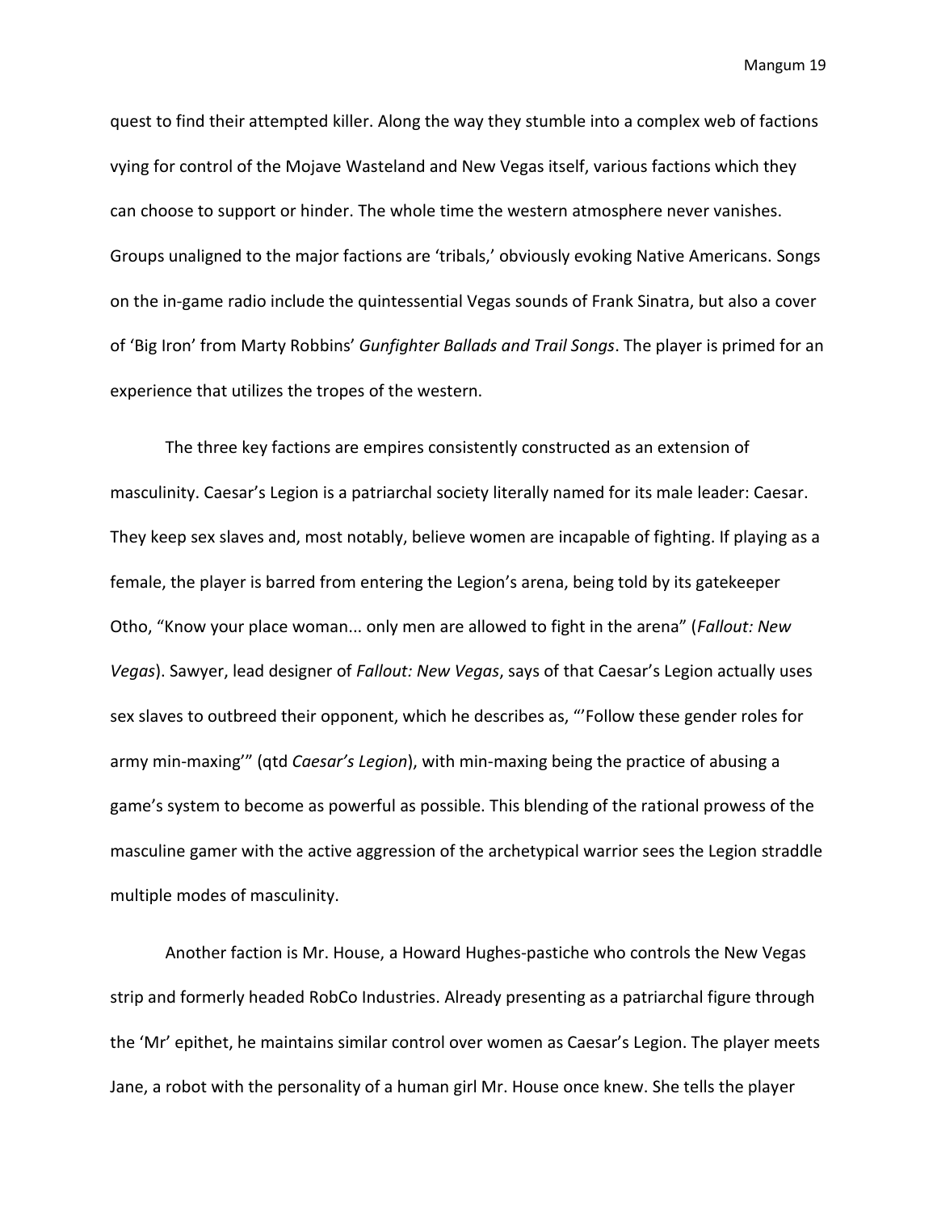quest to find their attempted killer. Along the way they stumble into a complex web of factions vying for control of the Mojave Wasteland and New Vegas itself, various factions which they can choose to support or hinder. The whole time the western atmosphere never vanishes. Groups unaligned to the major factions are 'tribals,' obviously evoking Native Americans. Songs on the in-game radio include the quintessential Vegas sounds of Frank Sinatra, but also a cover of 'Big Iron' from Marty Robbins' *Gunfighter Ballads and Trail Songs*. The player is primed for an experience that utilizes the tropes of the western.

The three key factions are empires consistently constructed as an extension of masculinity. Caesar's Legion is a patriarchal society literally named for its male leader: Caesar. They keep sex slaves and, most notably, believe women are incapable of fighting. If playing as a female, the player is barred from entering the Legion's arena, being told by its gatekeeper Otho, "Know your place woman... only men are allowed to fight in the arena" (*Fallout: New Vegas*). Sawyer, lead designer of *Fallout: New Vegas*, says of that Caesar's Legion actually uses sex slaves to outbreed their opponent, which he describes as, "'Follow these gender roles for army min-maxing'" (qtd *Caesar's Legion*), with min-maxing being the practice of abusing a game's system to become as powerful as possible. This blending of the rational prowess of the masculine gamer with the active aggression of the archetypical warrior sees the Legion straddle multiple modes of masculinity.

Another faction is Mr. House, a Howard Hughes-pastiche who controls the New Vegas strip and formerly headed RobCo Industries. Already presenting as a patriarchal figure through the 'Mr' epithet, he maintains similar control over women as Caesar's Legion. The player meets Jane, a robot with the personality of a human girl Mr. House once knew. She tells the player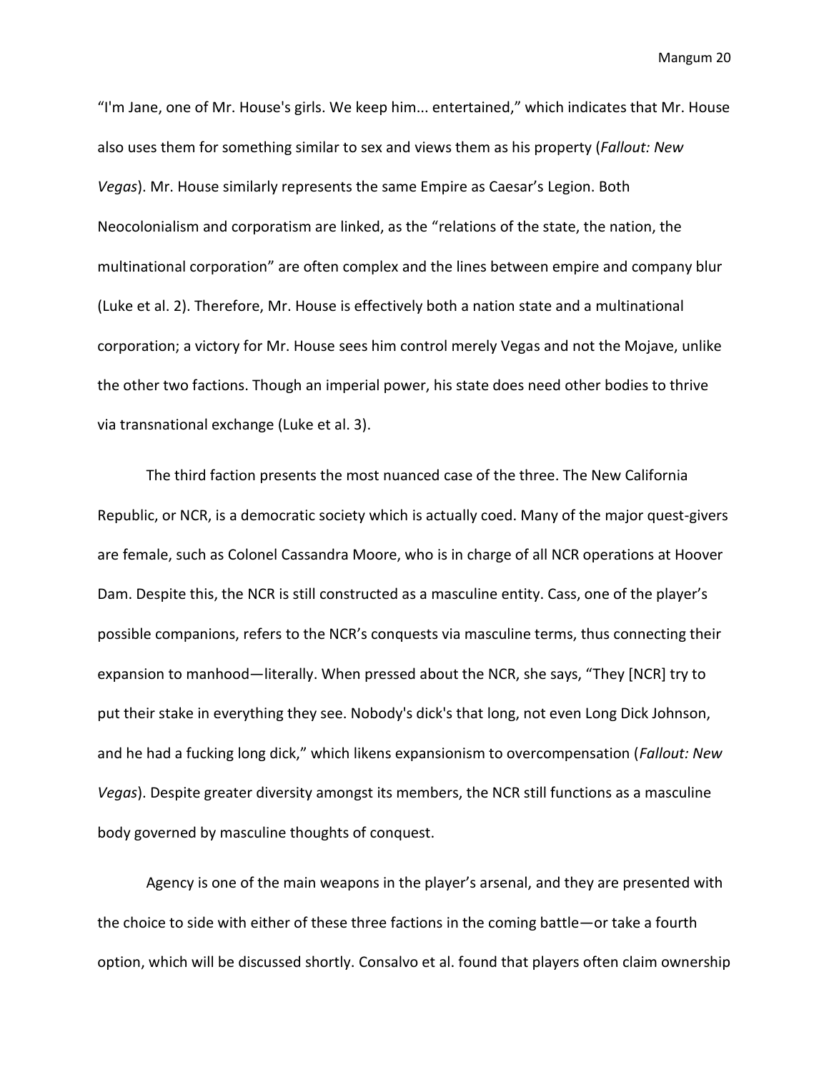"I'm Jane, one of Mr. House's girls. We keep him... entertained," which indicates that Mr. House also uses them for something similar to sex and views them as his property (*Fallout: New Vegas*). Mr. House similarly represents the same Empire as Caesar's Legion. Both Neocolonialism and corporatism are linked, as the "relations of the state, the nation, the multinational corporation" are often complex and the lines between empire and company blur (Luke et al. 2). Therefore, Mr. House is effectively both a nation state and a multinational corporation; a victory for Mr. House sees him control merely Vegas and not the Mojave, unlike the other two factions. Though an imperial power, his state does need other bodies to thrive via transnational exchange (Luke et al. 3).

The third faction presents the most nuanced case of the three. The New California Republic, or NCR, is a democratic society which is actually coed. Many of the major quest-givers are female, such as Colonel Cassandra Moore, who is in charge of all NCR operations at Hoover Dam. Despite this, the NCR is still constructed as a masculine entity. Cass, one of the player's possible companions, refers to the NCR's conquests via masculine terms, thus connecting their expansion to manhood—literally. When pressed about the NCR, she says, "They [NCR] try to put their stake in everything they see. Nobody's dick's that long, not even Long Dick Johnson, and he had a fucking long dick," which likens expansionism to overcompensation (*Fallout: New Vegas*). Despite greater diversity amongst its members, the NCR still functions as a masculine body governed by masculine thoughts of conquest.

Agency is one of the main weapons in the player's arsenal, and they are presented with the choice to side with either of these three factions in the coming battle—or take a fourth option, which will be discussed shortly. Consalvo et al. found that players often claim ownership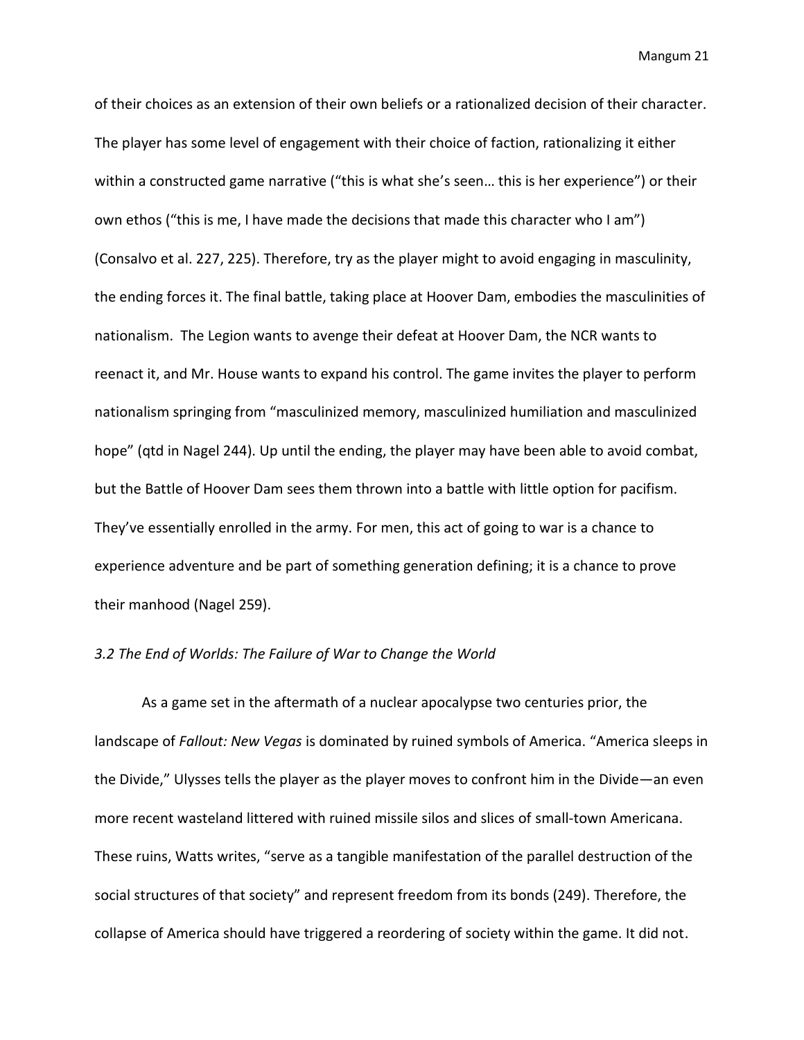of their choices as an extension of their own beliefs or a rationalized decision of their character. The player has some level of engagement with their choice of faction, rationalizing it either within a constructed game narrative ("this is what she's seen… this is her experience") or their own ethos ("this is me, I have made the decisions that made this character who I am") (Consalvo et al. 227, 225). Therefore, try as the player might to avoid engaging in masculinity, the ending forces it. The final battle, taking place at Hoover Dam, embodies the masculinities of nationalism. The Legion wants to avenge their defeat at Hoover Dam, the NCR wants to reenact it, and Mr. House wants to expand his control. The game invites the player to perform nationalism springing from "masculinized memory, masculinized humiliation and masculinized hope" (qtd in Nagel 244). Up until the ending, the player may have been able to avoid combat, but the Battle of Hoover Dam sees them thrown into a battle with little option for pacifism. They've essentially enrolled in the army. For men, this act of going to war is a chance to experience adventure and be part of something generation defining; it is a chance to prove their manhood (Nagel 259).

### *3.2 The End of Worlds: The Failure of War to Change the World*

As a game set in the aftermath of a nuclear apocalypse two centuries prior, the landscape of *Fallout: New Vegas* is dominated by ruined symbols of America. "America sleeps in the Divide," Ulysses tells the player as the player moves to confront him in the Divide—an even more recent wasteland littered with ruined missile silos and slices of small-town Americana. These ruins, Watts writes, "serve as a tangible manifestation of the parallel destruction of the social structures of that society" and represent freedom from its bonds (249). Therefore, the collapse of America should have triggered a reordering of society within the game. It did not.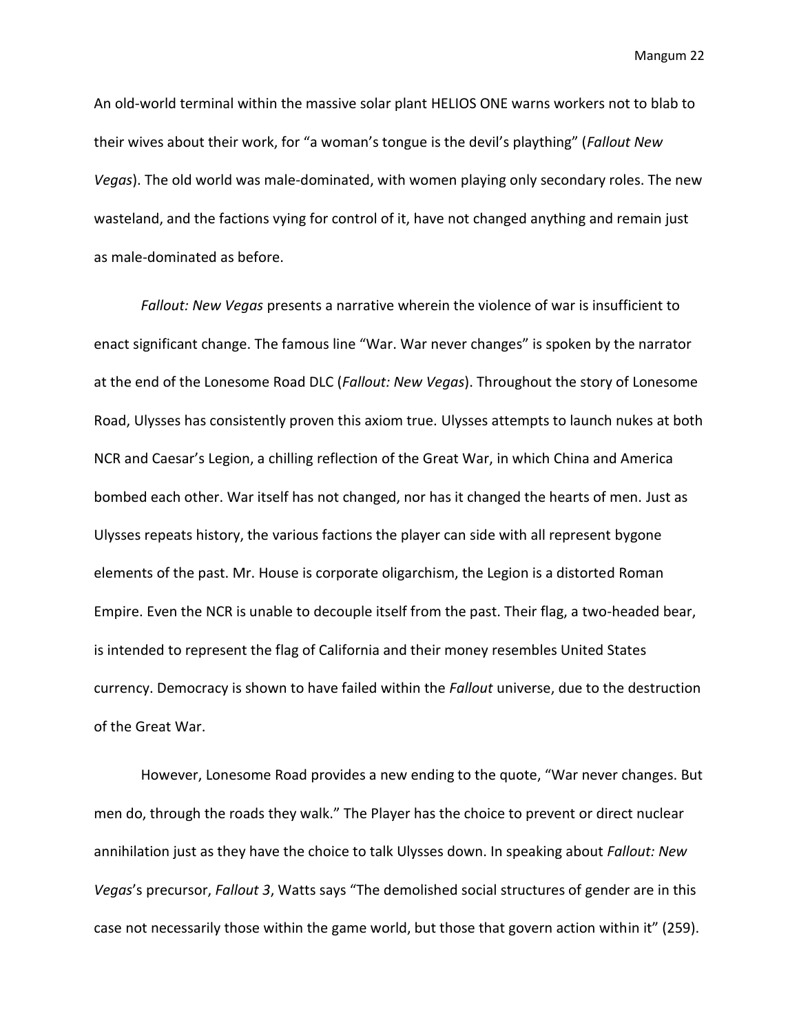An old-world terminal within the massive solar plant HELIOS ONE warns workers not to blab to their wives about their work, for "a woman's tongue is the devil's plaything" (*Fallout New Vegas*). The old world was male-dominated, with women playing only secondary roles. The new wasteland, and the factions vying for control of it, have not changed anything and remain just as male-dominated as before.

*Fallout: New Vegas* presents a narrative wherein the violence of war is insufficient to enact significant change. The famous line "War. War never changes" is spoken by the narrator at the end of the Lonesome Road DLC (*Fallout: New Vegas*). Throughout the story of Lonesome Road, Ulysses has consistently proven this axiom true. Ulysses attempts to launch nukes at both NCR and Caesar's Legion, a chilling reflection of the Great War, in which China and America bombed each other. War itself has not changed, nor has it changed the hearts of men. Just as Ulysses repeats history, the various factions the player can side with all represent bygone elements of the past. Mr. House is corporate oligarchism, the Legion is a distorted Roman Empire. Even the NCR is unable to decouple itself from the past. Their flag, a two-headed bear, is intended to represent the flag of California and their money resembles United States currency. Democracy is shown to have failed within the *Fallout* universe, due to the destruction of the Great War.

However, Lonesome Road provides a new ending to the quote, "War never changes. But men do, through the roads they walk." The Player has the choice to prevent or direct nuclear annihilation just as they have the choice to talk Ulysses down. In speaking about *Fallout: New Vegas*'s precursor, *Fallout 3*, Watts says "The demolished social structures of gender are in this case not necessarily those within the game world, but those that govern action within it" (259).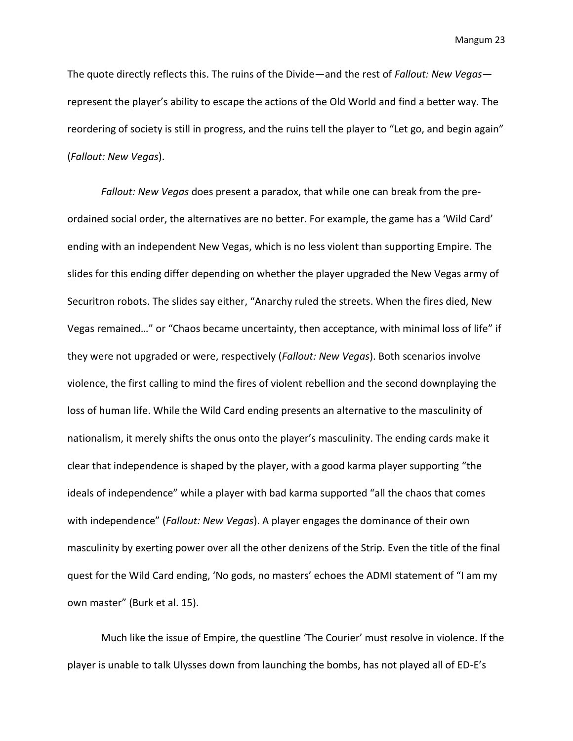The quote directly reflects this. The ruins of the Divide—and the rest of *Fallout: New Vegas*—represent the player's ability to escape the actions of the Old World and find a better way. The reordering of society is still in progress, and the ruins tell the player to "Let go, and begin again" (*Fallout: New Vegas*).

*Fallout: New Vegas* does present a paradox, that while one can break from the pre-ordained social order, the alternatives are no better. For example, the game has a 'Wild Card' ending with an independent New Vegas, which is no less violent than supporting Empire. The slides for this ending differ depending on whether the player upgraded the New Vegas army of Securitron robots. The slides say either, "Anarchy ruled the streets. When the fires died, New Vegas remained…" or "Chaos became uncertainty, then acceptance, with minimal loss of life" if they were not upgraded or were, respectively (*Fallout: New Vegas*). Both scenarios involve violence, the first calling to mind the fires of violent rebellion and the second downplaying the loss of human life. While the Wild Card ending presents an alternative to the masculinity of nationalism, it merely shifts the onus onto the player's masculinity. The ending cards make it clear that independence is shaped by the player, with a good karma player supporting "the ideals of independence" while a player with bad karma supported "all the chaos that comes with independence" (*Fallout: New Vegas*). A player engages the dominance of their own masculinity by exerting power over all the other denizens of the Strip. Even the title of the final quest for the Wild Card ending, 'No gods, no masters' echoes the ADMI statement of "I am my own master" (Burk et al. 15).

Much like the issue of Empire, the questline 'The Courier' must resolve in violence. If the player is unable to talk Ulysses down from launching the bombs, has not played all of ED-E's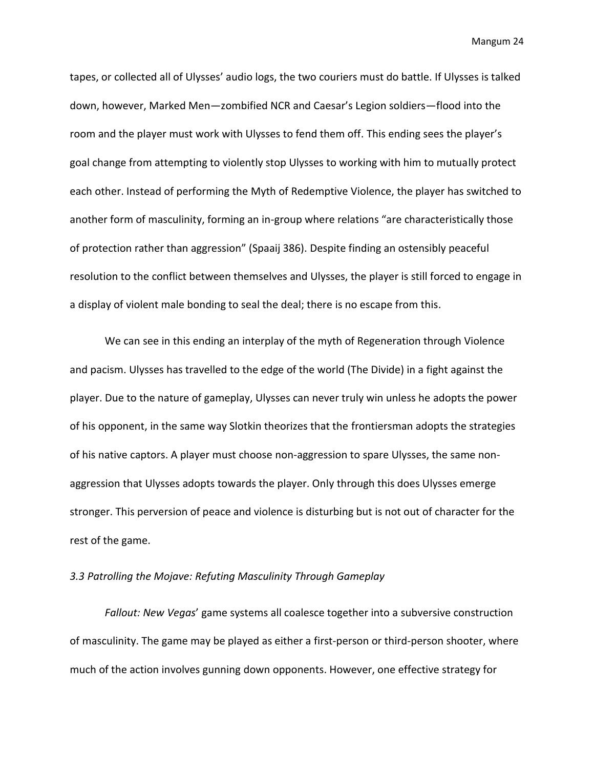tapes, or collected all of Ulysses' audio logs, the two couriers must do battle. If Ulysses is talked down, however, Marked Men—zombified NCR and Caesar's Legion soldiers—flood into the room and the player must work with Ulysses to fend them off. This ending sees the player's goal change from attempting to violently stop Ulysses to working with him to mutually protect each other. Instead of performing the Myth of Redemptive Violence, the player has switched to another form of masculinity, forming an in-group where relations "are characteristically those of protection rather than aggression" (Spaaij 386). Despite finding an ostensibly peaceful resolution to the conflict between themselves and Ulysses, the player is still forced to engage in a display of violent male bonding to seal the deal; there is no escape from this.

We can see in this ending an interplay of the myth of Regeneration through Violence and pacism. Ulysses has travelled to the edge of the world (The Divide) in a fight against the player. Due to the nature of gameplay, Ulysses can never truly win unless he adopts the power of his opponent, in the same way Slotkin theorizes that the frontiersman adopts the strategies of his native captors. A player must choose non-aggression to spare Ulysses, the same non-aggression that Ulysses adopts towards the player. Only through this does Ulysses emerge stronger. This perversion of peace and violence is disturbing but is not out of character for the rest of the game.

### *3.3 Patrolling the Mojave: Refuting Masculinity Through Gameplay*

*Fallout: New Vegas*' game systems all coalesce together into a subversive construction of masculinity. The game may be played as either a first-person or third-person shooter, where much of the action involves gunning down opponents. However, one effective strategy for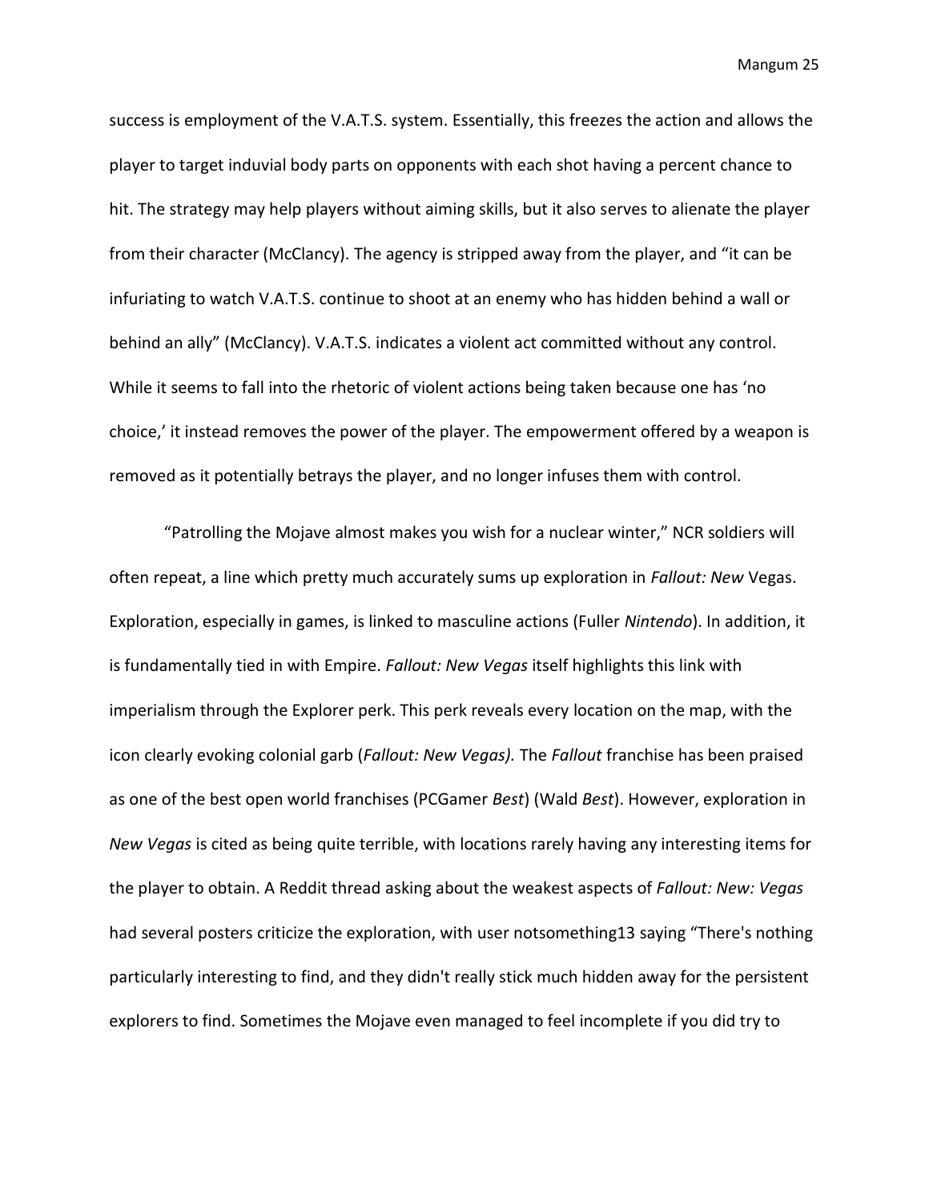success is employment of the V.A.T.S. system. Essentially, this freezes the action and allows the player to target induvial body parts on opponents with each shot having a percent chance to hit. The strategy may help players without aiming skills, but it also serves to alienate the player from their character (McClancy). The agency is stripped away from the player, and "it can be infuriating to watch V.A.T.S. continue to shoot at an enemy who has hidden behind a wall or behind an ally" (McClancy). V.A.T.S. indicates a violent act committed without any control. While it seems to fall into the rhetoric of violent actions being taken because one has 'no choice,' it instead removes the power of the player. The empowerment offered by a weapon is removed as it potentially betrays the player, and no longer infuses them with control.

"Patrolling the Mojave almost makes you wish for a nuclear winter," NCR soldiers will often repeat, a line which pretty much accurately sums up exploration in *Fallout: New* Vegas. Exploration, especially in games, is linked to masculine actions (Fuller *Nintendo*). In addition, it is fundamentally tied in with Empire. *Fallout: New Vegas* itself highlights this link with imperialism through the Explorer perk. This perk reveals every location on the map, with the icon clearly evoking colonial garb (*Fallout: New Vegas).* The *Fallout* franchise has been praised as one of the best open world franchises (PCGamer *Best*) (Wald *Best*). However, exploration in *New Vegas* is cited as being quite terrible, with locations rarely having any interesting items for the player to obtain. A Reddit thread asking about the weakest aspects of *Fallout: New: Vegas* had several posters criticize the exploration, with user notsomething13 saying "There's nothing particularly interesting to find, and they didn't really stick much hidden away for the persistent explorers to find. Sometimes the Mojave even managed to feel incomplete if you did try to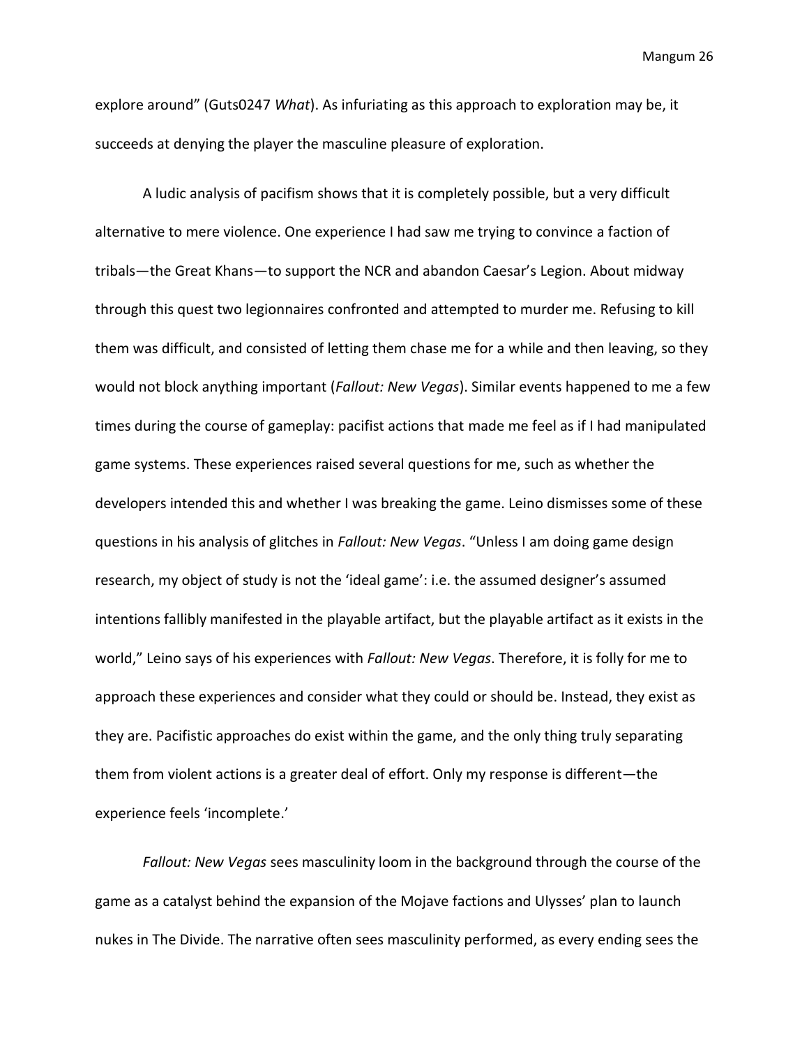explore around" (Guts0247 *What*). As infuriating as this approach to exploration may be, it succeeds at denying the player the masculine pleasure of exploration.

A ludic analysis of pacifism shows that it is completely possible, but a very difficult alternative to mere violence. One experience I had saw me trying to convince a faction of tribals—the Great Khans—to support the NCR and abandon Caesar's Legion. About midway through this quest two legionnaires confronted and attempted to murder me. Refusing to kill them was difficult, and consisted of letting them chase me for a while and then leaving, so they would not block anything important (*Fallout: New Vegas*). Similar events happened to me a few times during the course of gameplay: pacifist actions that made me feel as if I had manipulated game systems. These experiences raised several questions for me, such as whether the developers intended this and whether I was breaking the game. Leino dismisses some of these questions in his analysis of glitches in *Fallout: New Vegas*. "Unless I am doing game design research, my object of study is not the 'ideal game': i.e. the assumed designer's assumed intentions fallibly manifested in the playable artifact, but the playable artifact as it exists in the world," Leino says of his experiences with *Fallout: New Vegas*. Therefore, it is folly for me to approach these experiences and consider what they could or should be. Instead, they exist as they are. Pacifistic approaches do exist within the game, and the only thing truly separating them from violent actions is a greater deal of effort. Only my response is different—the experience feels 'incomplete.'

*Fallout: New Vegas* sees masculinity loom in the background through the course of the game as a catalyst behind the expansion of the Mojave factions and Ulysses' plan to launch nukes in The Divide. The narrative often sees masculinity performed, as every ending sees the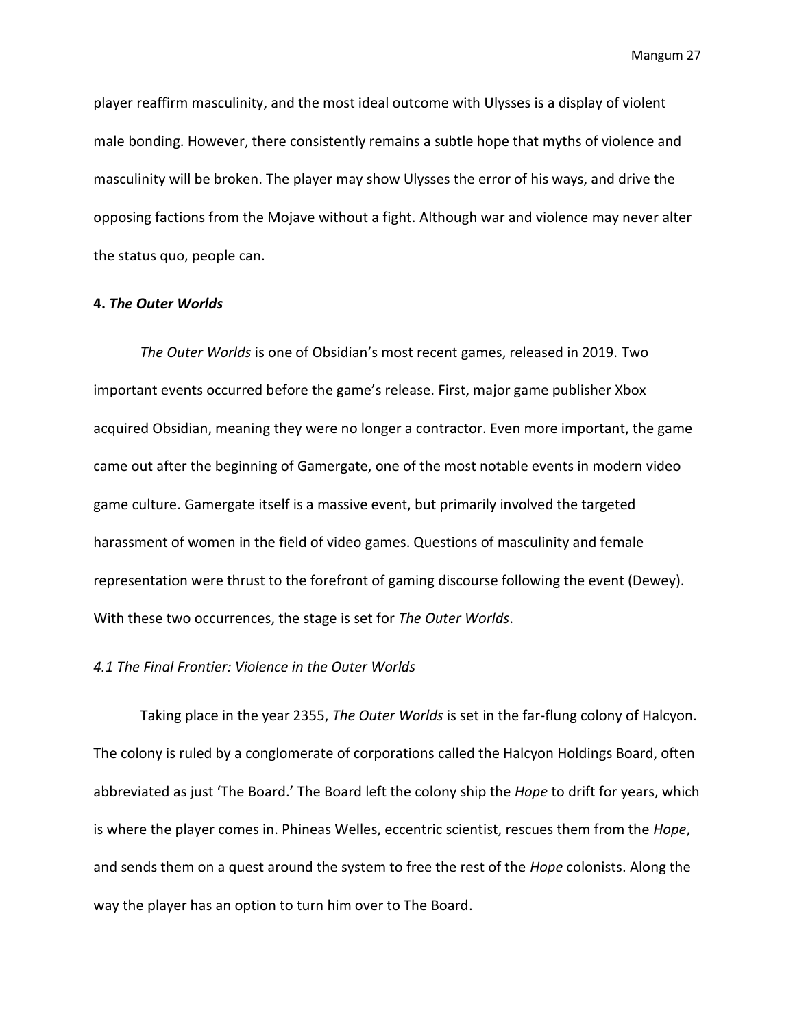player reaffirm masculinity, and the most ideal outcome with Ulysses is a display of violent male bonding. However, there consistently remains a subtle hope that myths of violence and masculinity will be broken. The player may show Ulysses the error of his ways, and drive the opposing factions from the Mojave without a fight. Although war and violence may never alter the status quo, people can.

## 4. *The Outer Worlds*

*The Outer Worlds* is one of Obsidian's most recent games, released in 2019. Two important events occurred before the game's release. First, major game publisher Xbox acquired Obsidian, meaning they were no longer a contractor. Even more important, the game came out after the beginning of Gamergate, one of the most notable events in modern video game culture. Gamergate itself is a massive event, but primarily involved the targeted harassment of women in the field of video games. Questions of masculinity and female representation were thrust to the forefront of gaming discourse following the event (Dewey). With these two occurrences, the stage is set for *The Outer Worlds*.

### *4.1 The Final Frontier: Violence in the Outer Worlds*

Taking place in the year 2355, *The Outer Worlds* is set in the far-flung colony of Halcyon. The colony is ruled by a conglomerate of corporations called the Halcyon Holdings Board, often abbreviated as just 'The Board.' The Board left the colony ship the *Hope* to drift for years, which is where the player comes in. Phineas Welles, eccentric scientist, rescues them from the *Hope*, and sends them on a quest around the system to free the rest of the *Hope* colonists. Along the way the player has an option to turn him over to The Board.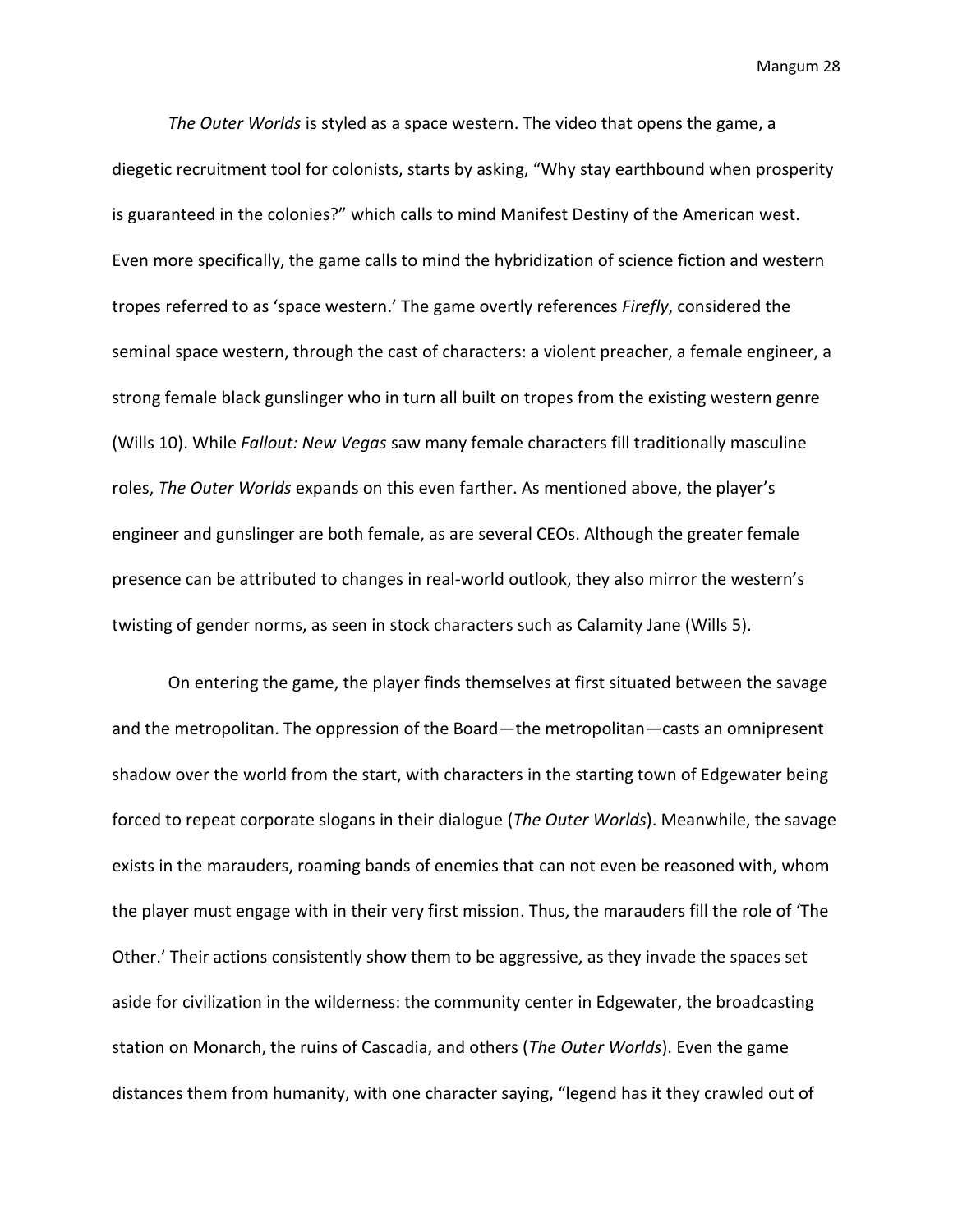*The Outer Worlds* is styled as a space western. The video that opens the game, a diegetic recruitment tool for colonists, starts by asking, “Why stay earthbound when prosperity is guaranteed in the colonies?” which calls to mind Manifest Destiny of the American west. Even more specifically, the game calls to mind the hybridization of science fiction and western tropes referred to as ‘space western.’ The game overtly references *Firefly*, considered the seminal space western, through the cast of characters: a violent preacher, a female engineer, a strong female black gunslinger who in turn all built on tropes from the existing western genre (Wills 10). While *Fallout: New Vegas* saw many female characters fill traditionally masculine roles, *The Outer Worlds* expands on this even farther. As mentioned above, the player’s engineer and gunslinger are both female, as are several CEOs. Although the greater female presence can be attributed to changes in real-world outlook, they also mirror the western’s twisting of gender norms, as seen in stock characters such as Calamity Jane (Wills 5).

On entering the game, the player finds themselves at first situated between the savage and the metropolitan. The oppression of the Board—the metropolitan—casts an omnipresent shadow over the world from the start, with characters in the starting town of Edgewater being forced to repeat corporate slogans in their dialogue (*The Outer Worlds*). Meanwhile, the savage exists in the marauders, roaming bands of enemies that can not even be reasoned with, whom the player must engage with in their very first mission. Thus, the marauders fill the role of ‘The Other.’ Their actions consistently show them to be aggressive, as they invade the spaces set aside for civilization in the wilderness: the community center in Edgewater, the broadcasting station on Monarch, the ruins of Cascadia, and others (*The Outer Worlds*). Even the game distances them from humanity, with one character saying, “legend has it they crawled out of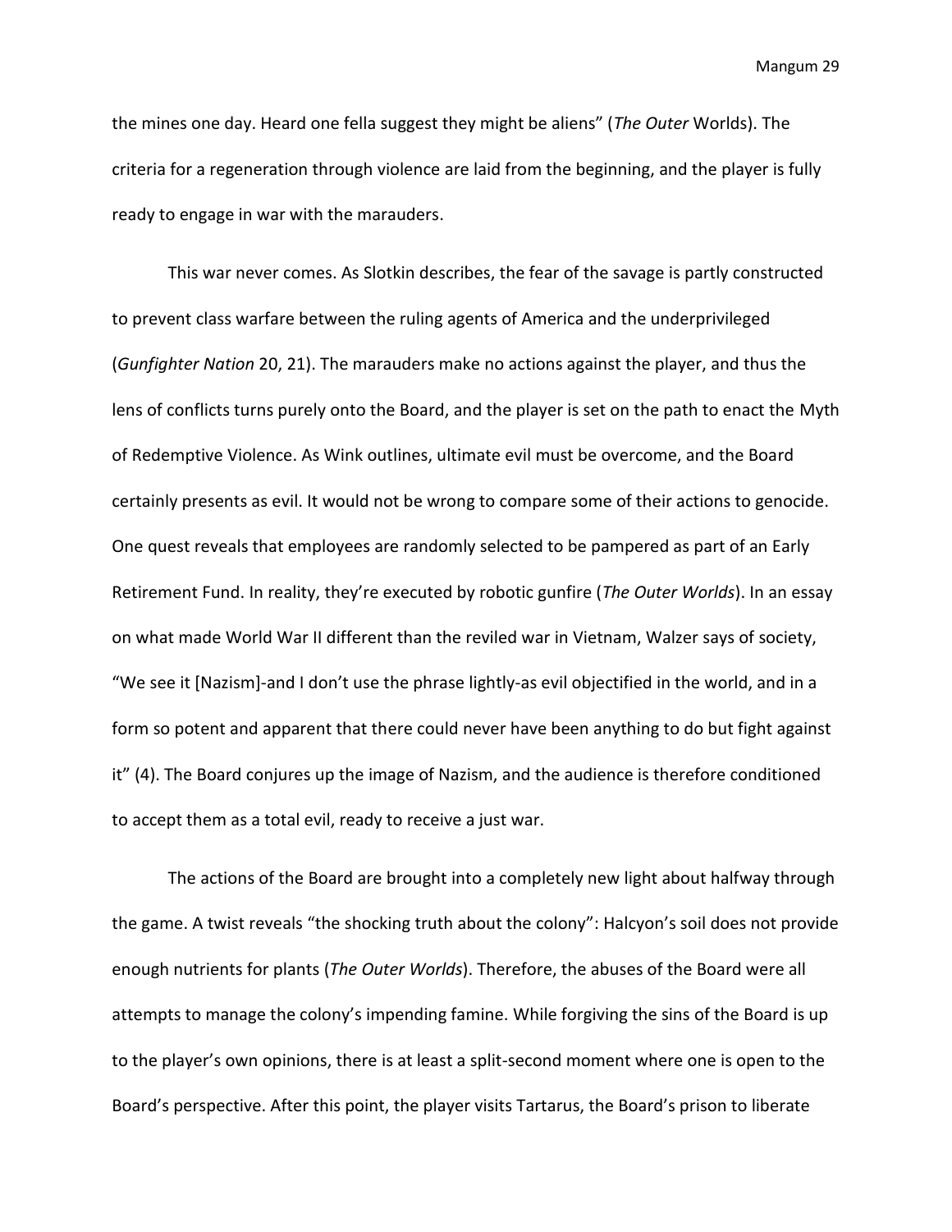the mines one day. Heard one fella suggest they might be aliens" (*The Outer* Worlds). The criteria for a regeneration through violence are laid from the beginning, and the player is fully ready to engage in war with the marauders.

This war never comes. As Slotkin describes, the fear of the savage is partly constructed to prevent class warfare between the ruling agents of America and the underprivileged (*Gunfighter Nation* 20, 21). The marauders make no actions against the player, and thus the lens of conflicts turns purely onto the Board, and the player is set on the path to enact the Myth of Redemptive Violence. As Wink outlines, ultimate evil must be overcome, and the Board certainly presents as evil. It would not be wrong to compare some of their actions to genocide. One quest reveals that employees are randomly selected to be pampered as part of an Early Retirement Fund. In reality, they're executed by robotic gunfire (*The Outer Worlds*). In an essay on what made World War II different than the reviled war in Vietnam, Walzer says of society, "We see it [Nazism]-and I don't use the phrase lightly-as evil objectified in the world, and in a form so potent and apparent that there could never have been anything to do but fight against it" (4). The Board conjures up the image of Nazism, and the audience is therefore conditioned to accept them as a total evil, ready to receive a just war.

The actions of the Board are brought into a completely new light about halfway through the game. A twist reveals "the shocking truth about the colony": Halcyon's soil does not provide enough nutrients for plants (*The Outer Worlds*). Therefore, the abuses of the Board were all attempts to manage the colony's impending famine. While forgiving the sins of the Board is up to the player's own opinions, there is at least a split-second moment where one is open to the Board's perspective. After this point, the player visits Tartarus, the Board's prison to liberate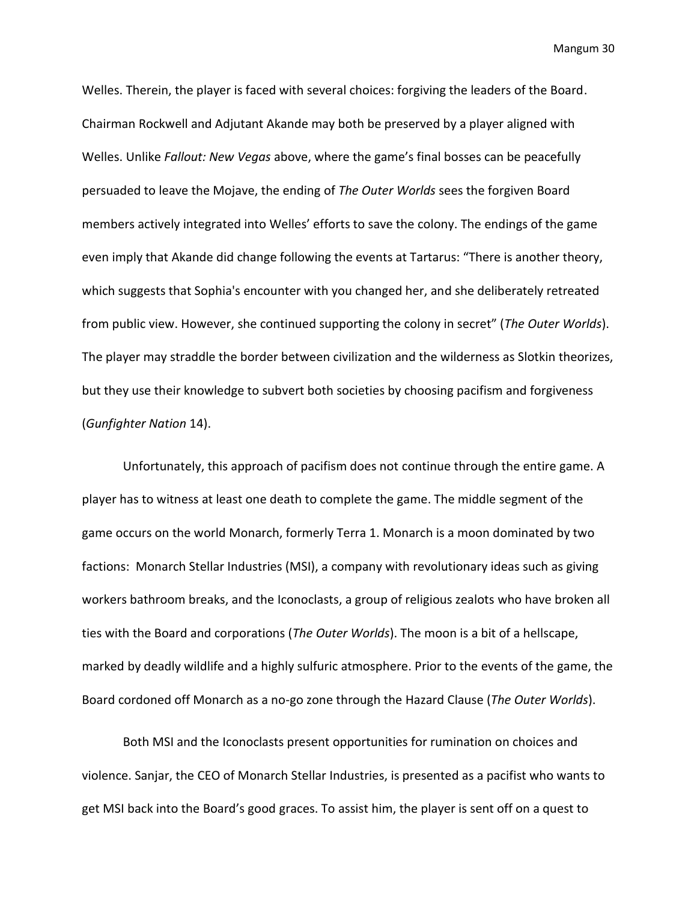Welles. Therein, the player is faced with several choices: forgiving the leaders of the Board. Chairman Rockwell and Adjutant Akande may both be preserved by a player aligned with Welles. Unlike *Fallout: New Vegas* above, where the game's final bosses can be peacefully persuaded to leave the Mojave, the ending of *The Outer Worlds* sees the forgiven Board members actively integrated into Welles' efforts to save the colony. The endings of the game even imply that Akande did change following the events at Tartarus: "There is another theory, which suggests that Sophia's encounter with you changed her, and she deliberately retreated from public view. However, she continued supporting the colony in secret" (*The Outer Worlds*). The player may straddle the border between civilization and the wilderness as Slotkin theorizes, but they use their knowledge to subvert both societies by choosing pacifism and forgiveness (*Gunfighter Nation* 14).

Unfortunately, this approach of pacifism does not continue through the entire game. A player has to witness at least one death to complete the game. The middle segment of the game occurs on the world Monarch, formerly Terra 1. Monarch is a moon dominated by two factions: Monarch Stellar Industries (MSI), a company with revolutionary ideas such as giving workers bathroom breaks, and the Iconoclasts, a group of religious zealots who have broken all ties with the Board and corporations (*The Outer Worlds*). The moon is a bit of a hellscape, marked by deadly wildlife and a highly sulfuric atmosphere. Prior to the events of the game, the Board cordoned off Monarch as a no-go zone through the Hazard Clause (*The Outer Worlds*).

Both MSI and the Iconoclasts present opportunities for rumination on choices and violence. Sanjar, the CEO of Monarch Stellar Industries, is presented as a pacifist who wants to get MSI back into the Board's good graces. To assist him, the player is sent off on a quest to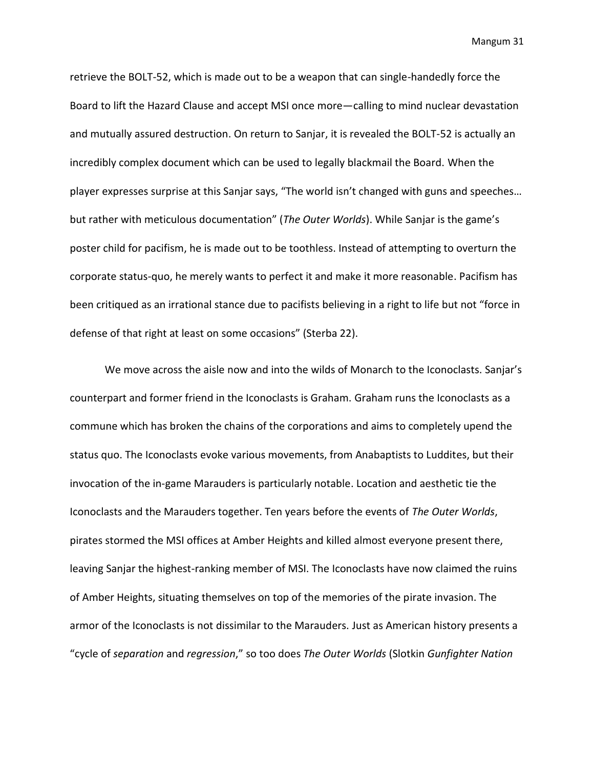retrieve the BOLT-52, which is made out to be a weapon that can single-handedly force the Board to lift the Hazard Clause and accept MSI once more—calling to mind nuclear devastation and mutually assured destruction. On return to Sanjar, it is revealed the BOLT-52 is actually an incredibly complex document which can be used to legally blackmail the Board. When the player expresses surprise at this Sanjar says, "The world isn't changed with guns and speeches… but rather with meticulous documentation" (*The Outer Worlds*). While Sanjar is the game's poster child for pacifism, he is made out to be toothless. Instead of attempting to overturn the corporate status-quo, he merely wants to perfect it and make it more reasonable. Pacifism has been critiqued as an irrational stance due to pacifists believing in a right to life but not "force in defense of that right at least on some occasions" (Sterba 22).

We move across the aisle now and into the wilds of Monarch to the Iconoclasts. Sanjar's counterpart and former friend in the Iconoclasts is Graham. Graham runs the Iconoclasts as a commune which has broken the chains of the corporations and aims to completely upend the status quo. The Iconoclasts evoke various movements, from Anabaptists to Luddites, but their invocation of the in-game Marauders is particularly notable. Location and aesthetic tie the Iconoclasts and the Marauders together. Ten years before the events of *The Outer Worlds*, pirates stormed the MSI offices at Amber Heights and killed almost everyone present there, leaving Sanjar the highest-ranking member of MSI. The Iconoclasts have now claimed the ruins of Amber Heights, situating themselves on top of the memories of the pirate invasion. The armor of the Iconoclasts is not dissimilar to the Marauders. Just as American history presents a "cycle of *separation* and *regression*," so too does *The Outer Worlds* (Slotkin *Gunfighter Nation*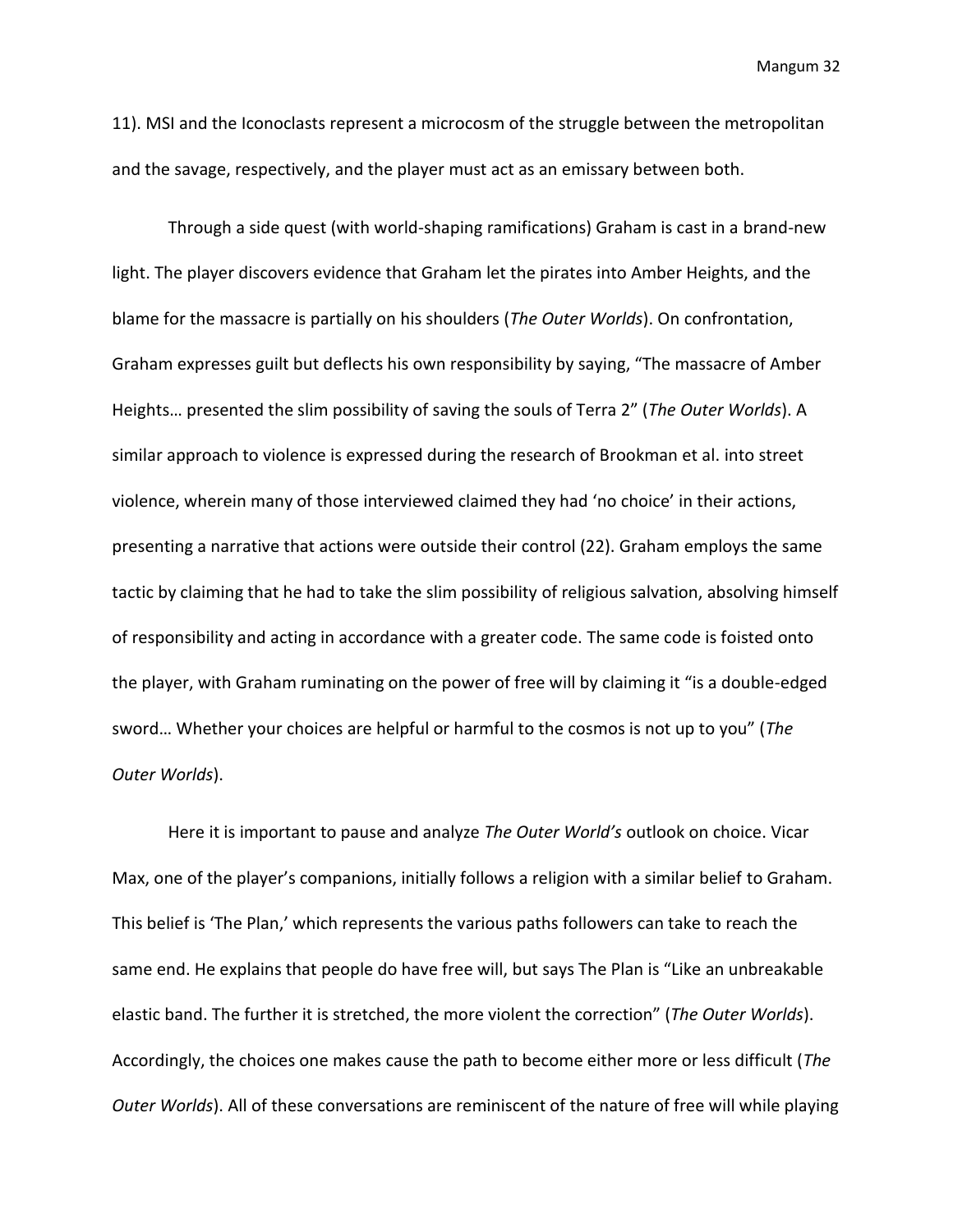11). MSI and the Iconoclasts represent a microcosm of the struggle between the metropolitan and the savage, respectively, and the player must act as an emissary between both.

Through a side quest (with world-shaping ramifications) Graham is cast in a brand-new light. The player discovers evidence that Graham let the pirates into Amber Heights, and the blame for the massacre is partially on his shoulders (*The Outer Worlds*). On confrontation, Graham expresses guilt but deflects his own responsibility by saying, "The massacre of Amber Heights… presented the slim possibility of saving the souls of Terra 2" (*The Outer Worlds*). A similar approach to violence is expressed during the research of Brookman et al. into street violence, wherein many of those interviewed claimed they had 'no choice' in their actions, presenting a narrative that actions were outside their control (22). Graham employs the same tactic by claiming that he had to take the slim possibility of religious salvation, absolving himself of responsibility and acting in accordance with a greater code. The same code is foisted onto the player, with Graham ruminating on the power of free will by claiming it "is a double-edged sword… Whether your choices are helpful or harmful to the cosmos is not up to you" (*The Outer Worlds*).

Here it is important to pause and analyze *The Outer World's* outlook on choice. Vicar Max, one of the player's companions, initially follows a religion with a similar belief to Graham. This belief is 'The Plan,' which represents the various paths followers can take to reach the same end. He explains that people do have free will, but says The Plan is "Like an unbreakable elastic band. The further it is stretched, the more violent the correction" (*The Outer Worlds*). Accordingly, the choices one makes cause the path to become either more or less difficult (*The Outer Worlds*). All of these conversations are reminiscent of the nature of free will while playing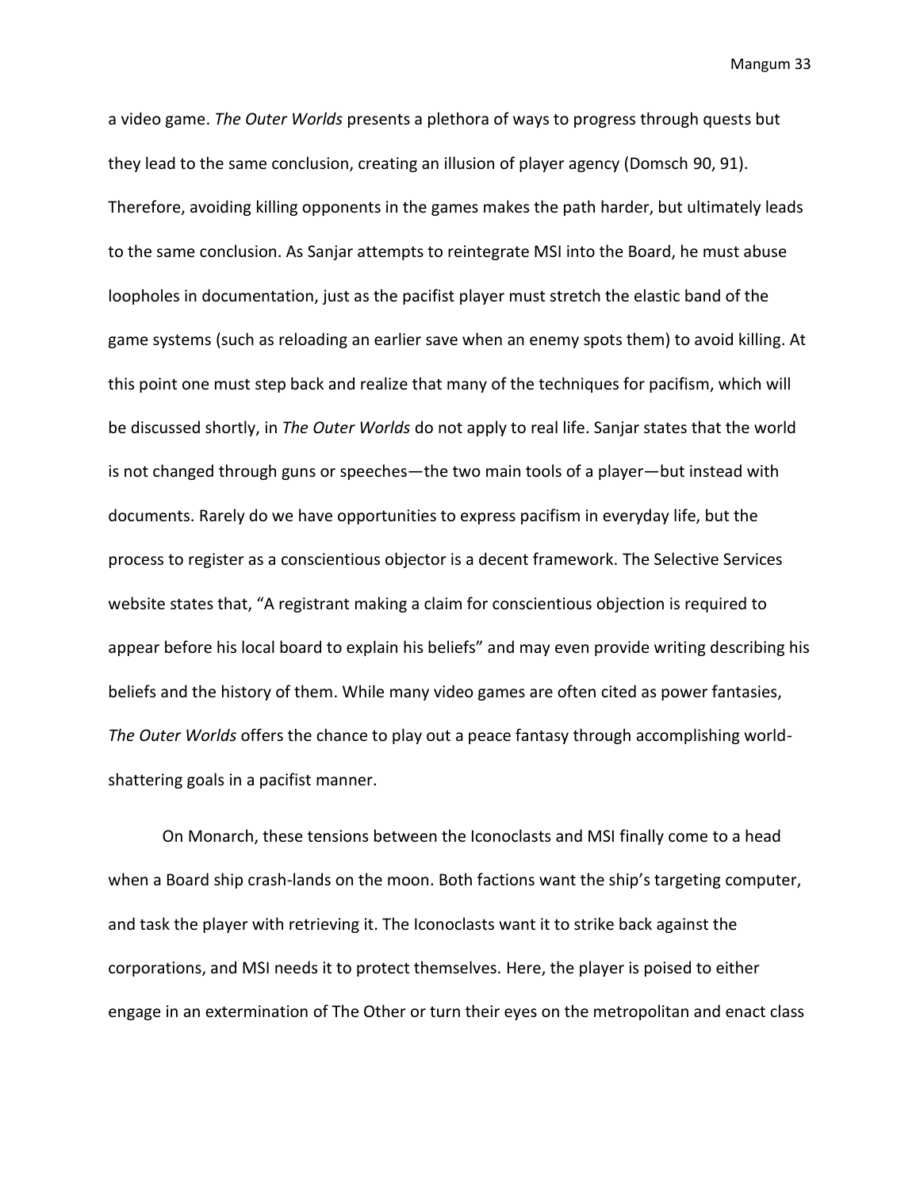a video game. *The Outer Worlds* presents a plethora of ways to progress through quests but they lead to the same conclusion, creating an illusion of player agency (Domsch 90, 91). Therefore, avoiding killing opponents in the games makes the path harder, but ultimately leads to the same conclusion. As Sanjar attempts to reintegrate MSI into the Board, he must abuse loopholes in documentation, just as the pacifist player must stretch the elastic band of the game systems (such as reloading an earlier save when an enemy spots them) to avoid killing. At this point one must step back and realize that many of the techniques for pacifism, which will be discussed shortly, in *The Outer Worlds* do not apply to real life. Sanjar states that the world is not changed through guns or speeches—the two main tools of a player—but instead with documents. Rarely do we have opportunities to express pacifism in everyday life, but the process to register as a conscientious objector is a decent framework. The Selective Services website states that, "A registrant making a claim for conscientious objection is required to appear before his local board to explain his beliefs" and may even provide writing describing his beliefs and the history of them. While many video games are often cited as power fantasies, *The Outer Worlds* offers the chance to play out a peace fantasy through accomplishing world-shattering goals in a pacifist manner.

On Monarch, these tensions between the Iconoclasts and MSI finally come to a head when a Board ship crash-lands on the moon. Both factions want the ship's targeting computer, and task the player with retrieving it. The Iconoclasts want it to strike back against the corporations, and MSI needs it to protect themselves. Here, the player is poised to either engage in an extermination of The Other or turn their eyes on the metropolitan and enact class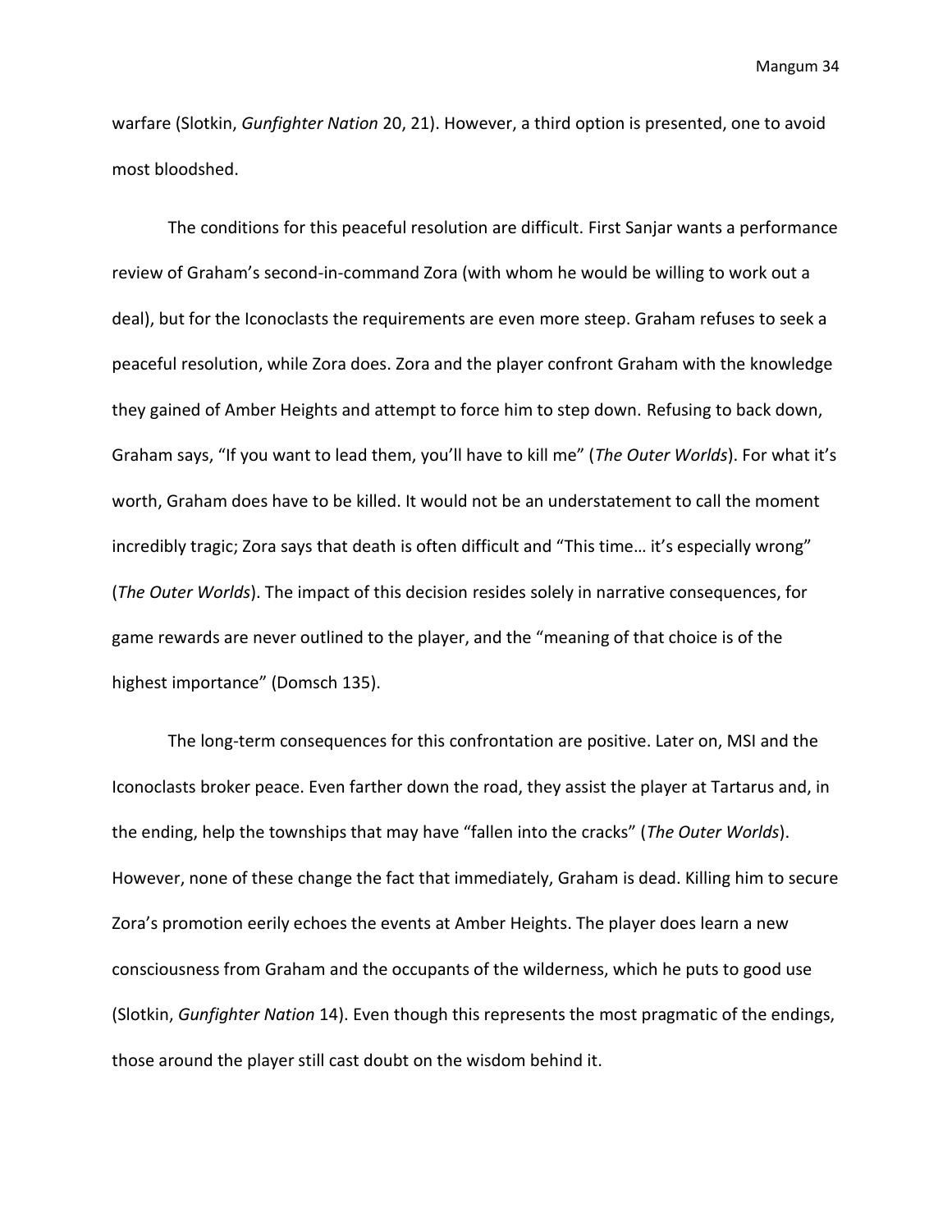warfare (Slotkin, *Gunfighter Nation* 20, 21). However, a third option is presented, one to avoid most bloodshed.

The conditions for this peaceful resolution are difficult. First Sanjar wants a performance review of Graham's second-in-command Zora (with whom he would be willing to work out a deal), but for the Iconoclasts the requirements are even more steep. Graham refuses to seek a peaceful resolution, while Zora does. Zora and the player confront Graham with the knowledge they gained of Amber Heights and attempt to force him to step down. Refusing to back down, Graham says, "If you want to lead them, you'll have to kill me" (*The Outer Worlds*). For what it's worth, Graham does have to be killed. It would not be an understatement to call the moment incredibly tragic; Zora says that death is often difficult and "This time… it's especially wrong" (*The Outer Worlds*). The impact of this decision resides solely in narrative consequences, for game rewards are never outlined to the player, and the "meaning of that choice is of the highest importance" (Domsch 135).

The long-term consequences for this confrontation are positive. Later on, MSI and the Iconoclasts broker peace. Even farther down the road, they assist the player at Tartarus and, in the ending, help the townships that may have "fallen into the cracks" (*The Outer Worlds*). However, none of these change the fact that immediately, Graham is dead. Killing him to secure Zora's promotion eerily echoes the events at Amber Heights. The player does learn a new consciousness from Graham and the occupants of the wilderness, which he puts to good use (Slotkin, *Gunfighter Nation* 14). Even though this represents the most pragmatic of the endings, those around the player still cast doubt on the wisdom behind it.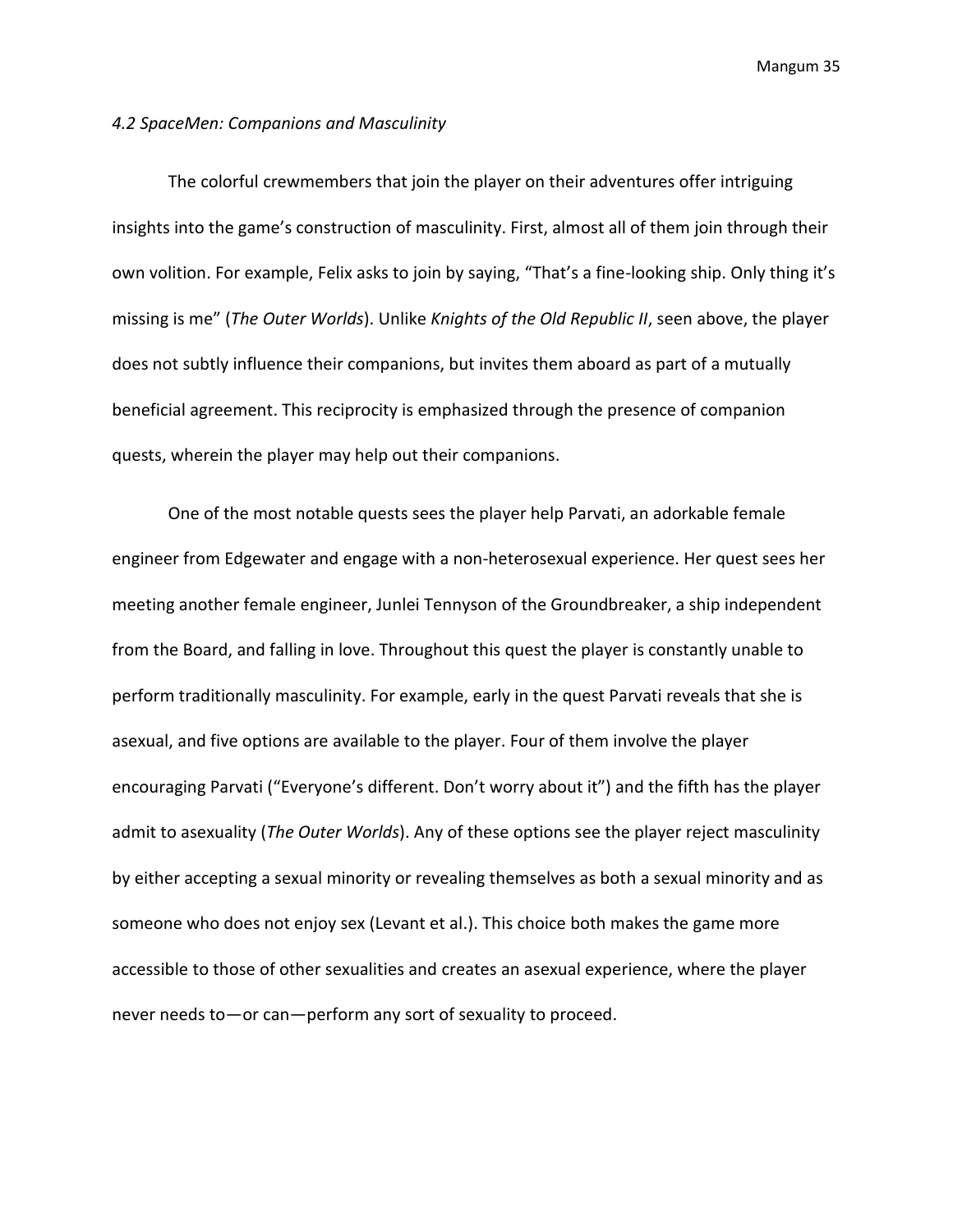*4.2 SpaceMen: Companions and Masculinity*

The colorful crewmembers that join the player on their adventures offer intriguing insights into the game's construction of masculinity. First, almost all of them join through their own volition. For example, Felix asks to join by saying, "That's a fine-looking ship. Only thing it's missing is me" (*The Outer Worlds*). Unlike *Knights of the Old Republic II*, seen above, the player does not subtly influence their companions, but invites them aboard as part of a mutually beneficial agreement. This reciprocity is emphasized through the presence of companion quests, wherein the player may help out their companions.

One of the most notable quests sees the player help Parvati, an adorkable female engineer from Edgewater and engage with a non-heterosexual experience. Her quest sees her meeting another female engineer, Junlei Tennyson of the Groundbreaker, a ship independent from the Board, and falling in love. Throughout this quest the player is constantly unable to perform traditionally masculinity. For example, early in the quest Parvati reveals that she is asexual, and five options are available to the player. Four of them involve the player encouraging Parvati ("Everyone's different. Don't worry about it") and the fifth has the player admit to asexuality (*The Outer Worlds*). Any of these options see the player reject masculinity by either accepting a sexual minority or revealing themselves as both a sexual minority and as someone who does not enjoy sex (Levant et al.). This choice both makes the game more accessible to those of other sexualities and creates an asexual experience, where the player never needs to—or can—perform any sort of sexuality to proceed.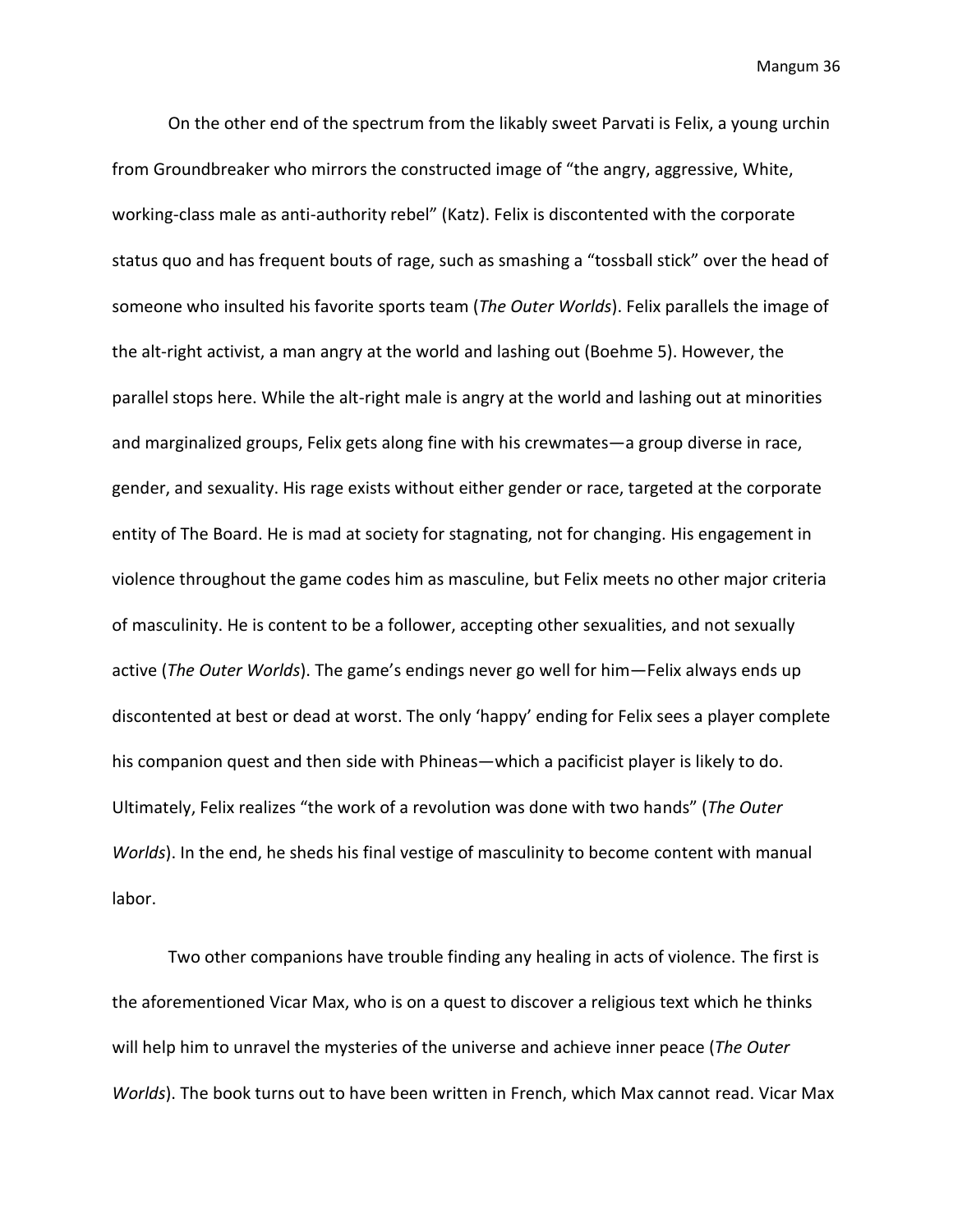On the other end of the spectrum from the likably sweet Parvati is Felix, a young urchin from Groundbreaker who mirrors the constructed image of "the angry, aggressive, White, working-class male as anti-authority rebel" (Katz). Felix is discontented with the corporate status quo and has frequent bouts of rage, such as smashing a "tossball stick" over the head of someone who insulted his favorite sports team (*The Outer Worlds*). Felix parallels the image of the alt-right activist, a man angry at the world and lashing out (Boehme 5). However, the parallel stops here. While the alt-right male is angry at the world and lashing out at minorities and marginalized groups, Felix gets along fine with his crewmates—a group diverse in race, gender, and sexuality. His rage exists without either gender or race, targeted at the corporate entity of The Board. He is mad at society for stagnating, not for changing. His engagement in violence throughout the game codes him as masculine, but Felix meets no other major criteria of masculinity. He is content to be a follower, accepting other sexualities, and not sexually active (*The Outer Worlds*). The game's endings never go well for him—Felix always ends up discontented at best or dead at worst. The only 'happy' ending for Felix sees a player complete his companion quest and then side with Phineas—which a pacificist player is likely to do. Ultimately, Felix realizes "the work of a revolution was done with two hands" (*The Outer Worlds*). In the end, he sheds his final vestige of masculinity to become content with manual labor.

Two other companions have trouble finding any healing in acts of violence. The first is the aforementioned Vicar Max, who is on a quest to discover a religious text which he thinks will help him to unravel the mysteries of the universe and achieve inner peace (*The Outer Worlds*). The book turns out to have been written in French, which Max cannot read. Vicar Max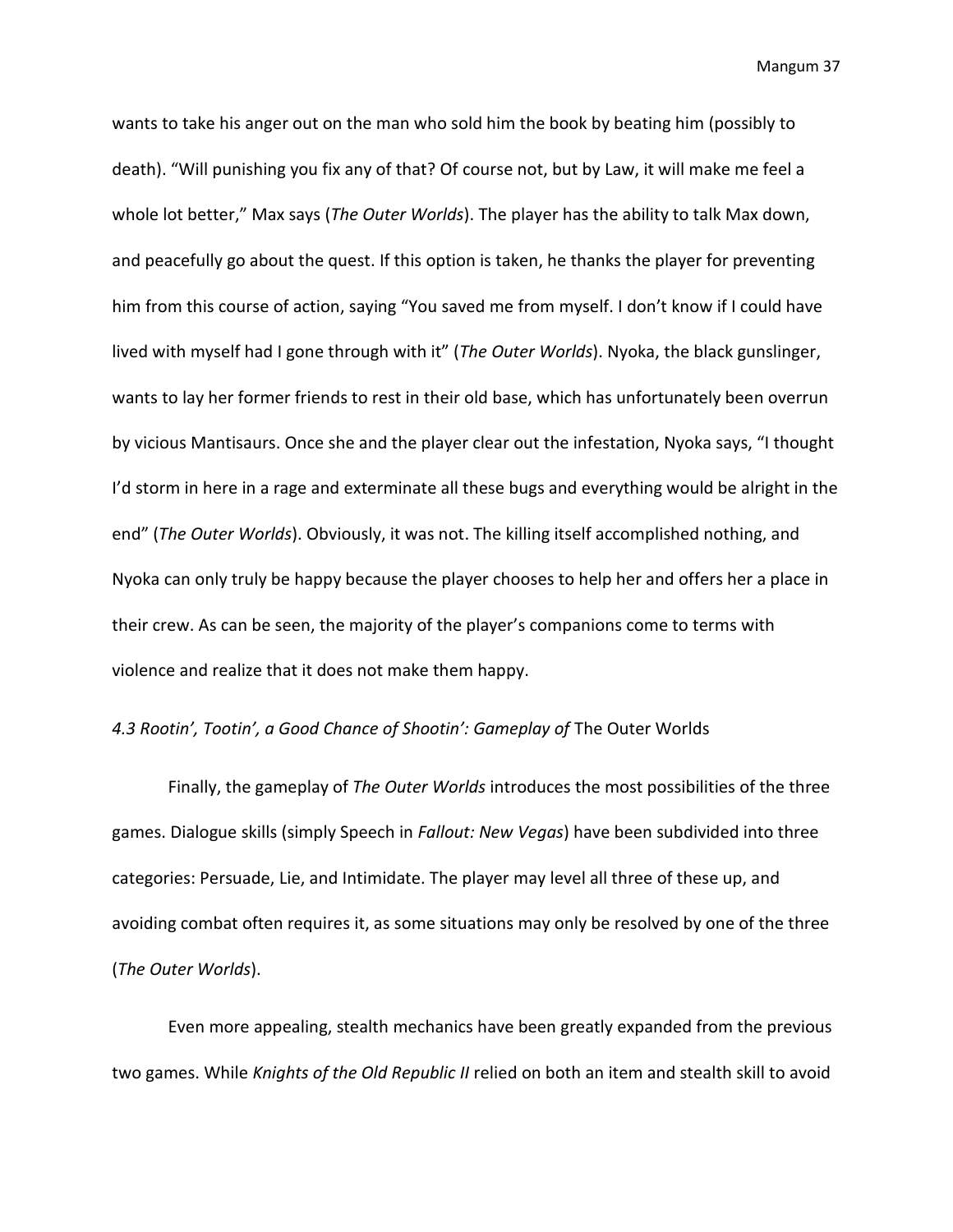wants to take his anger out on the man who sold him the book by beating him (possibly to death). "Will punishing you fix any of that? Of course not, but by Law, it will make me feel a whole lot better," Max says (*The Outer Worlds*). The player has the ability to talk Max down, and peacefully go about the quest. If this option is taken, he thanks the player for preventing him from this course of action, saying "You saved me from myself. I don't know if I could have lived with myself had I gone through with it" (*The Outer Worlds*). Nyoka, the black gunslinger, wants to lay her former friends to rest in their old base, which has unfortunately been overrun by vicious Mantisaurs. Once she and the player clear out the infestation, Nyoka says, "I thought I'd storm in here in a rage and exterminate all these bugs and everything would be alright in the end" (*The Outer Worlds*). Obviously, it was not. The killing itself accomplished nothing, and Nyoka can only truly be happy because the player chooses to help her and offers her a place in their crew. As can be seen, the majority of the player's companions come to terms with violence and realize that it does not make them happy.

### *4.3 Rootin', Tootin', a Good Chance of Shootin': Gameplay of* The Outer Worlds

Finally, the gameplay of *The Outer Worlds* introduces the most possibilities of the three games. Dialogue skills (simply Speech in *Fallout: New Vegas*) have been subdivided into three categories: Persuade, Lie, and Intimidate. The player may level all three of these up, and avoiding combat often requires it, as some situations may only be resolved by one of the three (*The Outer Worlds*).

Even more appealing, stealth mechanics have been greatly expanded from the previous two games. While *Knights of the Old Republic II* relied on both an item and stealth skill to avoid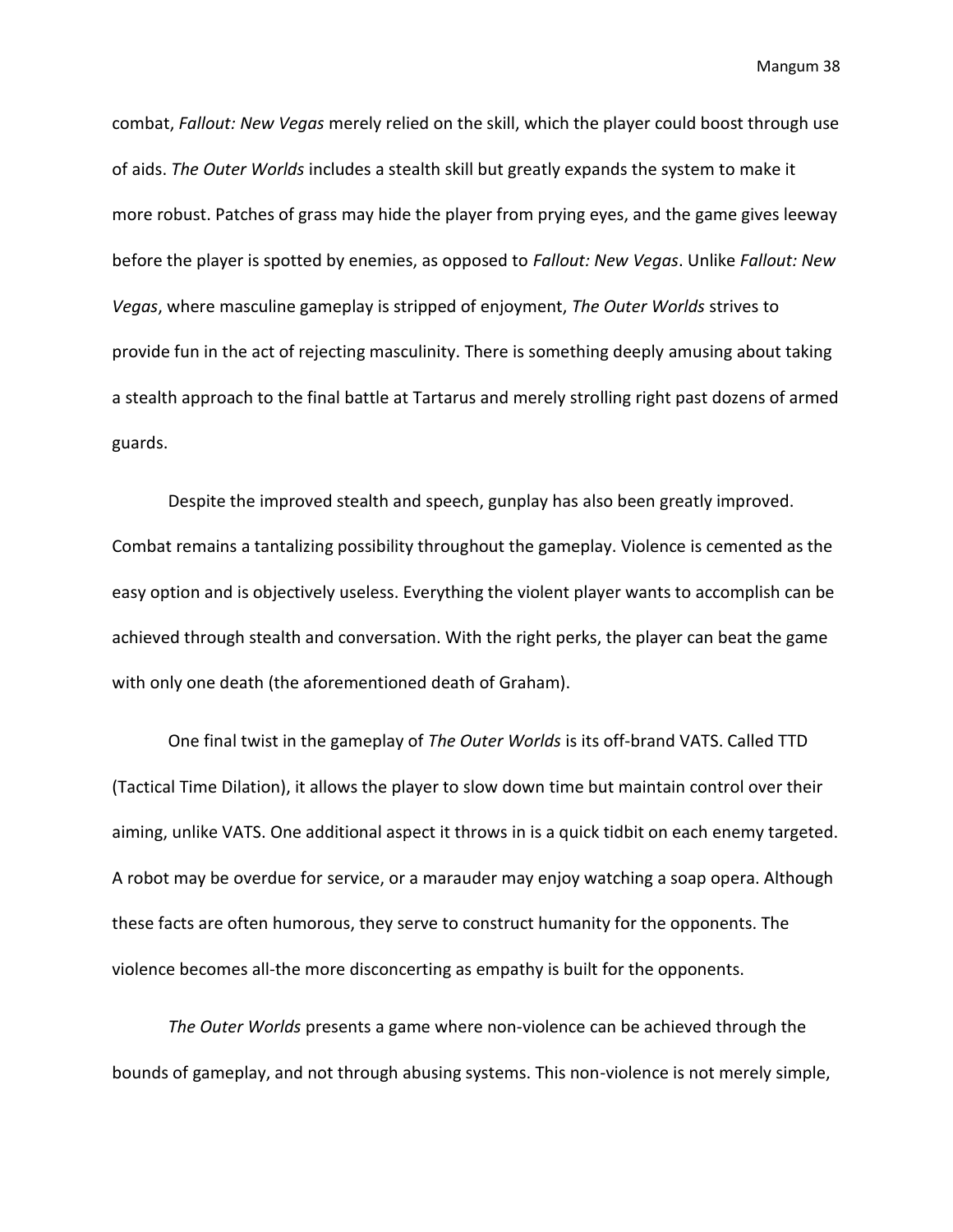combat, *Fallout: New Vegas* merely relied on the skill, which the player could boost through use of aids. *The Outer Worlds* includes a stealth skill but greatly expands the system to make it more robust. Patches of grass may hide the player from prying eyes, and the game gives leeway before the player is spotted by enemies, as opposed to *Fallout: New Vegas*. Unlike *Fallout: New Vegas*, where masculine gameplay is stripped of enjoyment, *The Outer Worlds* strives to provide fun in the act of rejecting masculinity. There is something deeply amusing about taking a stealth approach to the final battle at Tartarus and merely strolling right past dozens of armed guards.

Despite the improved stealth and speech, gunplay has also been greatly improved. Combat remains a tantalizing possibility throughout the gameplay. Violence is cemented as the easy option and is objectively useless. Everything the violent player wants to accomplish can be achieved through stealth and conversation. With the right perks, the player can beat the game with only one death (the aforementioned death of Graham).

One final twist in the gameplay of *The Outer Worlds* is its off-brand VATS. Called TTD (Tactical Time Dilation), it allows the player to slow down time but maintain control over their aiming, unlike VATS. One additional aspect it throws in is a quick tidbit on each enemy targeted. A robot may be overdue for service, or a marauder may enjoy watching a soap opera. Although these facts are often humorous, they serve to construct humanity for the opponents. The violence becomes all-the more disconcerting as empathy is built for the opponents.

*The Outer Worlds* presents a game where non-violence can be achieved through the bounds of gameplay, and not through abusing systems. This non-violence is not merely simple,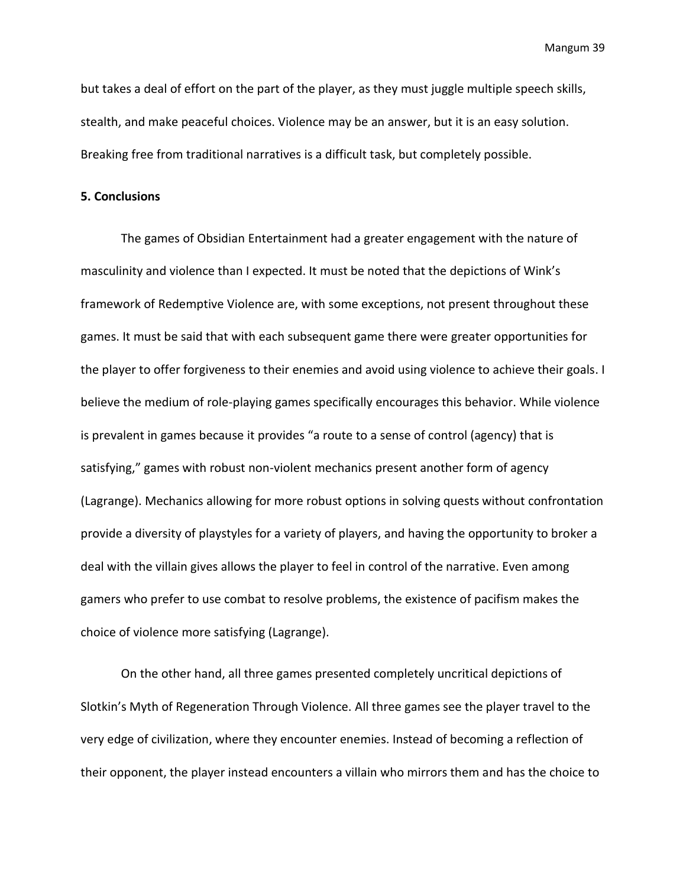but takes a deal of effort on the part of the player, as they must juggle multiple speech skills, stealth, and make peaceful choices. Violence may be an answer, but it is an easy solution. Breaking free from traditional narratives is a difficult task, but completely possible.

**5. Conclusions**

The games of Obsidian Entertainment had a greater engagement with the nature of masculinity and violence than I expected. It must be noted that the depictions of Wink's framework of Redemptive Violence are, with some exceptions, not present throughout these games. It must be said that with each subsequent game there were greater opportunities for the player to offer forgiveness to their enemies and avoid using violence to achieve their goals. I believe the medium of role-playing games specifically encourages this behavior. While violence is prevalent in games because it provides "a route to a sense of control (agency) that is satisfying," games with robust non-violent mechanics present another form of agency (Lagrange). Mechanics allowing for more robust options in solving quests without confrontation provide a diversity of playstyles for a variety of players, and having the opportunity to broker a deal with the villain gives allows the player to feel in control of the narrative. Even among gamers who prefer to use combat to resolve problems, the existence of pacifism makes the choice of violence more satisfying (Lagrange).

On the other hand, all three games presented completely uncritical depictions of Slotkin's Myth of Regeneration Through Violence. All three games see the player travel to the very edge of civilization, where they encounter enemies. Instead of becoming a reflection of their opponent, the player instead encounters a villain who mirrors them and has the choice to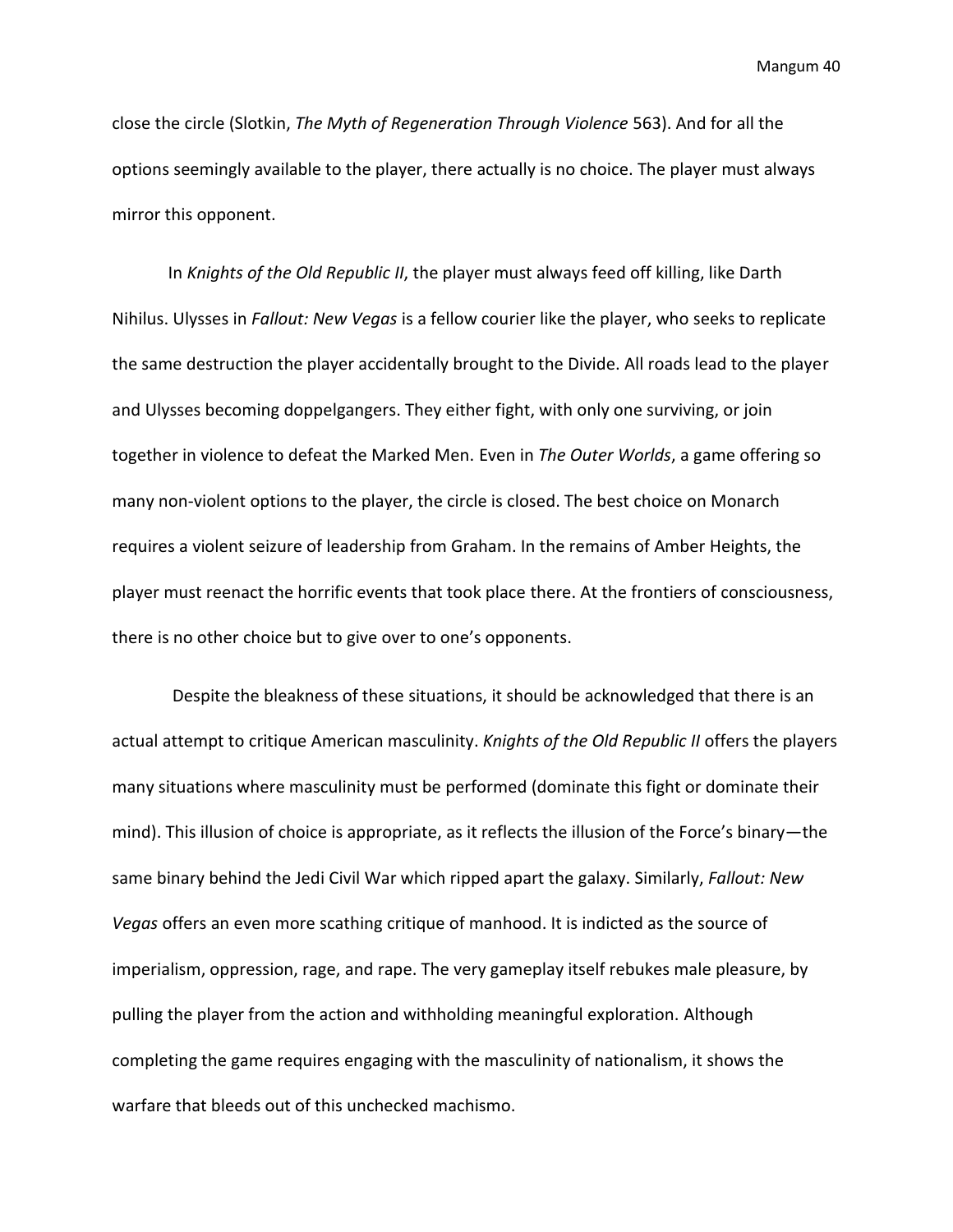close the circle (Slotkin, *The Myth of Regeneration Through Violence* 563). And for all the options seemingly available to the player, there actually is no choice. The player must always mirror this opponent.

In *Knights of the Old Republic II*, the player must always feed off killing, like Darth Nihilus. Ulysses in *Fallout: New Vegas* is a fellow courier like the player, who seeks to replicate the same destruction the player accidentally brought to the Divide. All roads lead to the player and Ulysses becoming doppelgangers. They either fight, with only one surviving, or join together in violence to defeat the Marked Men. Even in *The Outer Worlds*, a game offering so many non-violent options to the player, the circle is closed. The best choice on Monarch requires a violent seizure of leadership from Graham. In the remains of Amber Heights, the player must reenact the horrific events that took place there. At the frontiers of consciousness, there is no other choice but to give over to one's opponents.

Despite the bleakness of these situations, it should be acknowledged that there is an actual attempt to critique American masculinity. *Knights of the Old Republic II* offers the players many situations where masculinity must be performed (dominate this fight or dominate their mind). This illusion of choice is appropriate, as it reflects the illusion of the Force's binary—the same binary behind the Jedi Civil War which ripped apart the galaxy. Similarly, *Fallout: New Vegas* offers an even more scathing critique of manhood. It is indicted as the source of imperialism, oppression, rage, and rape. The very gameplay itself rebukes male pleasure, by pulling the player from the action and withholding meaningful exploration. Although completing the game requires engaging with the masculinity of nationalism, it shows the warfare that bleeds out of this unchecked machismo.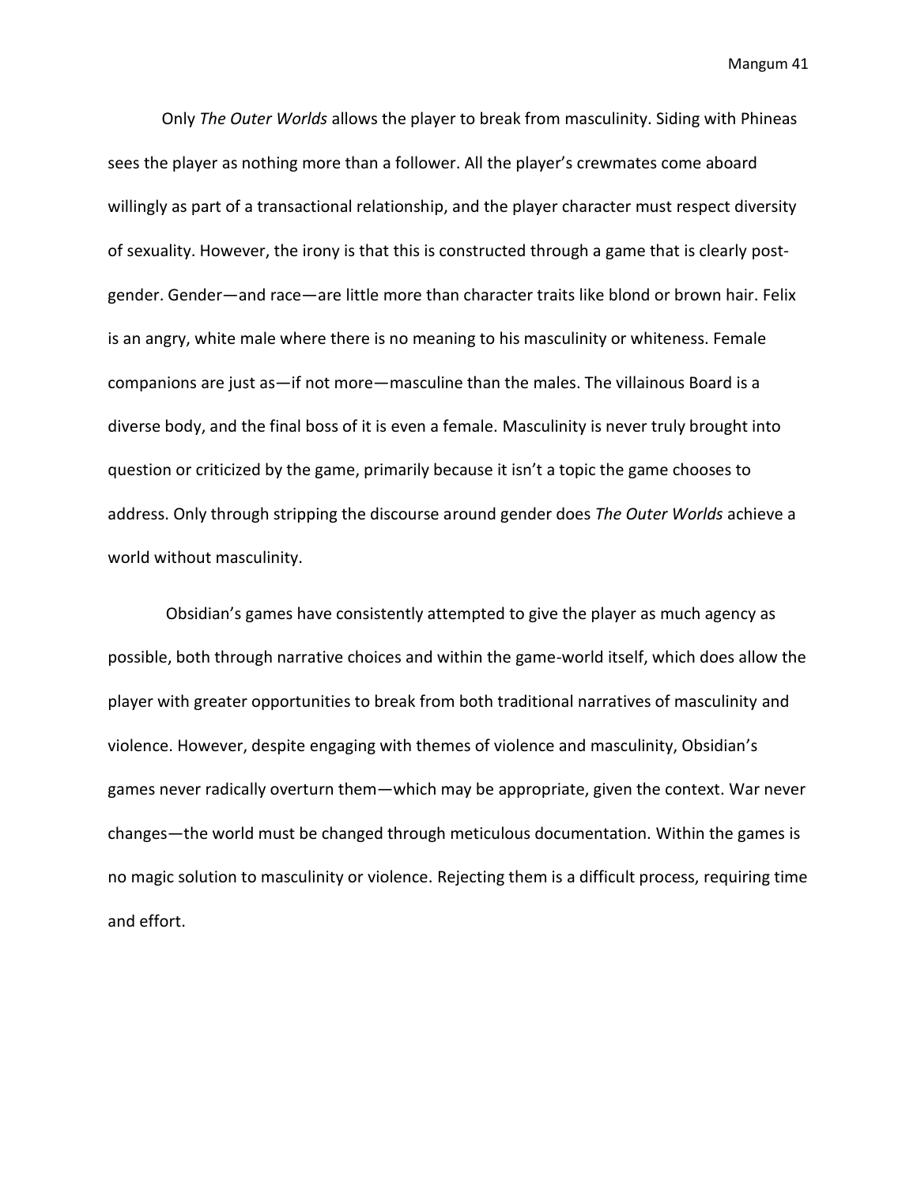Only *The Outer Worlds* allows the player to break from masculinity. Siding with Phineas sees the player as nothing more than a follower. All the player's crewmates come aboard willingly as part of a transactional relationship, and the player character must respect diversity of sexuality. However, the irony is that this is constructed through a game that is clearly post-gender. Gender—and race—are little more than character traits like blond or brown hair. Felix is an angry, white male where there is no meaning to his masculinity or whiteness. Female companions are just as—if not more—masculine than the males. The villainous Board is a diverse body, and the final boss of it is even a female. Masculinity is never truly brought into question or criticized by the game, primarily because it isn't a topic the game chooses to address. Only through stripping the discourse around gender does *The Outer Worlds* achieve a world without masculinity.

Obsidian's games have consistently attempted to give the player as much agency as possible, both through narrative choices and within the game-world itself, which does allow the player with greater opportunities to break from both traditional narratives of masculinity and violence. However, despite engaging with themes of violence and masculinity, Obsidian's games never radically overturn them—which may be appropriate, given the context. War never changes—the world must be changed through meticulous documentation. Within the games is no magic solution to masculinity or violence. Rejecting them is a difficult process, requiring time and effort.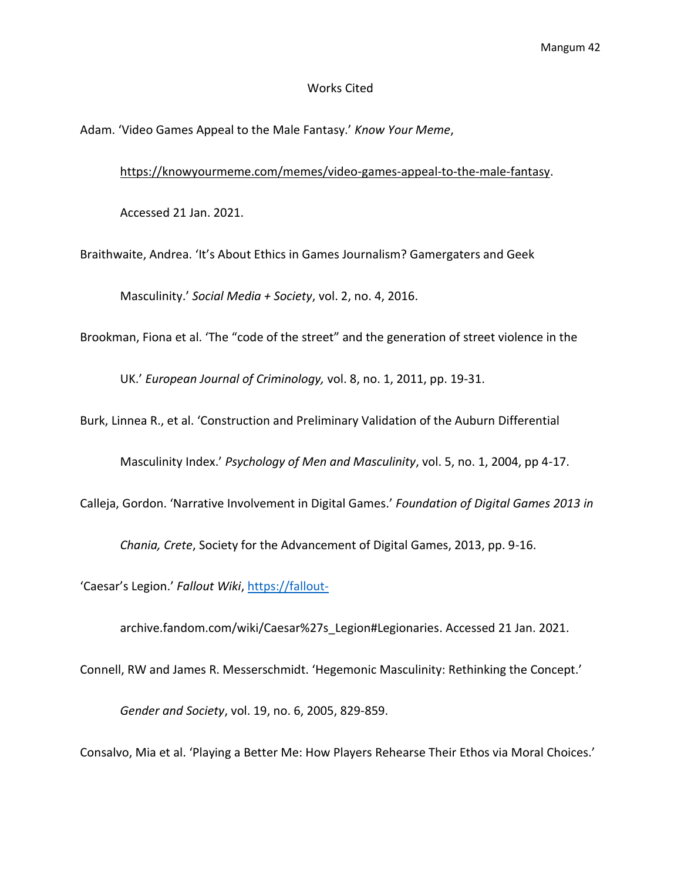# Works Cited

Adam. 'Video Games Appeal to the Male Fantasy.' *Know Your Meme*, https://knowyourmeme.com/memes/video-games-appeal-to-the-male-fantasy. Accessed 21 Jan. 2021.

Braithwaite, Andrea. 'It's About Ethics in Games Journalism? Gamergaters and Geek Masculinity.' *Social Media + Society*, vol. 2, no. 4, 2016.

Brookman, Fiona et al. 'The "code of the street" and the generation of street violence in the UK.' *European Journal of Criminology,* vol. 8, no. 1, 2011, pp. 19-31.

Burk, Linnea R., et al. 'Construction and Preliminary Validation of the Auburn Differential Masculinity Index.' *Psychology of Men and Masculinity*, vol. 5, no. 1, 2004, pp 4-17.

Calleja, Gordon. 'Narrative Involvement in Digital Games.' *Foundation of Digital Games 2013 in Chania, Crete*, Society for the Advancement of Digital Games, 2013, pp. 9-16.

'Caesar's Legion.' *Fallout Wiki*, https://fallout-archive.fandom.com/wiki/Caesar%27s_Legion#Legionaries. Accessed 21 Jan. 2021.

Connell, RW and James R. Messerschmidt. 'Hegemonic Masculinity: Rethinking the Concept.' *Gender and Society*, vol. 19, no. 6, 2005, 829-859.

Consalvo, Mia et al. 'Playing a Better Me: How Players Rehearse Their Ethos via Moral Choices.'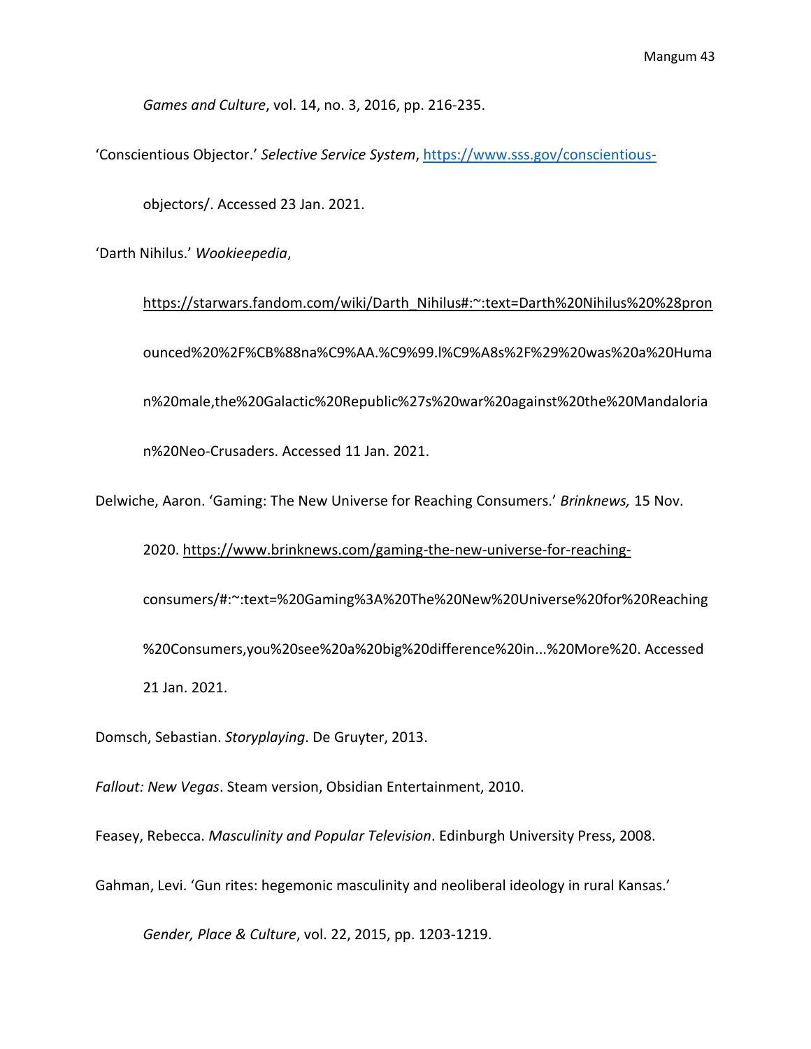*Games and Culture*, vol. 14, no. 3, 2016, pp. 216-235.

'Conscientious Objector.' *Selective Service System*, https://www.sss.gov/conscientious-objectors/. Accessed 23 Jan. 2021.

'Darth Nihilus.' *Wookieepedia*, https://starwars.fandom.com/wiki/Darth_Nihilus#:~:text=Darth%20Nihilus%20%28pronounced%20%2F%CB%88na%C9%AA.%C9%99.l%C9%A8s%2F%29%20was%20a%20Human%20male,the%20Galactic%20Republic%27s%20war%20against%20the%20Mandalorian%20Neo-Crusaders. Accessed 11 Jan. 2021.

Delwiche, Aaron. 'Gaming: The New Universe for Reaching Consumers.' *Brinknews,* 15 Nov. 2020. https://www.brinknews.com/gaming-the-new-universe-for-reaching-consumers/#:~:text=%20Gaming%3A%20The%20New%20Universe%20for%20Reaching%20Consumers,you%20see%20a%20big%20difference%20in...%20More%20. Accessed 21 Jan. 2021.

Domsch, Sebastian. *Storyplaying*. De Gruyter, 2013.

*Fallout: New Vegas*. Steam version, Obsidian Entertainment, 2010.

Feasey, Rebecca. *Masculinity and Popular Television*. Edinburgh University Press, 2008.

Gahman, Levi. 'Gun rites: hegemonic masculinity and neoliberal ideology in rural Kansas.' *Gender, Place & Culture*, vol. 22, 2015, pp. 1203-1219.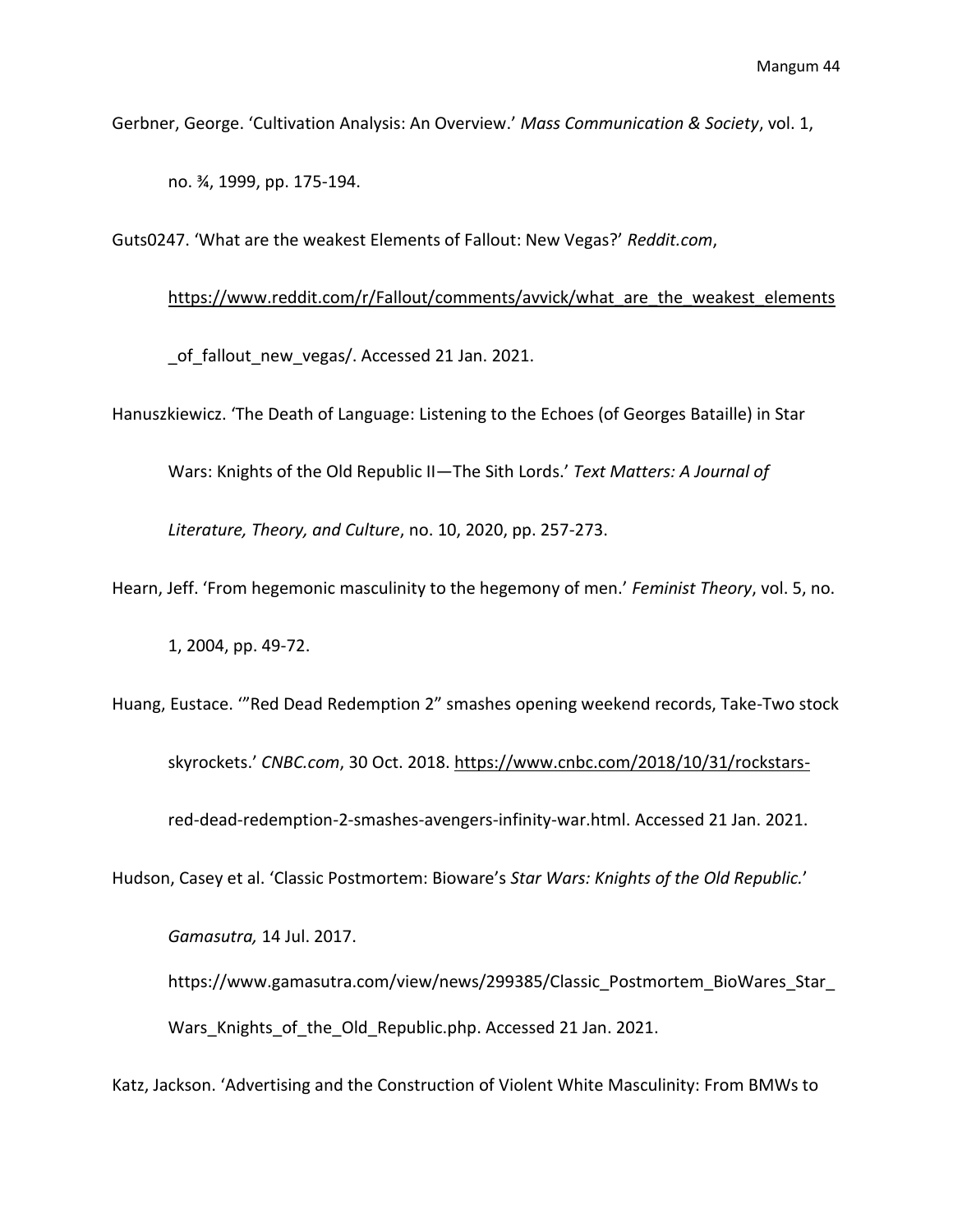Gerbner, George. 'Cultivation Analysis: An Overview.' *Mass Communication & Society*, vol. 1, no. ¾, 1999, pp. 175-194.

Guts0247. 'What are the weakest Elements of Fallout: New Vegas?' *Reddit.com*, https://www.reddit.com/r/Fallout/comments/avvick/what_are_the_weakest_elements_of_fallout_new_vegas/. Accessed 21 Jan. 2021.

Hanuszkiewicz. 'The Death of Language: Listening to the Echoes (of Georges Bataille) in Star Wars: Knights of the Old Republic II—The Sith Lords.' *Text Matters: A Journal of Literature, Theory, and Culture*, no. 10, 2020, pp. 257-273.

Hearn, Jeff. 'From hegemonic masculinity to the hegemony of men.' *Feminist Theory*, vol. 5, no. 1, 2004, pp. 49-72.

Huang, Eustace. '"Red Dead Redemption 2" smashes opening weekend records, Take-Two stock skyrockets.' *CNBC.com*, 30 Oct. 2018. https://www.cnbc.com/2018/10/31/rockstars-red-dead-redemption-2-smashes-avengers-infinity-war.html. Accessed 21 Jan. 2021.

Hudson, Casey et al. 'Classic Postmortem: Bioware's *Star Wars: Knights of the Old Republic.*' *Gamasutra,* 14 Jul. 2017. https://www.gamasutra.com/view/news/299385/Classic_Postmortem_BioWares_Star_Wars_Knights_of_the_Old_Republic.php. Accessed 21 Jan. 2021.

Katz, Jackson. 'Advertising and the Construction of Violent White Masculinity: From BMWs to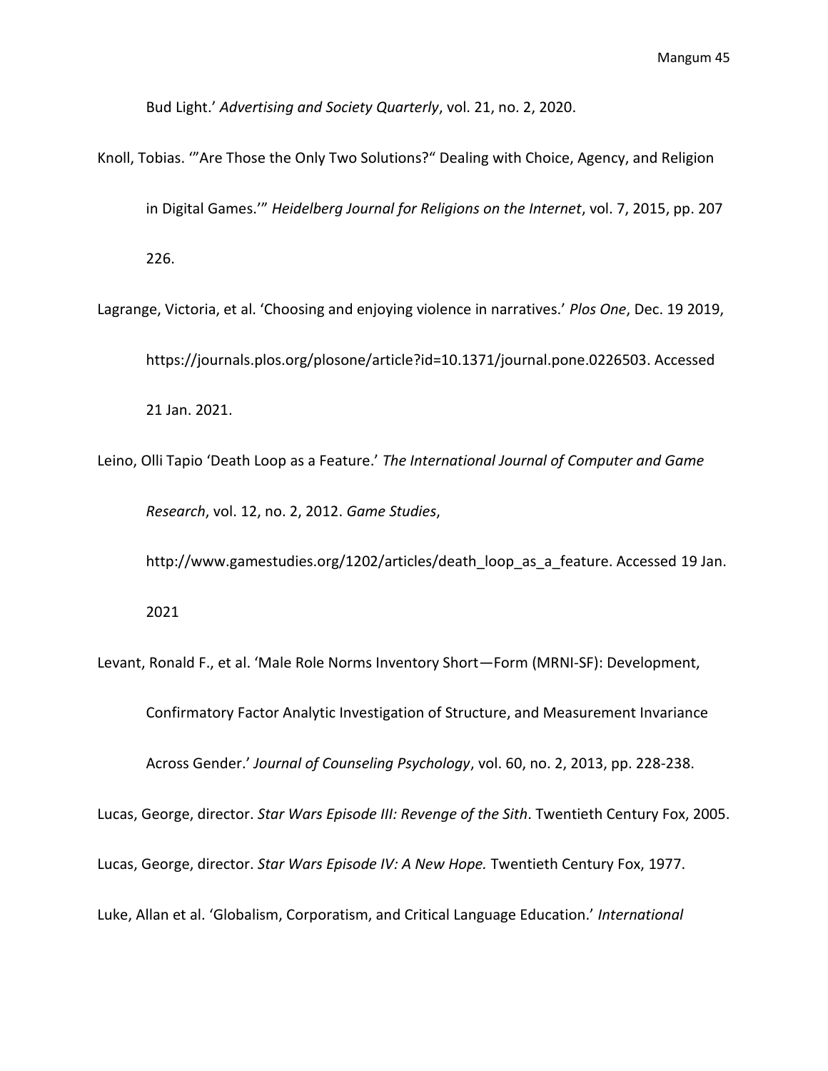Bud Light.' *Advertising and Society Quarterly*, vol. 21, no. 2, 2020.

Knoll, Tobias. '"Are Those the Only Two Solutions?" Dealing with Choice, Agency, and Religion in Digital Games.'" *Heidelberg Journal for Religions on the Internet*, vol. 7, 2015, pp. 207 226.

Lagrange, Victoria, et al. 'Choosing and enjoying violence in narratives.' *Plos One*, Dec. 19 2019, https://journals.plos.org/plosone/article?id=10.1371/journal.pone.0226503. Accessed 21 Jan. 2021.

Leino, Olli Tapio 'Death Loop as a Feature.' *The International Journal of Computer and Game Research*, vol. 12, no. 2, 2012. *Game Studies*, http://www.gamestudies.org/1202/articles/death_loop_as_a_feature. Accessed 19 Jan. 2021

Levant, Ronald F., et al. 'Male Role Norms Inventory Short—Form (MRNI-SF): Development, Confirmatory Factor Analytic Investigation of Structure, and Measurement Invariance Across Gender.' *Journal of Counseling Psychology*, vol. 60, no. 2, 2013, pp. 228-238.

Lucas, George, director. *Star Wars Episode III: Revenge of the Sith*. Twentieth Century Fox, 2005.

Lucas, George, director. *Star Wars Episode IV: A New Hope.* Twentieth Century Fox, 1977.

Luke, Allan et al. 'Globalism, Corporatism, and Critical Language Education.' *International*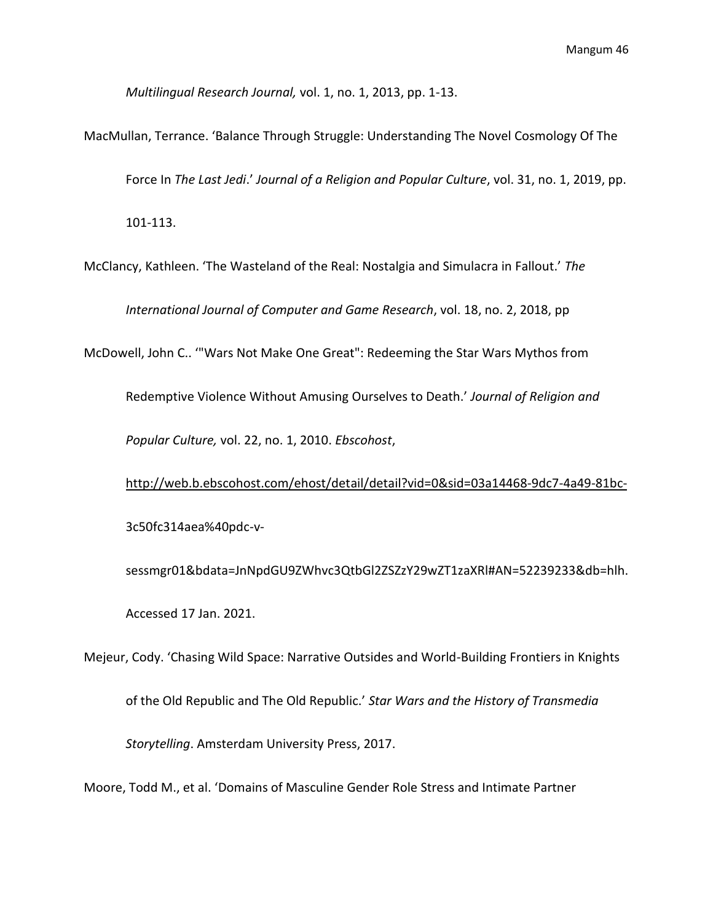*Multilingual Research Journal,* vol. 1, no. 1, 2013, pp. 1-13.

MacMullan, Terrance. 'Balance Through Struggle: Understanding The Novel Cosmology Of The Force In *The Last Jedi*.' *Journal of a Religion and Popular Culture*, vol. 31, no. 1, 2019, pp. 101-113.

McClancy, Kathleen. 'The Wasteland of the Real: Nostalgia and Simulacra in Fallout.' *The International Journal of Computer and Game Research*, vol. 18, no. 2, 2018, pp

McDowell, John C.. '"Wars Not Make One Great": Redeeming the Star Wars Mythos from Redemptive Violence Without Amusing Ourselves to Death.' *Journal of Religion and Popular Culture,* vol. 22, no. 1, 2010. *Ebscohost*, http://web.b.ebscohost.com/ehost/detail/detail?vid=0&sid=03a14468-9dc7-4a49-81bc-3c50fc314aea%40pdc-v-sessmgr01&bdata=JnNpdGU9ZWhvc3QtbGl2ZSZzY29wZT1zaXRl#AN=52239233&db=hlh. Accessed 17 Jan. 2021.

Mejeur, Cody. 'Chasing Wild Space: Narrative Outsides and World-Building Frontiers in Knights of the Old Republic and The Old Republic.' *Star Wars and the History of Transmedia Storytelling*. Amsterdam University Press, 2017.

Moore, Todd M., et al. 'Domains of Masculine Gender Role Stress and Intimate Partner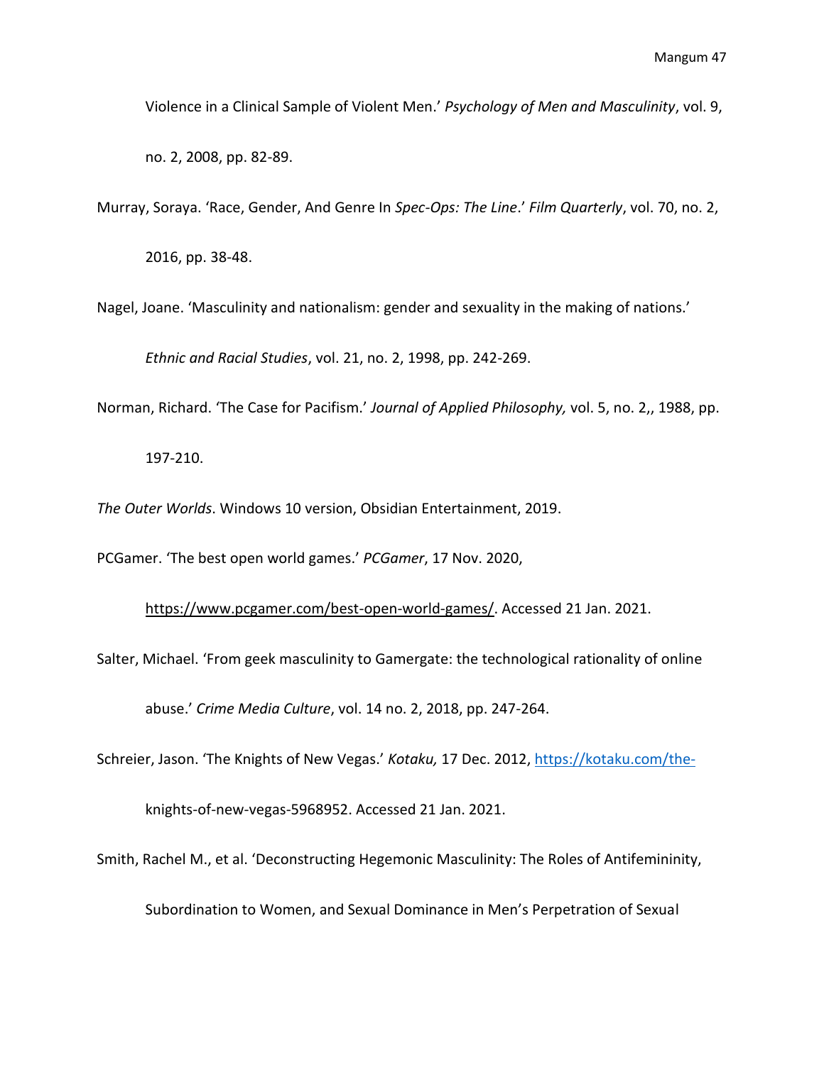Violence in a Clinical Sample of Violent Men.' *Psychology of Men and Masculinity*, vol. 9, no. 2, 2008, pp. 82-89.

Murray, Soraya. 'Race, Gender, And Genre In *Spec-Ops: The Line*.' *Film Quarterly*, vol. 70, no. 2, 2016, pp. 38-48.

Nagel, Joane. 'Masculinity and nationalism: gender and sexuality in the making of nations.' *Ethnic and Racial Studies*, vol. 21, no. 2, 1998, pp. 242-269.

Norman, Richard. 'The Case for Pacifism.' *Journal of Applied Philosophy,* vol. 5, no. 2,, 1988, pp. 197-210.

*The Outer Worlds*. Windows 10 version, Obsidian Entertainment, 2019.

PCGamer. 'The best open world games.' *PCGamer*, 17 Nov. 2020, https://www.pcgamer.com/best-open-world-games/. Accessed 21 Jan. 2021.

Salter, Michael. 'From geek masculinity to Gamergate: the technological rationality of online abuse.' *Crime Media Culture*, vol. 14 no. 2, 2018, pp. 247-264.

Schreier, Jason. 'The Knights of New Vegas.' *Kotaku,* 17 Dec. 2012, https://kotaku.com/the-knights-of-new-vegas-5968952. Accessed 21 Jan. 2021.

Smith, Rachel M., et al. 'Deconstructing Hegemonic Masculinity: The Roles of Antifemininity, Subordination to Women, and Sexual Dominance in Men's Perpetration of Sexual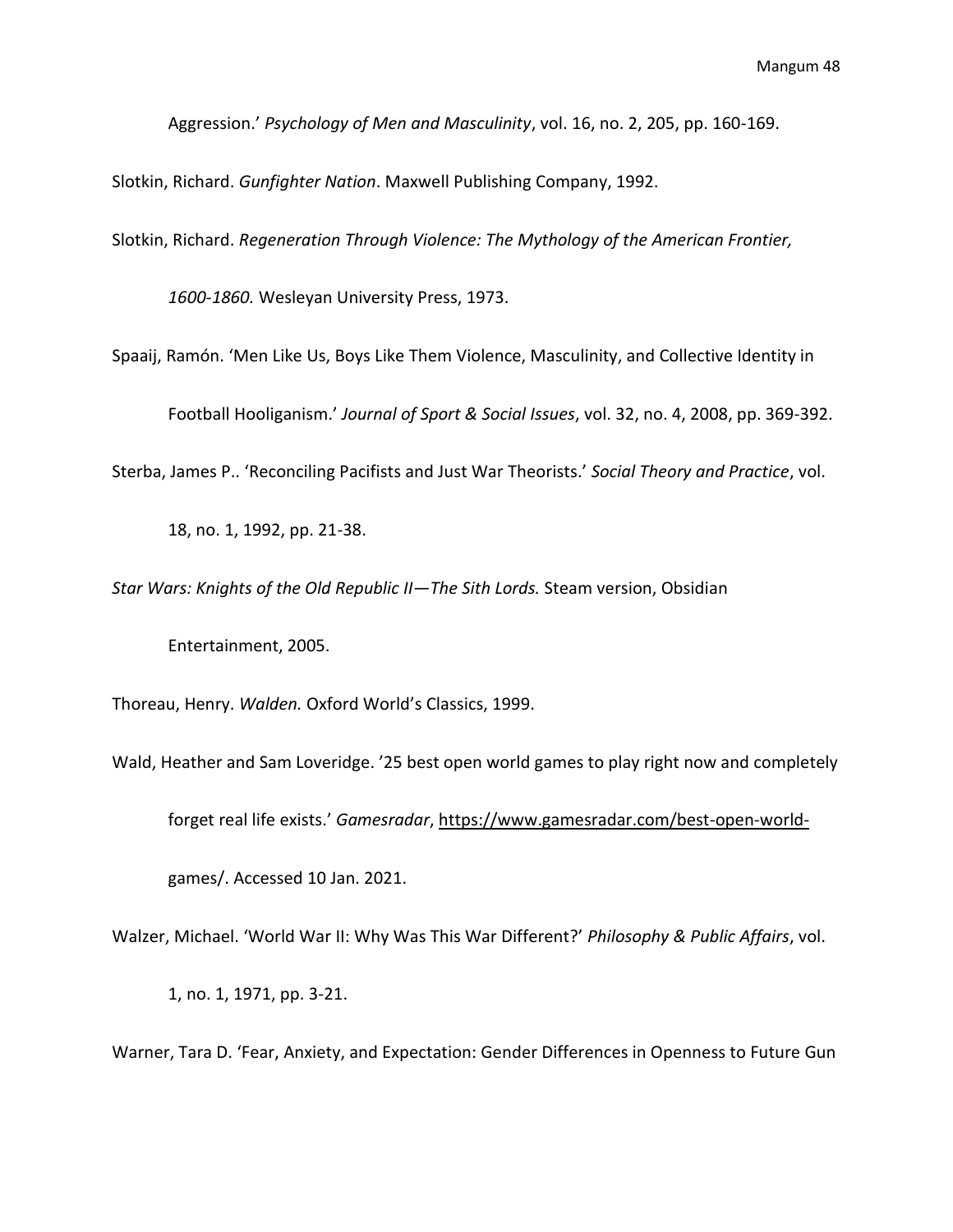Aggression.' *Psychology of Men and Masculinity*, vol. 16, no. 2, 205, pp. 160-169.

Slotkin, Richard. *Gunfighter Nation*. Maxwell Publishing Company, 1992.

Slotkin, Richard. *Regeneration Through Violence: The Mythology of the American Frontier, 1600-1860.* Wesleyan University Press, 1973.

Spaaij, Ramón. 'Men Like Us, Boys Like Them Violence, Masculinity, and Collective Identity in Football Hooliganism.' *Journal of Sport & Social Issues*, vol. 32, no. 4, 2008, pp. 369-392.

Sterba, James P.. 'Reconciling Pacifists and Just War Theorists.' *Social Theory and Practice*, vol. 18, no. 1, 1992, pp. 21-38.

*Star Wars: Knights of the Old Republic II—The Sith Lords.* Steam version, Obsidian Entertainment, 2005.

Thoreau, Henry. *Walden.* Oxford World's Classics, 1999.

Wald, Heather and Sam Loveridge. '25 best open world games to play right now and completely forget real life exists.' *Gamesradar*, https://www.gamesradar.com/best-open-world-games/. Accessed 10 Jan. 2021.

Walzer, Michael. 'World War II: Why Was This War Different?' *Philosophy & Public Affairs*, vol. 1, no. 1, 1971, pp. 3-21.

Warner, Tara D. 'Fear, Anxiety, and Expectation: Gender Differences in Openness to Future Gun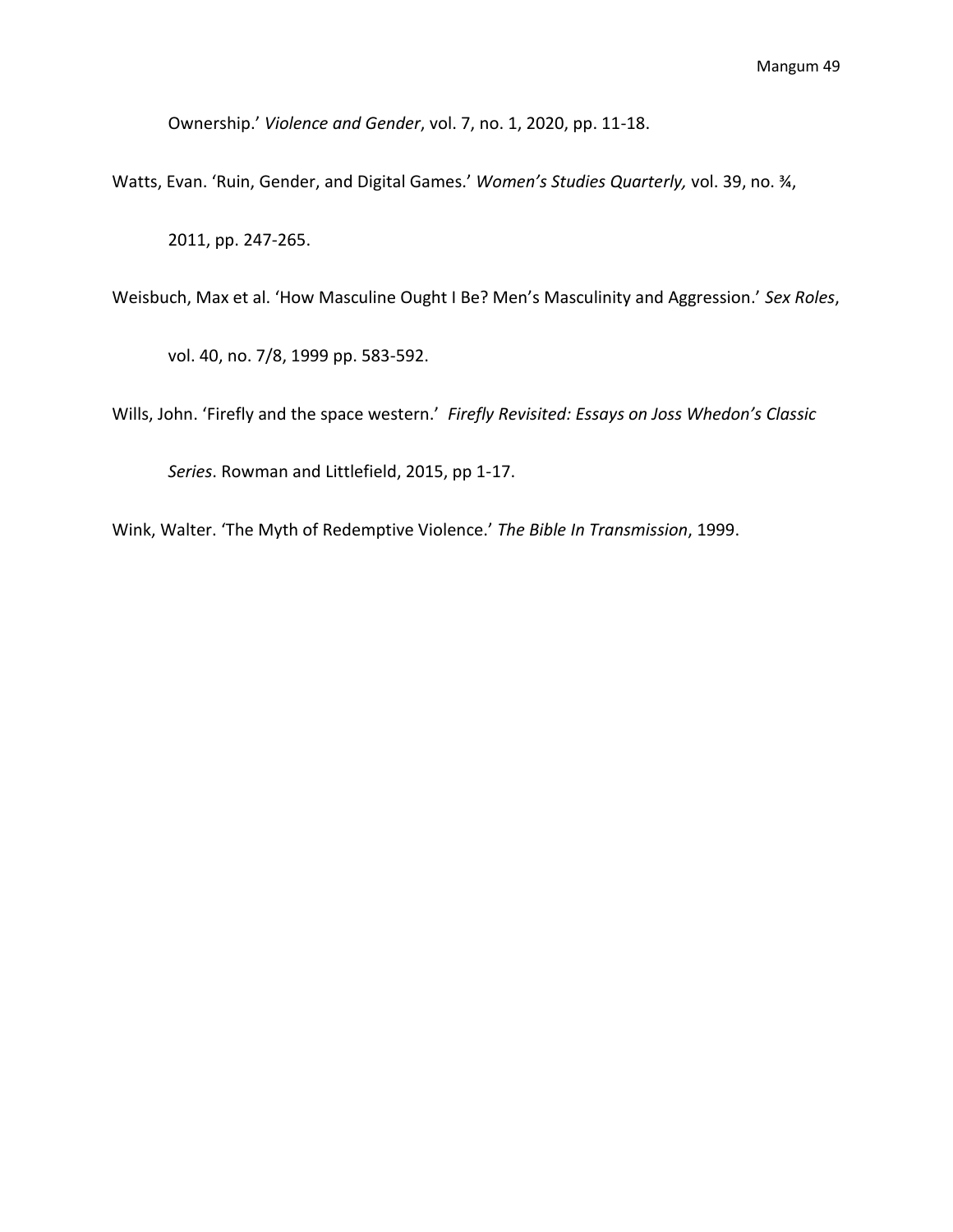Ownership.' *Violence and Gender*, vol. 7, no. 1, 2020, pp. 11-18.

Watts, Evan. 'Ruin, Gender, and Digital Games.' *Women's Studies Quarterly,* vol. 39, no. ¾, 2011, pp. 247-265.

Weisbuch, Max et al. 'How Masculine Ought I Be? Men's Masculinity and Aggression.' *Sex Roles*, vol. 40, no. 7/8, 1999 pp. 583-592.

Wills, John. 'Firefly and the space western.' *Firefly Revisited: Essays on Joss Whedon's Classic Series*. Rowman and Littlefield, 2015, pp 1-17.

Wink, Walter. 'The Myth of Redemptive Violence.' *The Bible In Transmission*, 1999.